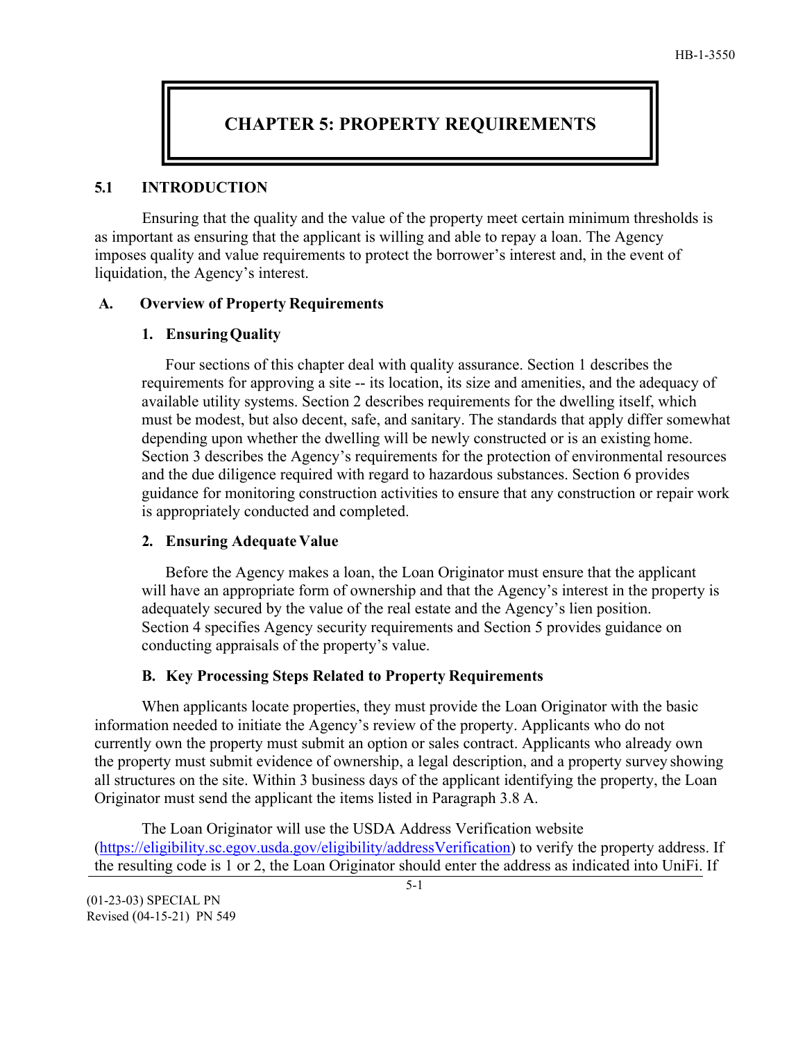# CHAPTER 5: PROPERTY REQUIREMENTS

## 5.1 INTRODUCTION

Ensuring that the quality and the value of the property meet certain minimum thresholds is as important as ensuring that the applicant is willing and able to repay a loan. The Agency imposes quality and value requirements to protect the borrower's interest and, in the event of liquidation, the Agency's interest.

### A. Overview of Property Requirements

#### 1. Ensuring Quality

Four sections of this chapter deal with quality assurance. Section 1 describes the requirements for approving a site -- its location, its size and amenities, and the adequacy of available utility systems. Section 2 describes requirements for the dwelling itself, which must be modest, but also decent, safe, and sanitary. The standards that apply differ somewhat depending upon whether the dwelling will be newly constructed or is an existing home. Section 3 describes the Agency's requirements for the protection of environmental resources and the due diligence required with regard to hazardous substances. Section 6 provides guidance for monitoring construction activities to ensure that any construction or repair work is appropriately conducted and completed.

#### 2. Ensuring Adequate Value

Before the Agency makes a loan, the Loan Originator must ensure that the applicant will have an appropriate form of ownership and that the Agency's interest in the property is adequately secured by the value of the real estate and the Agency's lien position. Section 4 specifies Agency security requirements and Section 5 provides guidance on conducting appraisals of the property's value.

### B. Key Processing Steps Related to Property Requirements

When applicants locate properties, they must provide the Loan Originator with the basic information needed to initiate the Agency's review of the property. Applicants who do not currently own the property must submit an option or sales contract. Applicants who already own the property must submit evidence of ownership, a legal description, and a property survey showing all structures on the site. Within 3 business days of the applicant identifying the property, the Loan Originator must send the applicant the items listed in Paragraph 3.8 A.

The Loan Originator will use the USDA Address Verification website (https://eligibility.sc.egov.usda.gov/eligibility/addressVerification) to verify the property address. If the resulting code is 1 or 2, the Loan Originator should enter the address as indicated into UniFi. If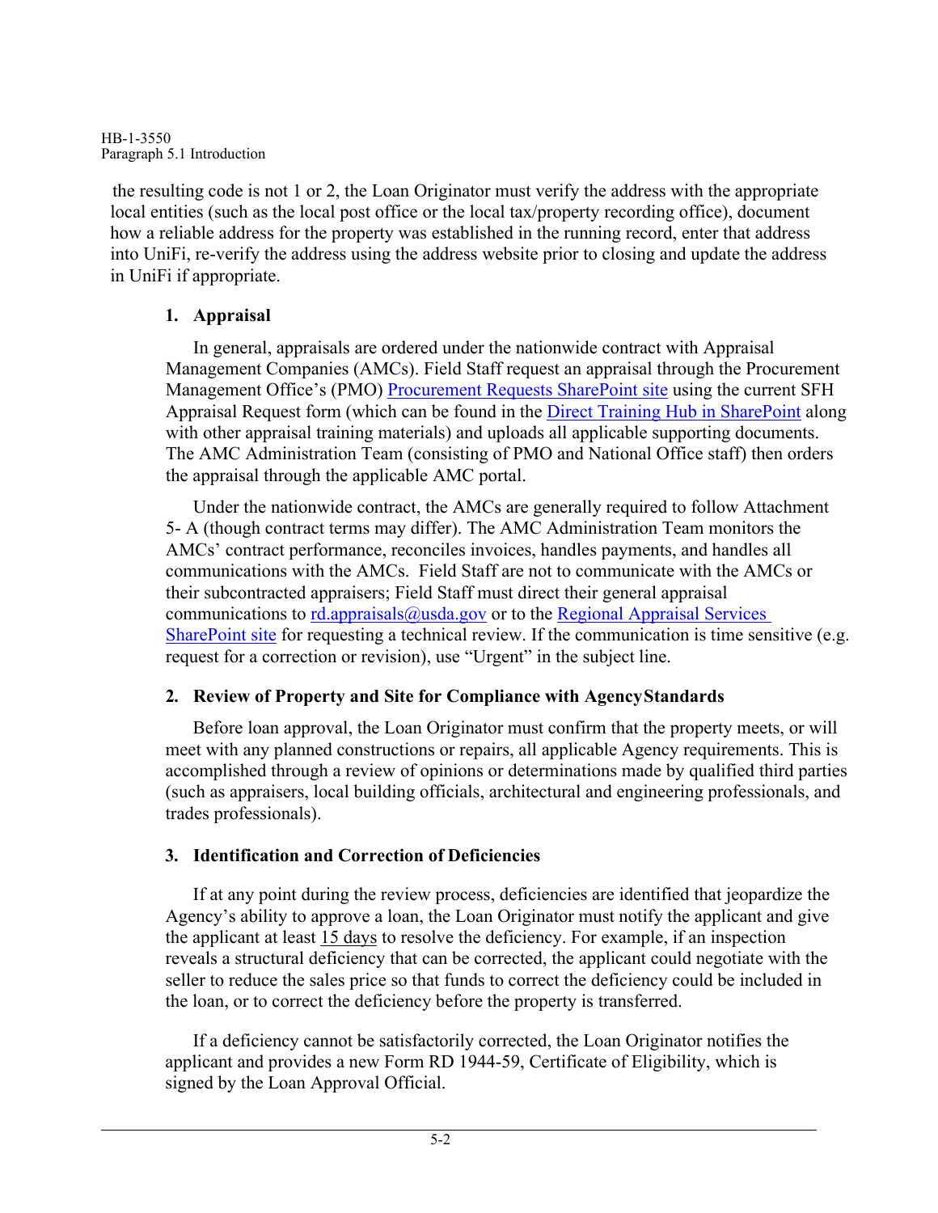the resulting code is not 1 or 2, the Loan Originator must verify the address with the appropriate local entities (such as the local post office or the local tax/property recording office), document how a reliable address for the property was established in the running record, enter that address into UniFi, re-verify the address using the address website prior to closing and update the address in UniFi if appropriate.

### 1. Appraisal

In general, appraisals are ordered under the nationwide contract with Appraisal Management Companies (AMCs). Field Staff request an appraisal through the Procurement Management Office's (PMO) Procurement Requests SharePoint site using the current SFH Appraisal Request form (which can be found in the Direct Training Hub in SharePoint along with other appraisal training materials) and uploads all applicable supporting documents. The AMC Administration Team (consisting of PMO and National Office staff) then orders the appraisal through the applicable AMC portal.

Under the nationwide contract, the AMCs are generally required to follow Attachment 5- A (though contract terms may differ). The AMC Administration Team monitors the AMCs' contract performance, reconciles invoices, handles payments, and handles all communications with the AMCs. Field Staff are not to communicate with the AMCs or their subcontracted appraisers; Field Staff must direct their general appraisal communications to rd.appraisals@usda.gov or to the Regional Appraisal Services SharePoint site for requesting a technical review. If the communication is time sensitive (e.g. request for a correction or revision), use "Urgent" in the subject line.

### 2. Review of Property and Site for Compliance with Agency Standards

Before loan approval, the Loan Originator must confirm that the property meets, or will meet with any planned constructions or repairs, all applicable Agency requirements. This is accomplished through a review of opinions or determinations made by qualified third parties (such as appraisers, local building officials, architectural and engineering professionals, and trades professionals).

### 3. Identification and Correction of Deficiencies

If at any point during the review process, deficiencies are identified that jeopardize the Agency's ability to approve a loan, the Loan Originator must notify the applicant and give the applicant at least 15 days to resolve the deficiency. For example, if an inspection reveals a structural deficiency that can be corrected, the applicant could negotiate with the seller to reduce the sales price so that funds to correct the deficiency could be included in the loan, or to correct the deficiency before the property is transferred.

If a deficiency cannot be satisfactorily corrected, the Loan Originator notifies the applicant and provides a new Form RD 1944-59, Certificate of Eligibility, which is signed by the Loan Approval Official.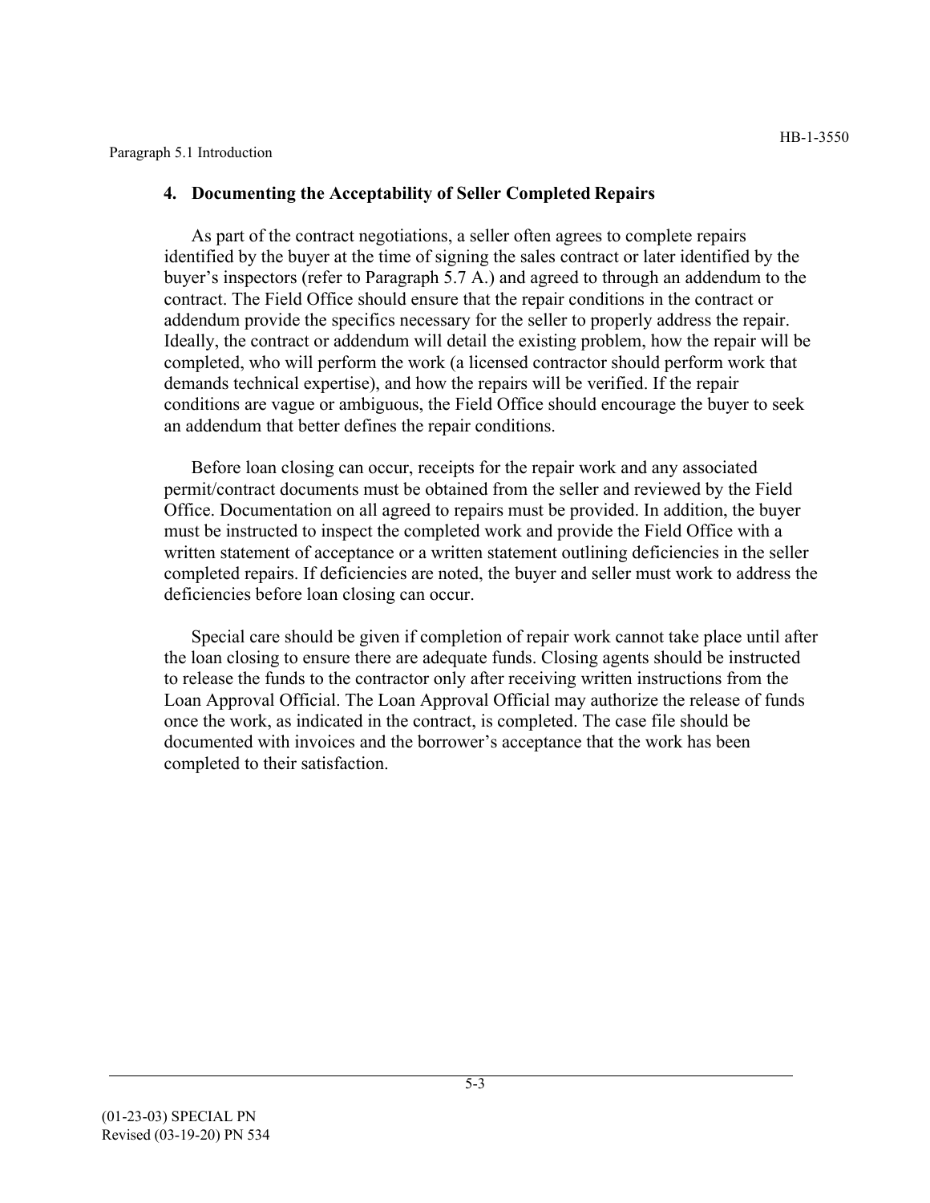### 4. Documenting the Acceptability of Seller Completed Repairs

As part of the contract negotiations, a seller often agrees to complete repairs identified by the buyer at the time of signing the sales contract or later identified by the buyer's inspectors (refer to Paragraph 5.7 A.) and agreed to through an addendum to the contract. The Field Office should ensure that the repair conditions in the contract or addendum provide the specifics necessary for the seller to properly address the repair. Ideally, the contract or addendum will detail the existing problem, how the repair will be completed, who will perform the work (a licensed contractor should perform work that demands technical expertise), and how the repairs will be verified. If the repair conditions are vague or ambiguous, the Field Office should encourage the buyer to seek an addendum that better defines the repair conditions.

Before loan closing can occur, receipts for the repair work and any associated permit/contract documents must be obtained from the seller and reviewed by the Field Office. Documentation on all agreed to repairs must be provided. In addition, the buyer must be instructed to inspect the completed work and provide the Field Office with a written statement of acceptance or a written statement outlining deficiencies in the seller completed repairs. If deficiencies are noted, the buyer and seller must work to address the deficiencies before loan closing can occur.

Special care should be given if completion of repair work cannot take place until after the loan closing to ensure there are adequate funds. Closing agents should be instructed to release the funds to the contractor only after receiving written instructions from the Loan Approval Official. The Loan Approval Official may authorize the release of funds once the work, as indicated in the contract, is completed. The case file should be documented with invoices and the borrower's acceptance that the work has been completed to their satisfaction.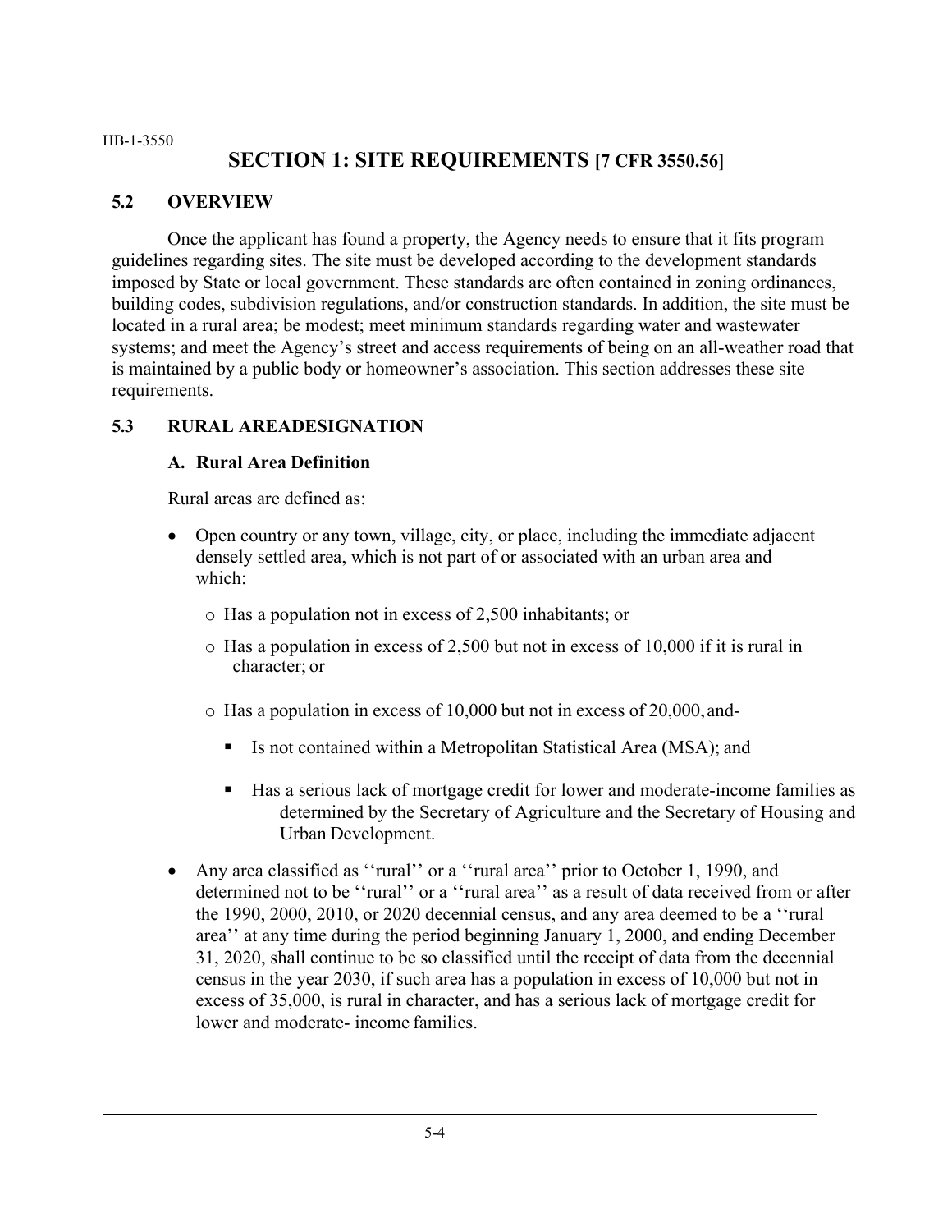# SECTION 1: SITE REQUIREMENTS [7 CFR 3550.56]

## 5.2 OVERVIEW

Once the applicant has found a property, the Agency needs to ensure that it fits program guidelines regarding sites. The site must be developed according to the development standards imposed by State or local government. These standards are often contained in zoning ordinances, building codes, subdivision regulations, and/or construction standards. In addition, the site must be located in a rural area; be modest; meet minimum standards regarding water and wastewater systems; and meet the Agency's street and access requirements of being on an all-weather road that is maintained by a public body or homeowner's association. This section addresses these site requirements.

## 5.3 RURAL AREADESIGNATION

### A. Rural Area Definition

Rural areas are defined as:

- Open country or any town, village, city, or place, including the immediate adjacent densely settled area, which is not part of or associated with an urban area and which:
  - Has a population not in excess of 2,500 inhabitants; or
  - Has a population in excess of 2,500 but not in excess of 10,000 if it is rural in character; or
  - Has a population in excess of 10,000 but not in excess of 20,000, and-
    - Is not contained within a Metropolitan Statistical Area (MSA); and
    - Has a serious lack of mortgage credit for lower and moderate-income families as determined by the Secretary of Agriculture and the Secretary of Housing and Urban Development.
- Any area classified as ''rural'' or a ''rural area'' prior to October 1, 1990, and determined not to be ''rural'' or a ''rural area'' as a result of data received from or after the 1990, 2000, 2010, or 2020 decennial census, and any area deemed to be a ''rural area'' at any time during the period beginning January 1, 2000, and ending December 31, 2020, shall continue to be so classified until the receipt of data from the decennial census in the year 2030, if such area has a population in excess of 10,000 but not in excess of 35,000, is rural in character, and has a serious lack of mortgage credit for lower and moderate- income families.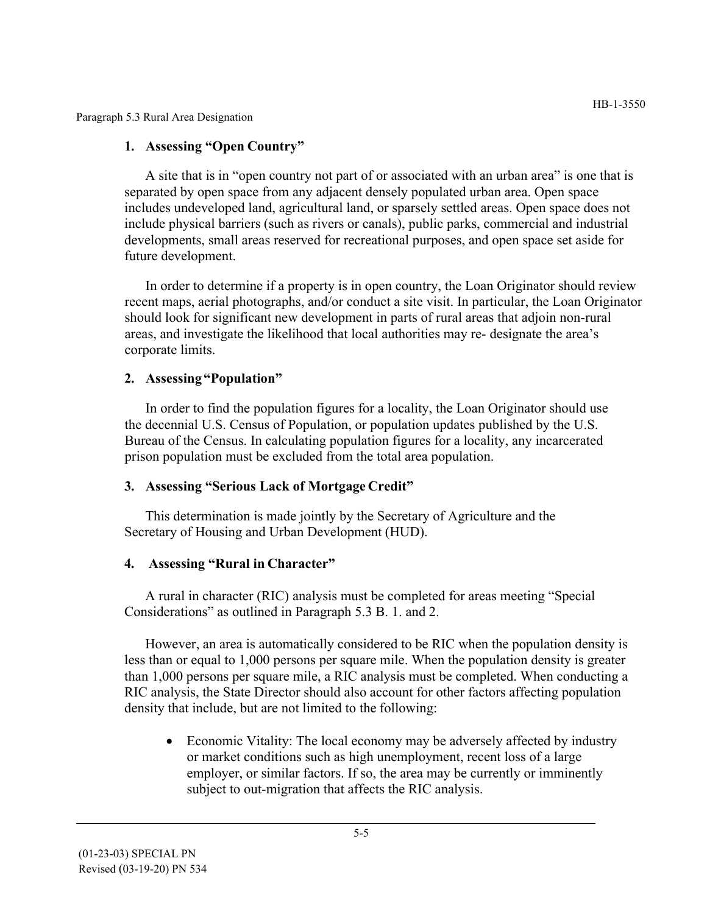### 1. Assessing "Open Country"

A site that is in "open country not part of or associated with an urban area" is one that is separated by open space from any adjacent densely populated urban area. Open space includes undeveloped land, agricultural land, or sparsely settled areas. Open space does not include physical barriers (such as rivers or canals), public parks, commercial and industrial developments, small areas reserved for recreational purposes, and open space set aside for future development.

In order to determine if a property is in open country, the Loan Originator should review recent maps, aerial photographs, and/or conduct a site visit. In particular, the Loan Originator should look for significant new development in parts of rural areas that adjoin non-rural areas, and investigate the likelihood that local authorities may re- designate the area's corporate limits.

### 2. Assessing "Population"

In order to find the population figures for a locality, the Loan Originator should use the decennial U.S. Census of Population, or population updates published by the U.S. Bureau of the Census. In calculating population figures for a locality, any incarcerated prison population must be excluded from the total area population.

### 3. Assessing "Serious Lack of Mortgage Credit"

This determination is made jointly by the Secretary of Agriculture and the Secretary of Housing and Urban Development (HUD).

### 4. Assessing "Rural in Character"

A rural in character (RIC) analysis must be completed for areas meeting "Special Considerations" as outlined in Paragraph 5.3 B. 1. and 2.

However, an area is automatically considered to be RIC when the population density is less than or equal to 1,000 persons per square mile. When the population density is greater than 1,000 persons per square mile, a RIC analysis must be completed. When conducting a RIC analysis, the State Director should also account for other factors affecting population density that include, but are not limited to the following:

- Economic Vitality: The local economy may be adversely affected by industry or market conditions such as high unemployment, recent loss of a large employer, or similar factors. If so, the area may be currently or imminently subject to out-migration that affects the RIC analysis.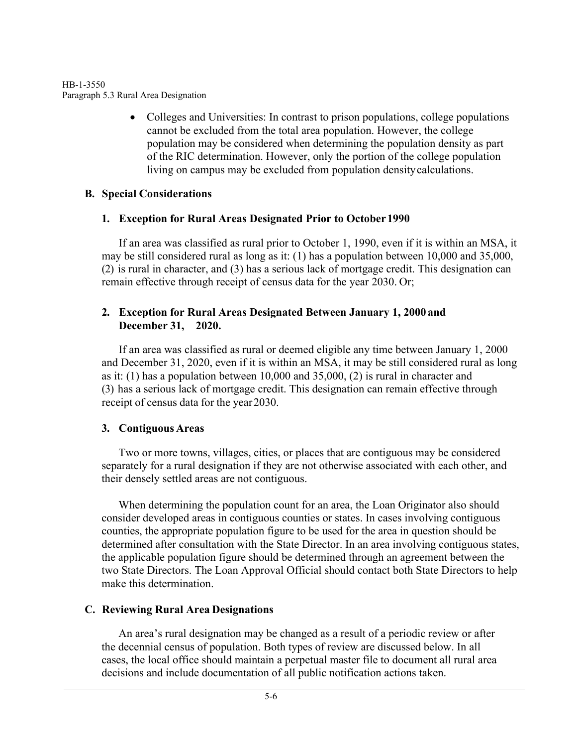- Colleges and Universities: In contrast to prison populations, college populations cannot be excluded from the total area population. However, the college population may be considered when determining the population density as part of the RIC determination. However, only the portion of the college population living on campus may be excluded from population density calculations.

## B. Special Considerations

### 1. Exception for Rural Areas Designated Prior to October 1990

If an area was classified as rural prior to October 1, 1990, even if it is within an MSA, it may be still considered rural as long as it: (1) has a population between 10,000 and 35,000, (2) is rural in character, and (3) has a serious lack of mortgage credit. This designation can remain effective through receipt of census data for the year 2030. Or;

### 2. Exception for Rural Areas Designated Between January 1, 2000 and December 31, 2020.

If an area was classified as rural or deemed eligible any time between January 1, 2000 and December 31, 2020, even if it is within an MSA, it may be still considered rural as long as it: (1) has a population between 10,000 and 35,000, (2) is rural in character and (3) has a serious lack of mortgage credit. This designation can remain effective through receipt of census data for the year 2030.

### 3. Contiguous Areas

Two or more towns, villages, cities, or places that are contiguous may be considered separately for a rural designation if they are not otherwise associated with each other, and their densely settled areas are not contiguous.

When determining the population count for an area, the Loan Originator also should consider developed areas in contiguous counties or states. In cases involving contiguous counties, the appropriate population figure to be used for the area in question should be determined after consultation with the State Director. In an area involving contiguous states, the applicable population figure should be determined through an agreement between the two State Directors. The Loan Approval Official should contact both State Directors to help make this determination.

## C. Reviewing Rural Area Designations

An area's rural designation may be changed as a result of a periodic review or after the decennial census of population. Both types of review are discussed below. In all cases, the local office should maintain a perpetual master file to document all rural area decisions and include documentation of all public notification actions taken.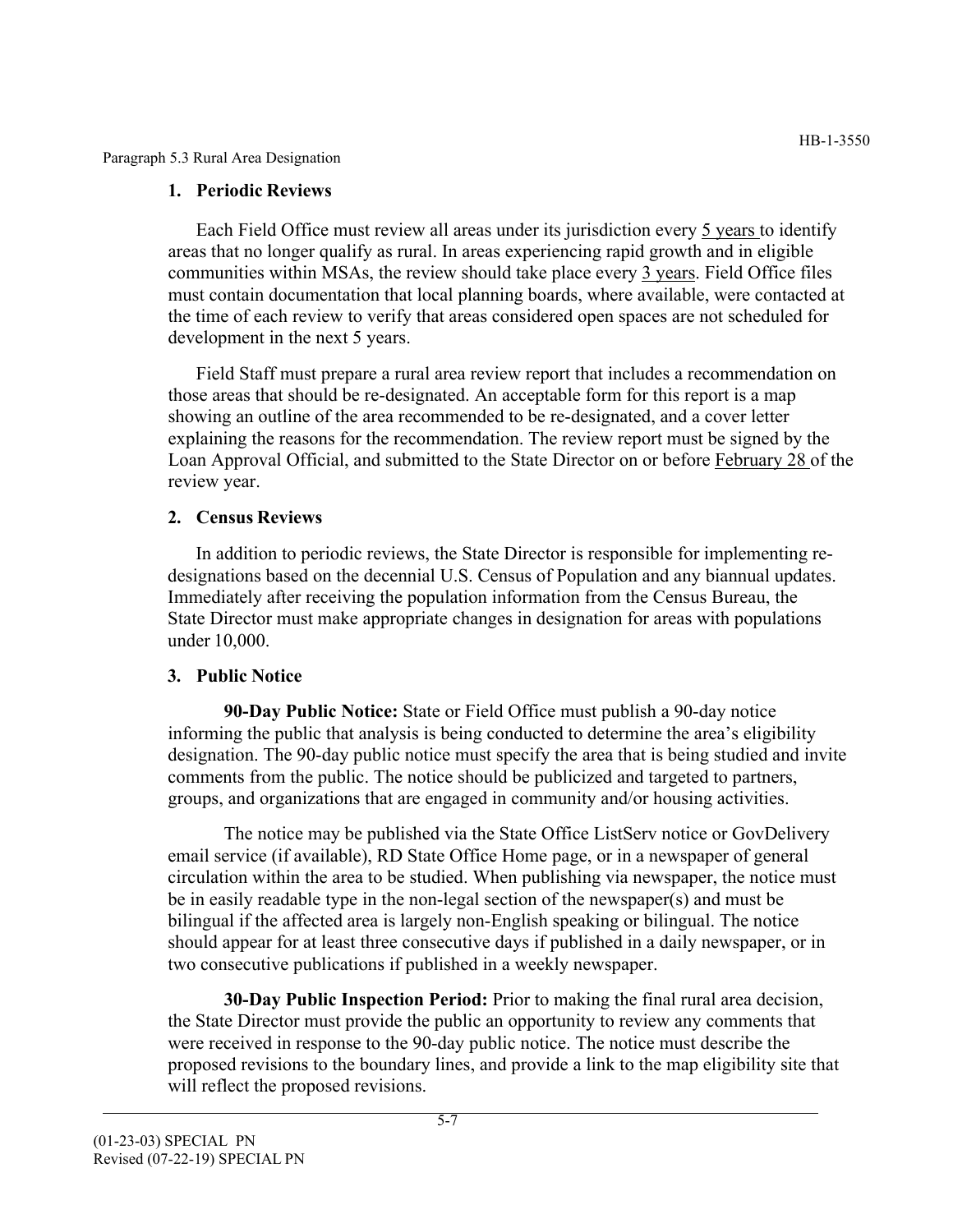Paragraph 5.3 Rural Area Designation

## 1. Periodic Reviews

Each Field Office must review all areas under its jurisdiction every 5 years to identify areas that no longer qualify as rural. In areas experiencing rapid growth and in eligible communities within MSAs, the review should take place every 3 years. Field Office files must contain documentation that local planning boards, where available, were contacted at the time of each review to verify that areas considered open spaces are not scheduled for development in the next 5 years.

Field Staff must prepare a rural area review report that includes a recommendation on those areas that should be re-designated. An acceptable form for this report is a map showing an outline of the area recommended to be re-designated, and a cover letter explaining the reasons for the recommendation. The review report must be signed by the Loan Approval Official, and submitted to the State Director on or before February 28 of the review year.

## 2. Census Reviews

In addition to periodic reviews, the State Director is responsible for implementing re-designations based on the decennial U.S. Census of Population and any biannual updates. Immediately after receiving the population information from the Census Bureau, the State Director must make appropriate changes in designation for areas with populations under 10,000.

## 3. Public Notice

**90-Day Public Notice:** State or Field Office must publish a 90-day notice informing the public that analysis is being conducted to determine the area's eligibility designation. The 90-day public notice must specify the area that is being studied and invite comments from the public. The notice should be publicized and targeted to partners, groups, and organizations that are engaged in community and/or housing activities.

The notice may be published via the State Office ListServ notice or GovDelivery email service (if available), RD State Office Home page, or in a newspaper of general circulation within the area to be studied. When publishing via newspaper, the notice must be in easily readable type in the non-legal section of the newspaper(s) and must be bilingual if the affected area is largely non-English speaking or bilingual. The notice should appear for at least three consecutive days if published in a daily newspaper, or in two consecutive publications if published in a weekly newspaper.

**30-Day Public Inspection Period:** Prior to making the final rural area decision, the State Director must provide the public an opportunity to review any comments that were received in response to the 90-day public notice. The notice must describe the proposed revisions to the boundary lines, and provide a link to the map eligibility site that will reflect the proposed revisions.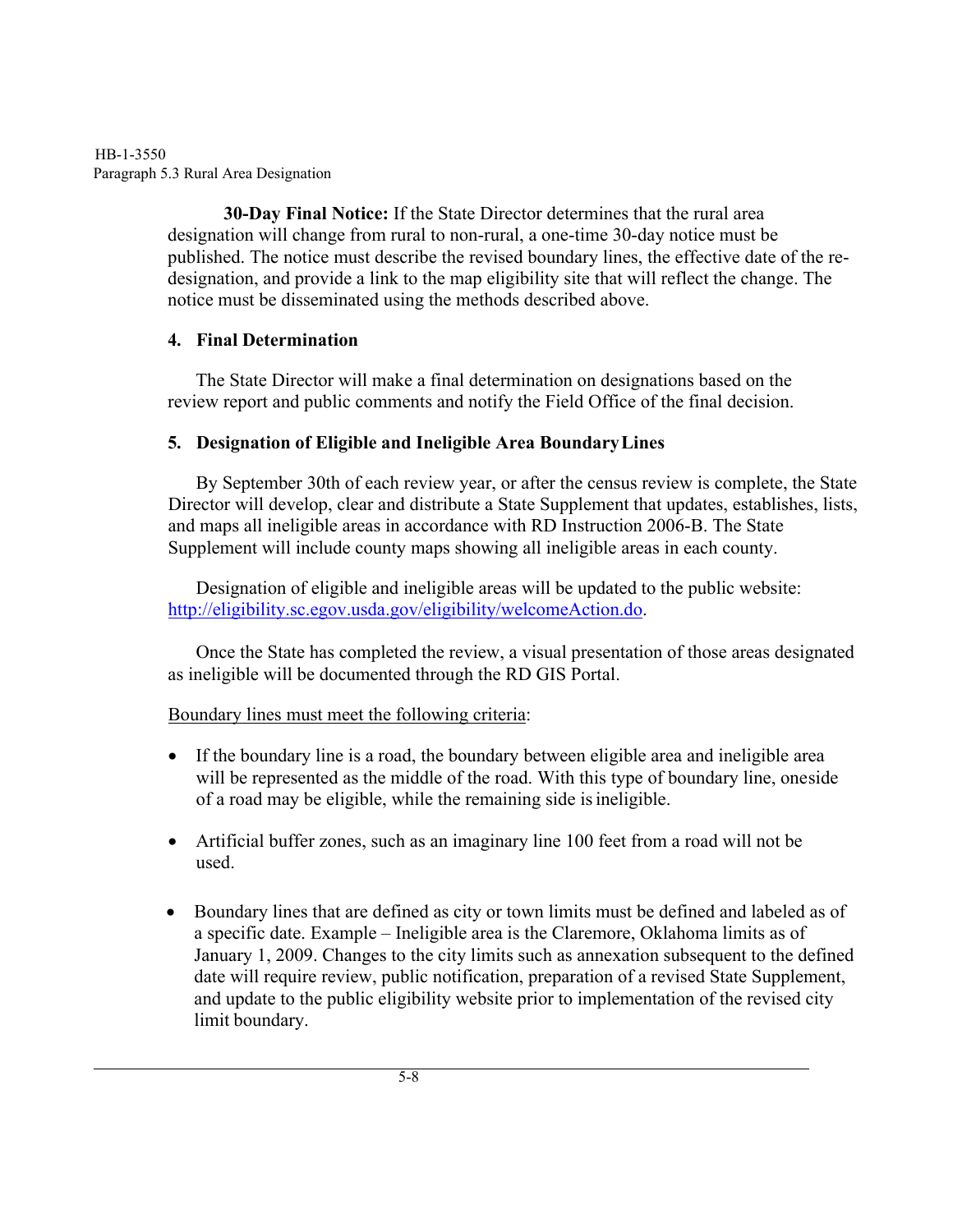**30-Day Final Notice:** If the State Director determines that the rural area designation will change from rural to non-rural, a one-time 30-day notice must be published. The notice must describe the revised boundary lines, the effective date of the re-designation, and provide a link to the map eligibility site that will reflect the change. The notice must be disseminated using the methods described above.

**4. Final Determination**

The State Director will make a final determination on designations based on the review report and public comments and notify the Field Office of the final decision.

**5. Designation of Eligible and Ineligible Area Boundary Lines**

By September 30th of each review year, or after the census review is complete, the State Director will develop, clear and distribute a State Supplement that updates, establishes, lists, and maps all ineligible areas in accordance with RD Instruction 2006-B. The State Supplement will include county maps showing all ineligible areas in each county.

Designation of eligible and ineligible areas will be updated to the public website: [http://eligibility.sc.egov.usda.gov/eligibility/welcomeAction.do](http://eligibility.sc.egov.usda.gov/eligibility/welcomeAction.do).

Once the State has completed the review, a visual presentation of those areas designated as ineligible will be documented through the RD GIS Portal.

Boundary lines must meet the following criteria:

- If the boundary line is a road, the boundary between eligible area and ineligible area will be represented as the middle of the road. With this type of boundary line, oneside of a road may be eligible, while the remaining side is ineligible.

- Artificial buffer zones, such as an imaginary line 100 feet from a road will not be used.

- Boundary lines that are defined as city or town limits must be defined and labeled as of a specific date. Example – Ineligible area is the Claremore, Oklahoma limits as of January 1, 2009. Changes to the city limits such as annexation subsequent to the defined date will require review, public notification, preparation of a revised State Supplement, and update to the public eligibility website prior to implementation of the revised city limit boundary.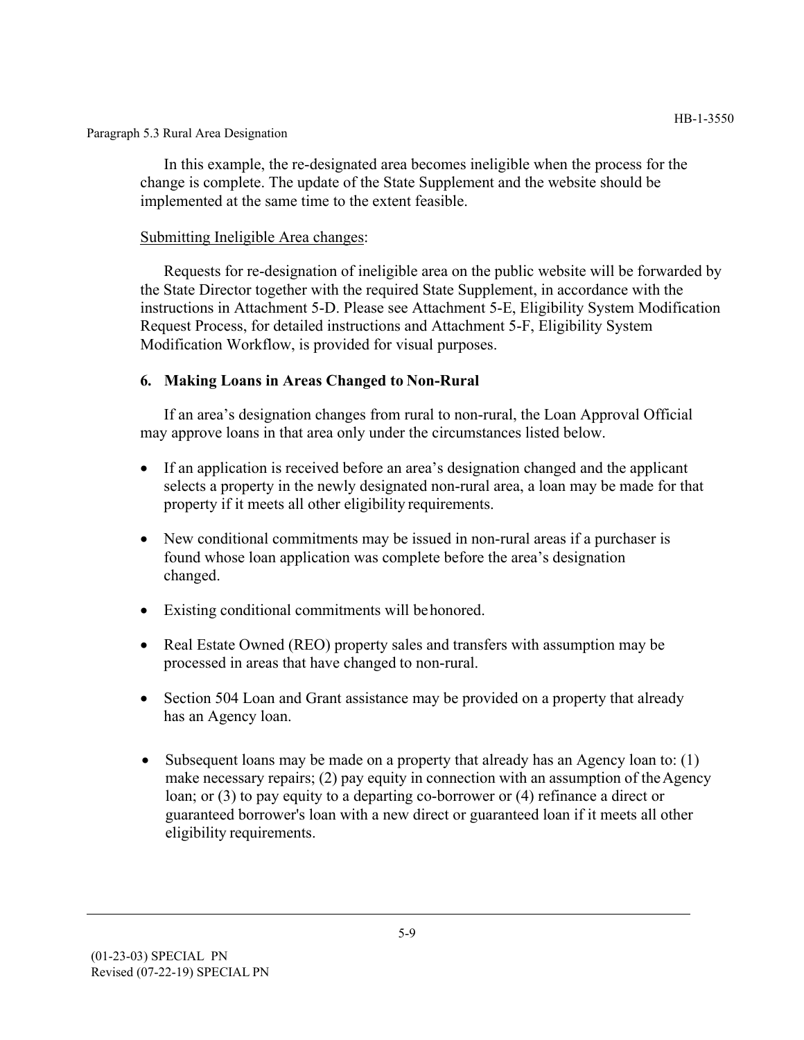In this example, the re-designated area becomes ineligible when the process for the change is complete. The update of the State Supplement and the website should be implemented at the same time to the extent feasible.

Submitting Ineligible Area changes:

Requests for re-designation of ineligible area on the public website will be forwarded by the State Director together with the required State Supplement, in accordance with the instructions in Attachment 5-D. Please see Attachment 5-E, Eligibility System Modification Request Process, for detailed instructions and Attachment 5-F, Eligibility System Modification Workflow, is provided for visual purposes.

### 6. Making Loans in Areas Changed to Non-Rural

If an area's designation changes from rural to non-rural, the Loan Approval Official may approve loans in that area only under the circumstances listed below.

- If an application is received before an area's designation changed and the applicant selects a property in the newly designated non-rural area, a loan may be made for that property if it meets all other eligibility requirements.
- New conditional commitments may be issued in non-rural areas if a purchaser is found whose loan application was complete before the area's designation changed.
- Existing conditional commitments will be honored.
- Real Estate Owned (REO) property sales and transfers with assumption may be processed in areas that have changed to non-rural.
- Section 504 Loan and Grant assistance may be provided on a property that already has an Agency loan.
- Subsequent loans may be made on a property that already has an Agency loan to: (1) make necessary repairs; (2) pay equity in connection with an assumption of the Agency loan; or (3) to pay equity to a departing co-borrower or (4) refinance a direct or guaranteed borrower's loan with a new direct or guaranteed loan if it meets all other eligibility requirements.

(01-23-03) SPECIAL PN
Revised (07-22-19) SPECIAL PN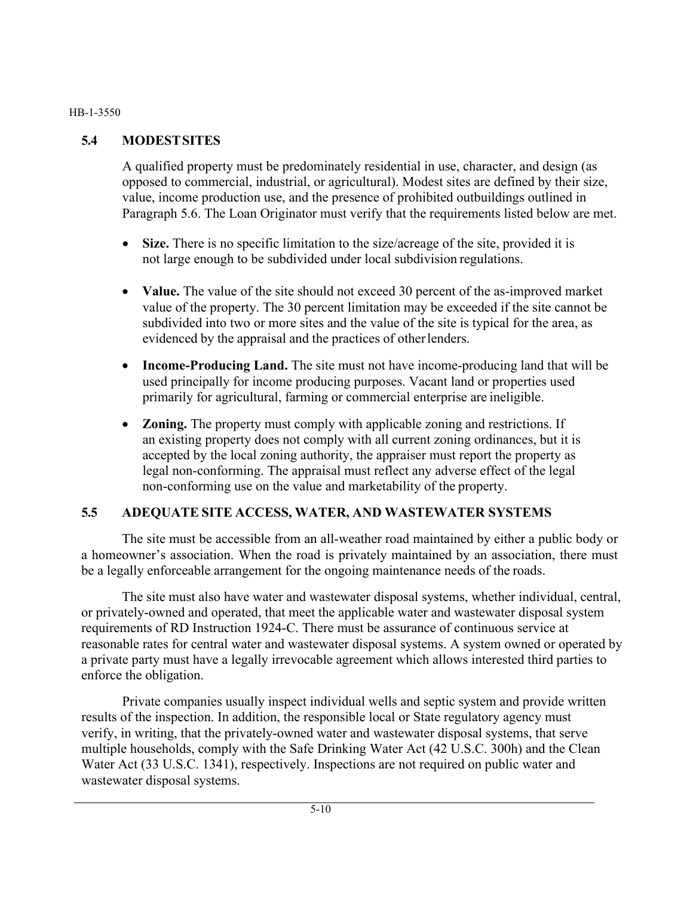## 5.4 MODEST SITES

A qualified property must be predominately residential in use, character, and design (as opposed to commercial, industrial, or agricultural). Modest sites are defined by their size, value, income production use, and the presence of prohibited outbuildings outlined in Paragraph 5.6. The Loan Originator must verify that the requirements listed below are met.

- **Size.** There is no specific limitation to the size/acreage of the site, provided it is not large enough to be subdivided under local subdivision regulations.
- **Value.** The value of the site should not exceed 30 percent of the as-improved market value of the property. The 30 percent limitation may be exceeded if the site cannot be subdivided into two or more sites and the value of the site is typical for the area, as evidenced by the appraisal and the practices of other lenders.
- **Income-Producing Land.** The site must not have income-producing land that will be used principally for income producing purposes. Vacant land or properties used primarily for agricultural, farming or commercial enterprise are ineligible.
- **Zoning.** The property must comply with applicable zoning and restrictions. If an existing property does not comply with all current zoning ordinances, but it is accepted by the local zoning authority, the appraiser must report the property as legal non-conforming. The appraisal must reflect any adverse effect of the legal non-conforming use on the value and marketability of the property.

## 5.5 ADEQUATE SITE ACCESS, WATER, AND WASTEWATER SYSTEMS

The site must be accessible from an all-weather road maintained by either a public body or a homeowner's association. When the road is privately maintained by an association, there must be a legally enforceable arrangement for the ongoing maintenance needs of the roads.

The site must also have water and wastewater disposal systems, whether individual, central, or privately-owned and operated, that meet the applicable water and wastewater disposal system requirements of RD Instruction 1924-C. There must be assurance of continuous service at reasonable rates for central water and wastewater disposal systems. A system owned or operated by a private party must have a legally irrevocable agreement which allows interested third parties to enforce the obligation.

Private companies usually inspect individual wells and septic system and provide written results of the inspection. In addition, the responsible local or State regulatory agency must verify, in writing, that the privately-owned water and wastewater disposal systems, that serve multiple households, comply with the Safe Drinking Water Act (42 U.S.C. 300h) and the Clean Water Act (33 U.S.C. 1341), respectively. Inspections are not required on public water and wastewater disposal systems.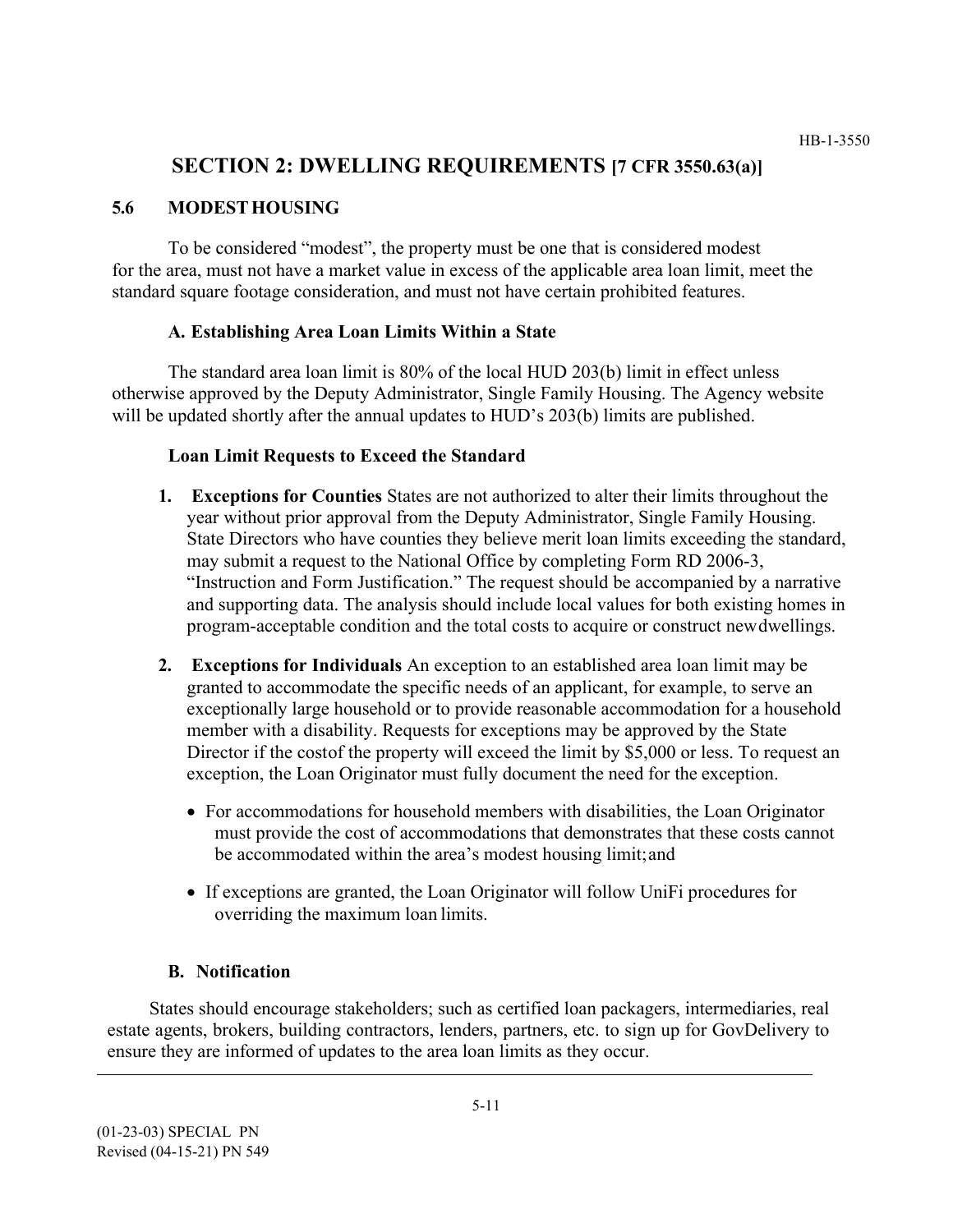# SECTION 2: DWELLING REQUIREMENTS [7 CFR 3550.63(a)]

## 5.6 MODEST HOUSING

To be considered "modest", the property must be one that is considered modest for the area, must not have a market value in excess of the applicable area loan limit, meet the standard square footage consideration, and must not have certain prohibited features.

### A. Establishing Area Loan Limits Within a State

The standard area loan limit is 80% of the local HUD 203(b) limit in effect unless otherwise approved by the Deputy Administrator, Single Family Housing. The Agency website will be updated shortly after the annual updates to HUD's 203(b) limits are published.

**Loan Limit Requests to Exceed the Standard**

1. **Exceptions for Counties** States are not authorized to alter their limits throughout the year without prior approval from the Deputy Administrator, Single Family Housing. State Directors who have counties they believe merit loan limits exceeding the standard, may submit a request to the National Office by completing Form RD 2006-3, "Instruction and Form Justification." The request should be accompanied by a narrative and supporting data. The analysis should include local values for both existing homes in program-acceptable condition and the total costs to acquire or construct new dwellings.

2. **Exceptions for Individuals** An exception to an established area loan limit may be granted to accommodate the specific needs of an applicant, for example, to serve an exceptionally large household or to provide reasonable accommodation for a household member with a disability. Requests for exceptions may be approved by the State Director if the cost of the property will exceed the limit by $5,000 or less. To request an exception, the Loan Originator must fully document the need for the exception.

   - For accommodations for household members with disabilities, the Loan Originator must provide the cost of accommodations that demonstrates that these costs cannot be accommodated within the area's modest housing limit; and

   - If exceptions are granted, the Loan Originator will follow UniFi procedures for overriding the maximum loan limits.

### B. Notification

States should encourage stakeholders; such as certified loan packagers, intermediaries, real estate agents, brokers, building contractors, lenders, partners, etc. to sign up for GovDelivery to ensure they are informed of updates to the area loan limits as they occur.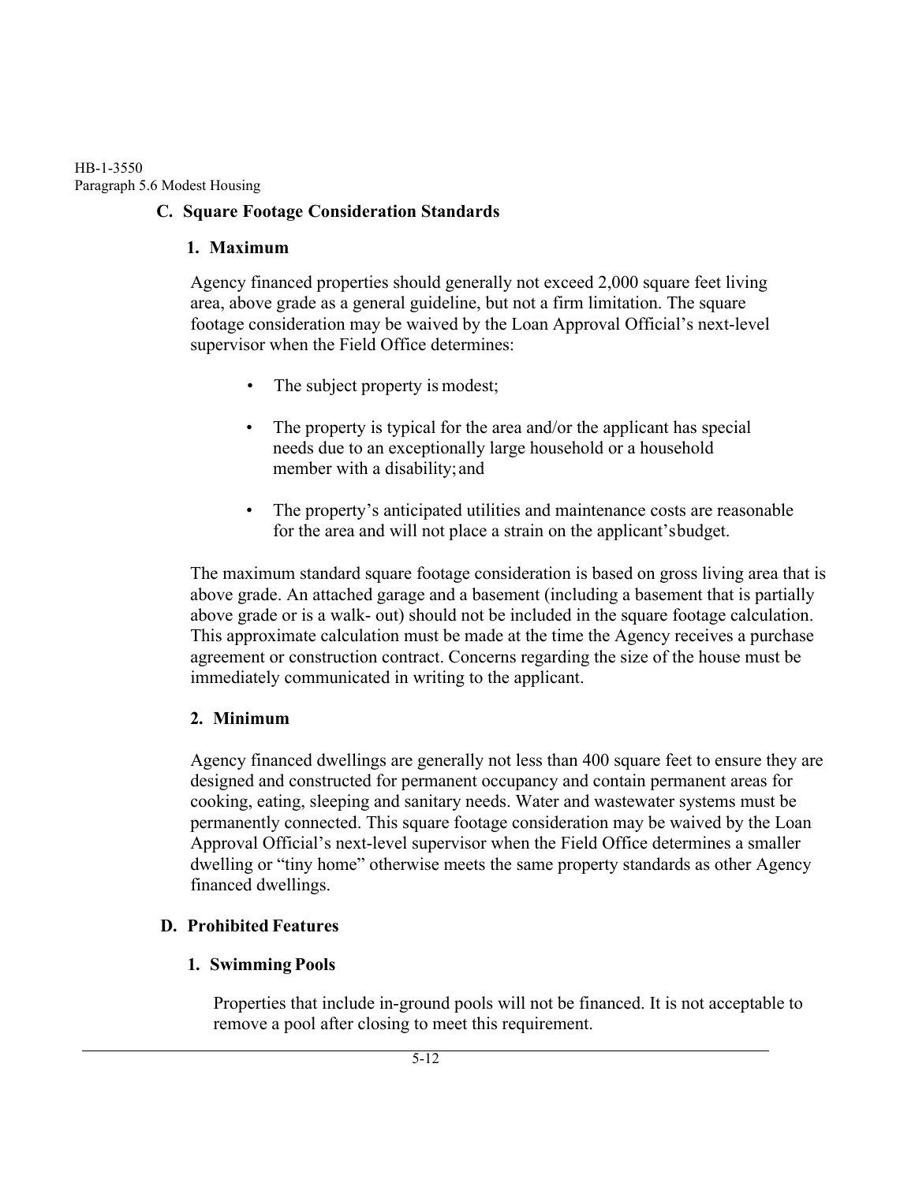### C. Square Footage Consideration Standards

#### 1. Maximum

Agency financed properties should generally not exceed 2,000 square feet living area, above grade as a general guideline, but not a firm limitation. The square footage consideration may be waived by the Loan Approval Official's next-level supervisor when the Field Office determines:

- The subject property is modest;
- The property is typical for the area and/or the applicant has special needs due to an exceptionally large household or a household member with a disability; and
- The property's anticipated utilities and maintenance costs are reasonable for the area and will not place a strain on the applicant's budget.

The maximum standard square footage consideration is based on gross living area that is above grade. An attached garage and a basement (including a basement that is partially above grade or is a walk- out) should not be included in the square footage calculation. This approximate calculation must be made at the time the Agency receives a purchase agreement or construction contract. Concerns regarding the size of the house must be immediately communicated in writing to the applicant.

#### 2. Minimum

Agency financed dwellings are generally not less than 400 square feet to ensure they are designed and constructed for permanent occupancy and contain permanent areas for cooking, eating, sleeping and sanitary needs. Water and wastewater systems must be permanently connected. This square footage consideration may be waived by the Loan Approval Official's next-level supervisor when the Field Office determines a smaller dwelling or "tiny home" otherwise meets the same property standards as other Agency financed dwellings.

### D. Prohibited Features

#### 1. Swimming Pools

Properties that include in-ground pools will not be financed. It is not acceptable to remove a pool after closing to meet this requirement.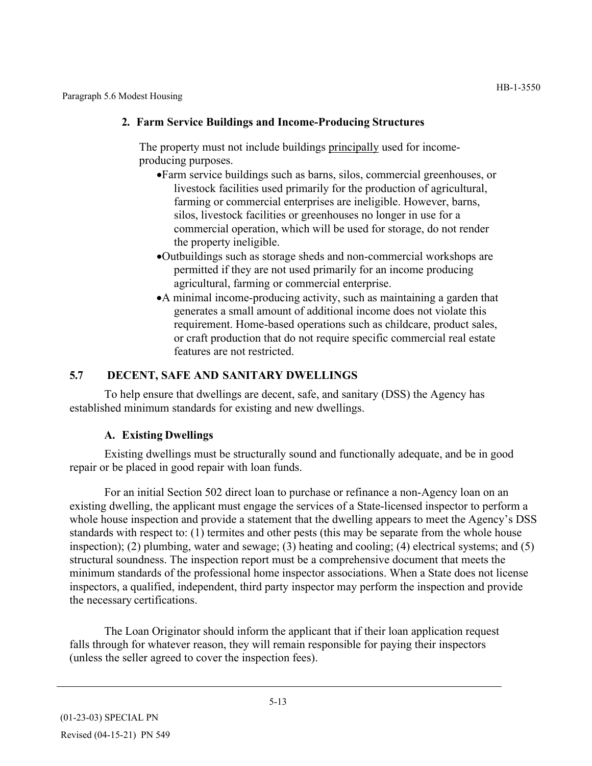### 2. Farm Service Buildings and Income-Producing Structures

The property must not include buildings principally used for income-producing purposes.

- Farm service buildings such as barns, silos, commercial greenhouses, or livestock facilities used primarily for the production of agricultural, farming or commercial enterprises are ineligible. However, barns, silos, livestock facilities or greenhouses no longer in use for a commercial operation, which will be used for storage, do not render the property ineligible.
- Outbuildings such as storage sheds and non-commercial workshops are permitted if they are not used primarily for an income producing agricultural, farming or commercial enterprise.
- A minimal income-producing activity, such as maintaining a garden that generates a small amount of additional income does not violate this requirement. Home-based operations such as childcare, product sales, or craft production that do not require specific commercial real estate features are not restricted.

## 5.7 DECENT, SAFE AND SANITARY DWELLINGS

To help ensure that dwellings are decent, safe, and sanitary (DSS) the Agency has established minimum standards for existing and new dwellings.

### A. Existing Dwellings

Existing dwellings must be structurally sound and functionally adequate, and be in good repair or be placed in good repair with loan funds.

For an initial Section 502 direct loan to purchase or refinance a non-Agency loan on an existing dwelling, the applicant must engage the services of a State-licensed inspector to perform a whole house inspection and provide a statement that the dwelling appears to meet the Agency's DSS standards with respect to: (1) termites and other pests (this may be separate from the whole house inspection); (2) plumbing, water and sewage; (3) heating and cooling; (4) electrical systems; and (5) structural soundness. The inspection report must be a comprehensive document that meets the minimum standards of the professional home inspector associations. When a State does not license inspectors, a qualified, independent, third party inspector may perform the inspection and provide the necessary certifications.

The Loan Originator should inform the applicant that if their loan application request falls through for whatever reason, they will remain responsible for paying their inspectors (unless the seller agreed to cover the inspection fees).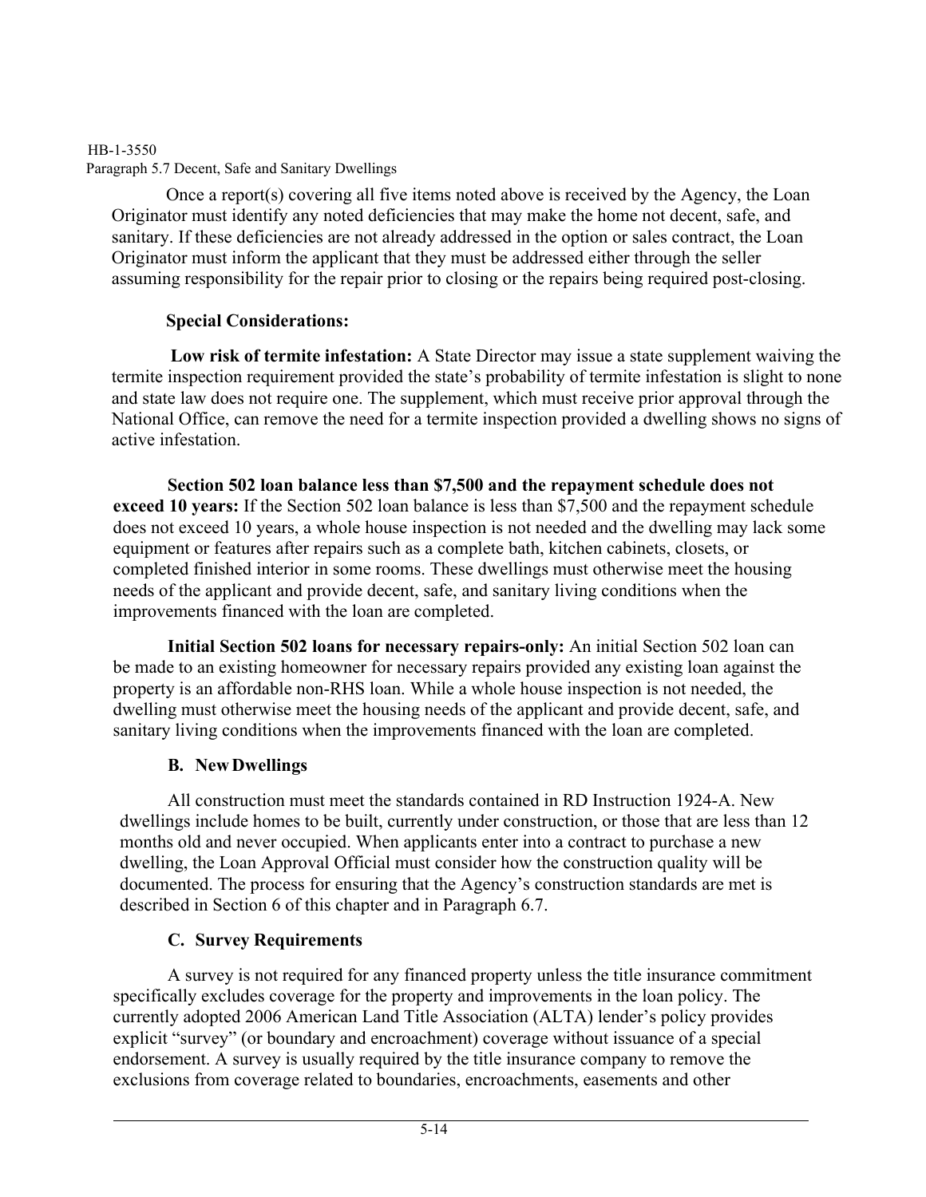Once a report(s) covering all five items noted above is received by the Agency, the Loan Originator must identify any noted deficiencies that may make the home not decent, safe, and sanitary. If these deficiencies are not already addressed in the option or sales contract, the Loan Originator must inform the applicant that they must be addressed either through the seller assuming responsibility for the repair prior to closing or the repairs being required post-closing.

**Special Considerations:**

**Low risk of termite infestation:** A State Director may issue a state supplement waiving the termite inspection requirement provided the state's probability of termite infestation is slight to none and state law does not require one. The supplement, which must receive prior approval through the National Office, can remove the need for a termite inspection provided a dwelling shows no signs of active infestation.

**Section 502 loan balance less than $7,500 and the repayment schedule does not exceed 10 years:** If the Section 502 loan balance is less than $7,500 and the repayment schedule does not exceed 10 years, a whole house inspection is not needed and the dwelling may lack some equipment or features after repairs such as a complete bath, kitchen cabinets, closets, or completed finished interior in some rooms. These dwellings must otherwise meet the housing needs of the applicant and provide decent, safe, and sanitary living conditions when the improvements financed with the loan are completed.

**Initial Section 502 loans for necessary repairs-only:** An initial Section 502 loan can be made to an existing homeowner for necessary repairs provided any existing loan against the property is an affordable non-RHS loan. While a whole house inspection is not needed, the dwelling must otherwise meet the housing needs of the applicant and provide decent, safe, and sanitary living conditions when the improvements financed with the loan are completed.

### B. New Dwellings

All construction must meet the standards contained in RD Instruction 1924-A. New dwellings include homes to be built, currently under construction, or those that are less than 12 months old and never occupied. When applicants enter into a contract to purchase a new dwelling, the Loan Approval Official must consider how the construction quality will be documented. The process for ensuring that the Agency's construction standards are met is described in Section 6 of this chapter and in Paragraph 6.7.

### C. Survey Requirements

A survey is not required for any financed property unless the title insurance commitment specifically excludes coverage for the property and improvements in the loan policy. The currently adopted 2006 American Land Title Association (ALTA) lender's policy provides explicit "survey" (or boundary and encroachment) coverage without issuance of a special endorsement. A survey is usually required by the title insurance company to remove the exclusions from coverage related to boundaries, encroachments, easements and other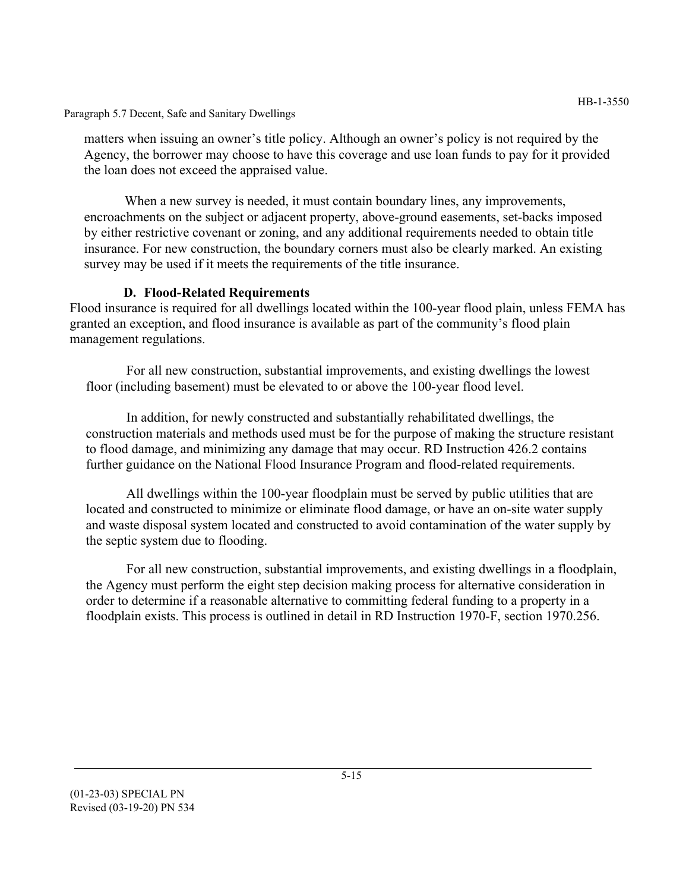matters when issuing an owner's title policy. Although an owner's policy is not required by the Agency, the borrower may choose to have this coverage and use loan funds to pay for it provided the loan does not exceed the appraised value.

When a new survey is needed, it must contain boundary lines, any improvements, encroachments on the subject or adjacent property, above-ground easements, set-backs imposed by either restrictive covenant or zoning, and any additional requirements needed to obtain title insurance. For new construction, the boundary corners must also be clearly marked. An existing survey may be used if it meets the requirements of the title insurance.

**D. Flood-Related Requirements**

Flood insurance is required for all dwellings located within the 100-year flood plain, unless FEMA has granted an exception, and flood insurance is available as part of the community's flood plain management regulations.

For all new construction, substantial improvements, and existing dwellings the lowest floor (including basement) must be elevated to or above the 100-year flood level.

In addition, for newly constructed and substantially rehabilitated dwellings, the construction materials and methods used must be for the purpose of making the structure resistant to flood damage, and minimizing any damage that may occur. RD Instruction 426.2 contains further guidance on the National Flood Insurance Program and flood-related requirements.

All dwellings within the 100-year floodplain must be served by public utilities that are located and constructed to minimize or eliminate flood damage, or have an on-site water supply and waste disposal system located and constructed to avoid contamination of the water supply by the septic system due to flooding.

For all new construction, substantial improvements, and existing dwellings in a floodplain, the Agency must perform the eight step decision making process for alternative consideration in order to determine if a reasonable alternative to committing federal funding to a property in a floodplain exists. This process is outlined in detail in RD Instruction 1970-F, section 1970.256.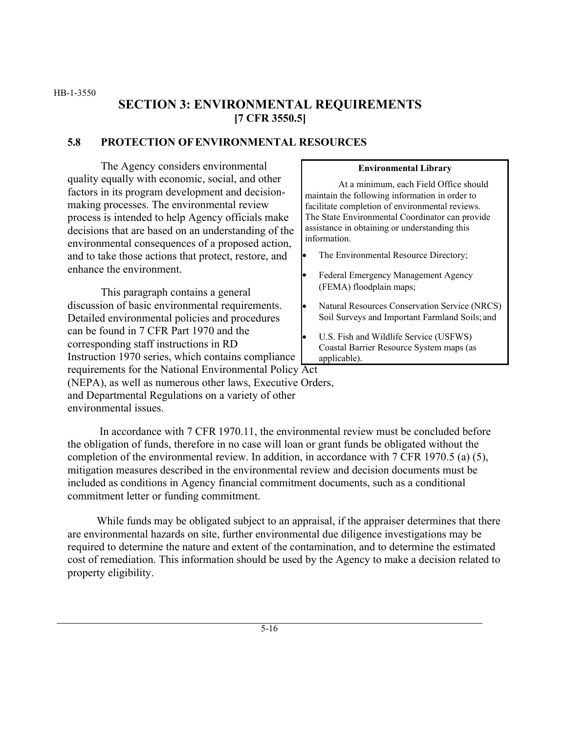# SECTION 3: ENVIRONMENTAL REQUIREMENTS
**[7 CFR 3550.5]**

## 5.8 PROTECTION OF ENVIRONMENTAL RESOURCES

The Agency considers environmental quality equally with economic, social, and other factors in its program development and decision-making processes. The environmental review process is intended to help Agency officials make decisions that are based on an understanding of the environmental consequences of a proposed action, and to take those actions that protect, restore, and enhance the environment.

This paragraph contains a general discussion of basic environmental requirements. Detailed environmental policies and procedures can be found in 7 CFR Part 1970 and the corresponding staff instructions in RD Instruction 1970 series, which contains compliance requirements for the National Environmental Policy Act (NEPA), as well as numerous other laws, Executive Orders, and Departmental Regulations on a variety of other environmental issues.

> **Environmental Library**
>
> At a minimum, each Field Office should maintain the following information in order to facilitate completion of environmental reviews. The State Environmental Coordinator can provide assistance in obtaining or understanding this information.
>
> - The Environmental Resource Directory;
> - Federal Emergency Management Agency (FEMA) floodplain maps;
> - Natural Resources Conservation Service (NRCS) Soil Surveys and Important Farmland Soils; and
> - U.S. Fish and Wildlife Service (USFWS) Coastal Barrier Resource System maps (as applicable).

In accordance with 7 CFR 1970.11, the environmental review must be concluded before the obligation of funds, therefore in no case will loan or grant funds be obligated without the completion of the environmental review. In addition, in accordance with 7 CFR 1970.5 (a) (5), mitigation measures described in the environmental review and decision documents must be included as conditions in Agency financial commitment documents, such as a conditional commitment letter or funding commitment.

While funds may be obligated subject to an appraisal, if the appraiser determines that there are environmental hazards on site, further environmental due diligence investigations may be required to determine the nature and extent of the contamination, and to determine the estimated cost of remediation. This information should be used by the Agency to make a decision related to property eligibility.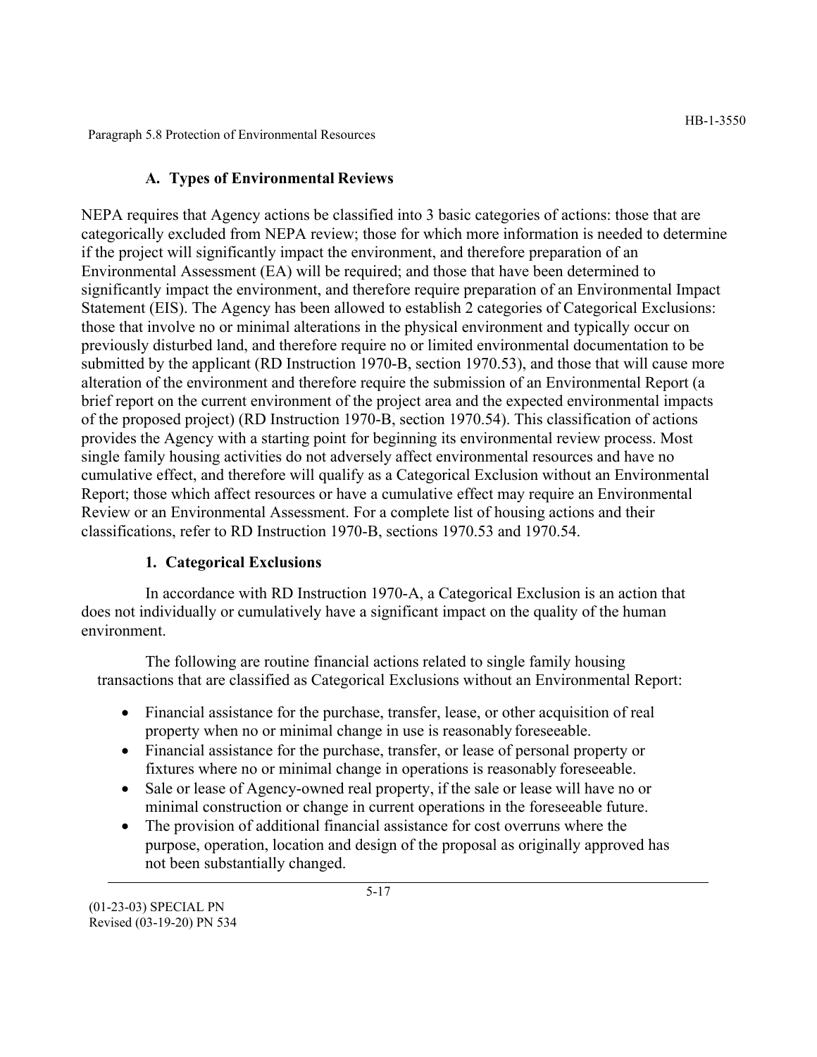### A. Types of Environmental Reviews

NEPA requires that Agency actions be classified into 3 basic categories of actions: those that are categorically excluded from NEPA review; those for which more information is needed to determine if the project will significantly impact the environment, and therefore preparation of an Environmental Assessment (EA) will be required; and those that have been determined to significantly impact the environment, and therefore require preparation of an Environmental Impact Statement (EIS). The Agency has been allowed to establish 2 categories of Categorical Exclusions: those that involve no or minimal alterations in the physical environment and typically occur on previously disturbed land, and therefore require no or limited environmental documentation to be submitted by the applicant (RD Instruction 1970-B, section 1970.53), and those that will cause more alteration of the environment and therefore require the submission of an Environmental Report (a brief report on the current environment of the project area and the expected environmental impacts of the proposed project) (RD Instruction 1970-B, section 1970.54). This classification of actions provides the Agency with a starting point for beginning its environmental review process. Most single family housing activities do not adversely affect environmental resources and have no cumulative effect, and therefore will qualify as a Categorical Exclusion without an Environmental Report; those which affect resources or have a cumulative effect may require an Environmental Review or an Environmental Assessment. For a complete list of housing actions and their classifications, refer to RD Instruction 1970-B, sections 1970.53 and 1970.54.

#### 1. Categorical Exclusions

In accordance with RD Instruction 1970-A, a Categorical Exclusion is an action that does not individually or cumulatively have a significant impact on the quality of the human environment.

The following are routine financial actions related to single family housing transactions that are classified as Categorical Exclusions without an Environmental Report:

- Financial assistance for the purchase, transfer, lease, or other acquisition of real property when no or minimal change in use is reasonably foreseeable.
- Financial assistance for the purchase, transfer, or lease of personal property or fixtures where no or minimal change in operations is reasonably foreseeable.
- Sale or lease of Agency-owned real property, if the sale or lease will have no or minimal construction or change in current operations in the foreseeable future.
- The provision of additional financial assistance for cost overruns where the purpose, operation, location and design of the proposal as originally approved has not been substantially changed.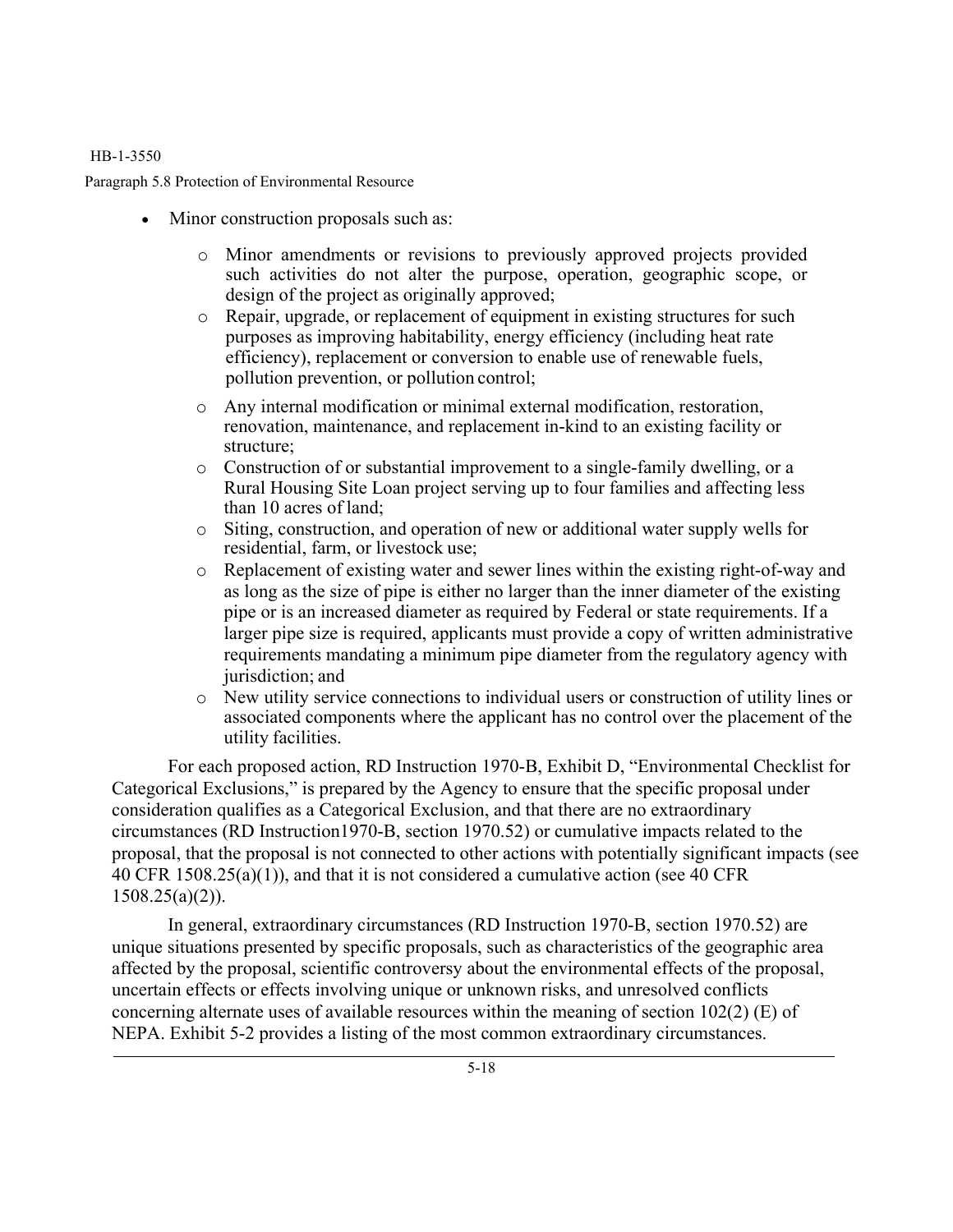- Minor construction proposals such as:
  - Minor amendments or revisions to previously approved projects provided such activities do not alter the purpose, operation, geographic scope, or design of the project as originally approved;
  - Repair, upgrade, or replacement of equipment in existing structures for such purposes as improving habitability, energy efficiency (including heat rate efficiency), replacement or conversion to enable use of renewable fuels, pollution prevention, or pollution control;
  - Any internal modification or minimal external modification, restoration, renovation, maintenance, and replacement in-kind to an existing facility or structure;
  - Construction of or substantial improvement to a single-family dwelling, or a Rural Housing Site Loan project serving up to four families and affecting less than 10 acres of land;
  - Siting, construction, and operation of new or additional water supply wells for residential, farm, or livestock use;
  - Replacement of existing water and sewer lines within the existing right-of-way and as long as the size of pipe is either no larger than the inner diameter of the existing pipe or is an increased diameter as required by Federal or state requirements. If a larger pipe size is required, applicants must provide a copy of written administrative requirements mandating a minimum pipe diameter from the regulatory agency with jurisdiction; and
  - New utility service connections to individual users or construction of utility lines or associated components where the applicant has no control over the placement of the utility facilities.

For each proposed action, RD Instruction 1970-B, Exhibit D, "Environmental Checklist for Categorical Exclusions," is prepared by the Agency to ensure that the specific proposal under consideration qualifies as a Categorical Exclusion, and that there are no extraordinary circumstances (RD Instruction1970-B, section 1970.52) or cumulative impacts related to the proposal, that the proposal is not connected to other actions with potentially significant impacts (see 40 CFR 1508.25(a)(1)), and that it is not considered a cumulative action (see 40 CFR 1508.25(a)(2)).

In general, extraordinary circumstances (RD Instruction 1970-B, section 1970.52) are unique situations presented by specific proposals, such as characteristics of the geographic area affected by the proposal, scientific controversy about the environmental effects of the proposal, uncertain effects or effects involving unique or unknown risks, and unresolved conflicts concerning alternate uses of available resources within the meaning of section 102(2) (E) of NEPA. Exhibit 5-2 provides a listing of the most common extraordinary circumstances.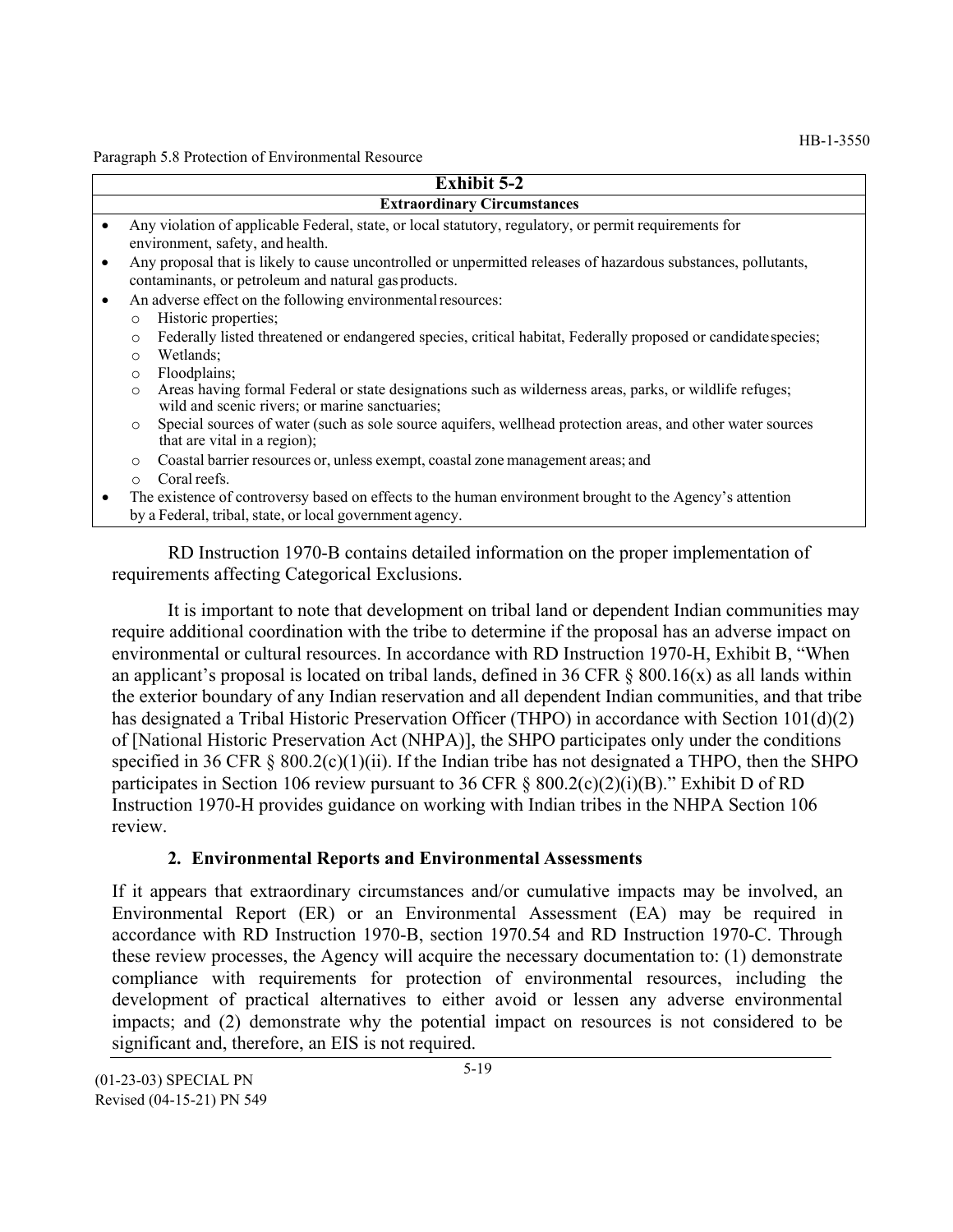**Exhibit 5-2**

**Extraordinary Circumstances**

- Any violation of applicable Federal, state, or local statutory, regulatory, or permit requirements for environment, safety, and health.
- Any proposal that is likely to cause uncontrolled or unpermitted releases of hazardous substances, pollutants, contaminants, or petroleum and natural gas products.
- An adverse effect on the following environmental resources:
  - Historic properties;
  - Federally listed threatened or endangered species, critical habitat, Federally proposed or candidate species;
  - Wetlands;
  - Floodplains;
  - Areas having formal Federal or state designations such as wilderness areas, parks, or wildlife refuges; wild and scenic rivers; or marine sanctuaries;
  - Special sources of water (such as sole source aquifers, wellhead protection areas, and other water sources that are vital in a region);
  - Coastal barrier resources or, unless exempt, coastal zone management areas; and
  - Coral reefs.
- The existence of controversy based on effects to the human environment brought to the Agency's attention by a Federal, tribal, state, or local government agency.

RD Instruction 1970-B contains detailed information on the proper implementation of requirements affecting Categorical Exclusions.

It is important to note that development on tribal land or dependent Indian communities may require additional coordination with the tribe to determine if the proposal has an adverse impact on environmental or cultural resources. In accordance with RD Instruction 1970-H, Exhibit B, "When an applicant's proposal is located on tribal lands, defined in 36 CFR § 800.16(x) as all lands within the exterior boundary of any Indian reservation and all dependent Indian communities, and that tribe has designated a Tribal Historic Preservation Officer (THPO) in accordance with Section 101(d)(2) of [National Historic Preservation Act (NHPA)], the SHPO participates only under the conditions specified in 36 CFR § 800.2(c)(1)(ii). If the Indian tribe has not designated a THPO, then the SHPO participates in Section 106 review pursuant to 36 CFR § 800.2(c)(2)(i)(B)." Exhibit D of RD Instruction 1970-H provides guidance on working with Indian tribes in the NHPA Section 106 review.

### 2. Environmental Reports and Environmental Assessments

If it appears that extraordinary circumstances and/or cumulative impacts may be involved, an Environmental Report (ER) or an Environmental Assessment (EA) may be required in accordance with RD Instruction 1970-B, section 1970.54 and RD Instruction 1970-C. Through these review processes, the Agency will acquire the necessary documentation to: (1) demonstrate compliance with requirements for protection of environmental resources, including the development of practical alternatives to either avoid or lessen any adverse environmental impacts; and (2) demonstrate why the potential impact on resources is not considered to be significant and, therefore, an EIS is not required.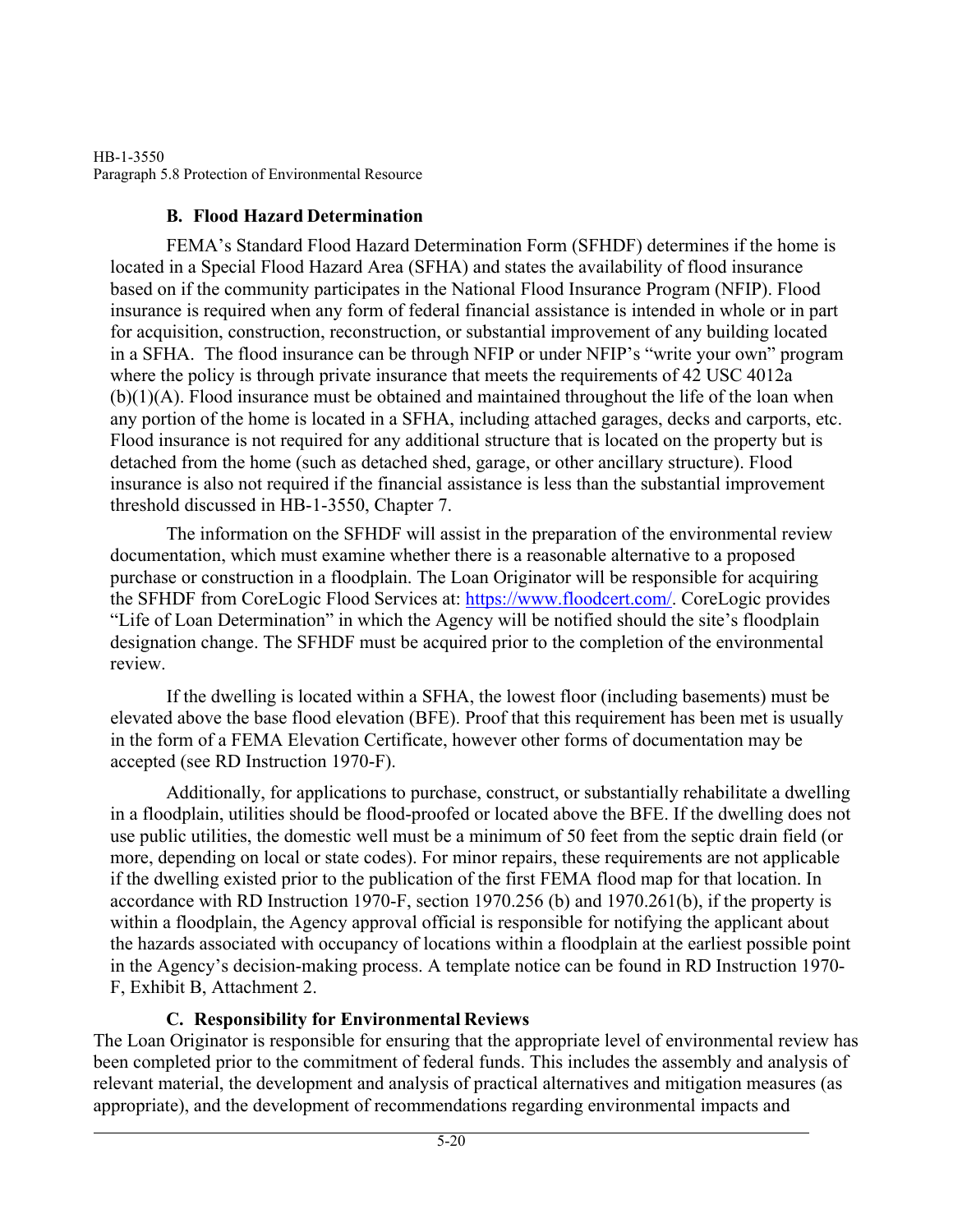### B. Flood Hazard Determination

FEMA's Standard Flood Hazard Determination Form (SFHDF) determines if the home is located in a Special Flood Hazard Area (SFHA) and states the availability of flood insurance based on if the community participates in the National Flood Insurance Program (NFIP). Flood insurance is required when any form of federal financial assistance is intended in whole or in part for acquisition, construction, reconstruction, or substantial improvement of any building located in a SFHA. The flood insurance can be through NFIP or under NFIP's "write your own" program where the policy is through private insurance that meets the requirements of 42 USC 4012a (b)(1)(A). Flood insurance must be obtained and maintained throughout the life of the loan when any portion of the home is located in a SFHA, including attached garages, decks and carports, etc. Flood insurance is not required for any additional structure that is located on the property but is detached from the home (such as detached shed, garage, or other ancillary structure). Flood insurance is also not required if the financial assistance is less than the substantial improvement threshold discussed in HB-1-3550, Chapter 7.

The information on the SFHDF will assist in the preparation of the environmental review documentation, which must examine whether there is a reasonable alternative to a proposed purchase or construction in a floodplain. The Loan Originator will be responsible for acquiring the SFHDF from CoreLogic Flood Services at: https://www.floodcert.com/. CoreLogic provides "Life of Loan Determination" in which the Agency will be notified should the site's floodplain designation change. The SFHDF must be acquired prior to the completion of the environmental review.

If the dwelling is located within a SFHA, the lowest floor (including basements) must be elevated above the base flood elevation (BFE). Proof that this requirement has been met is usually in the form of a FEMA Elevation Certificate, however other forms of documentation may be accepted (see RD Instruction 1970-F).

Additionally, for applications to purchase, construct, or substantially rehabilitate a dwelling in a floodplain, utilities should be flood-proofed or located above the BFE. If the dwelling does not use public utilities, the domestic well must be a minimum of 50 feet from the septic drain field (or more, depending on local or state codes). For minor repairs, these requirements are not applicable if the dwelling existed prior to the publication of the first FEMA flood map for that location. In accordance with RD Instruction 1970-F, section 1970.256 (b) and 1970.261(b), if the property is within a floodplain, the Agency approval official is responsible for notifying the applicant about the hazards associated with occupancy of locations within a floodplain at the earliest possible point in the Agency's decision-making process. A template notice can be found in RD Instruction 1970-F, Exhibit B, Attachment 2.

### C. Responsibility for Environmental Reviews

The Loan Originator is responsible for ensuring that the appropriate level of environmental review has been completed prior to the commitment of federal funds. This includes the assembly and analysis of relevant material, the development and analysis of practical alternatives and mitigation measures (as appropriate), and the development of recommendations regarding environmental impacts and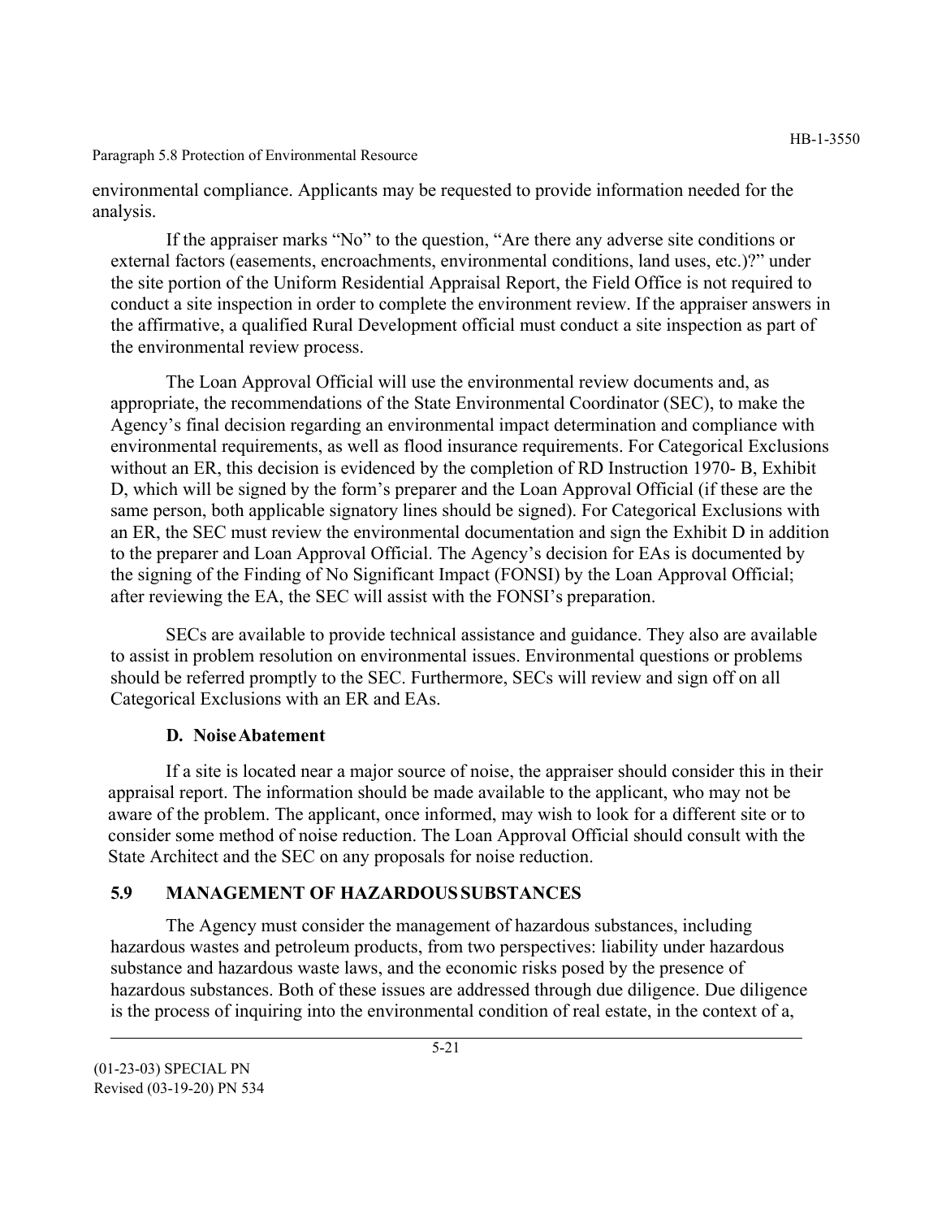environmental compliance. Applicants may be requested to provide information needed for the analysis.

If the appraiser marks "No" to the question, "Are there any adverse site conditions or external factors (easements, encroachments, environmental conditions, land uses, etc.)?" under the site portion of the Uniform Residential Appraisal Report, the Field Office is not required to conduct a site inspection in order to complete the environment review. If the appraiser answers in the affirmative, a qualified Rural Development official must conduct a site inspection as part of the environmental review process.

The Loan Approval Official will use the environmental review documents and, as appropriate, the recommendations of the State Environmental Coordinator (SEC), to make the Agency's final decision regarding an environmental impact determination and compliance with environmental requirements, as well as flood insurance requirements. For Categorical Exclusions without an ER, this decision is evidenced by the completion of RD Instruction 1970- B, Exhibit D, which will be signed by the form's preparer and the Loan Approval Official (if these are the same person, both applicable signatory lines should be signed). For Categorical Exclusions with an ER, the SEC must review the environmental documentation and sign the Exhibit D in addition to the preparer and Loan Approval Official. The Agency's decision for EAs is documented by the signing of the Finding of No Significant Impact (FONSI) by the Loan Approval Official; after reviewing the EA, the SEC will assist with the FONSI's preparation.

SECs are available to provide technical assistance and guidance. They also are available to assist in problem resolution on environmental issues. Environmental questions or problems should be referred promptly to the SEC. Furthermore, SECs will review and sign off on all Categorical Exclusions with an ER and EAs.

### D. Noise Abatement

If a site is located near a major source of noise, the appraiser should consider this in their appraisal report. The information should be made available to the applicant, who may not be aware of the problem. The applicant, once informed, may wish to look for a different site or to consider some method of noise reduction. The Loan Approval Official should consult with the State Architect and the SEC on any proposals for noise reduction.

## 5.9 MANAGEMENT OF HAZARDOUS SUBSTANCES

The Agency must consider the management of hazardous substances, including hazardous wastes and petroleum products, from two perspectives: liability under hazardous substance and hazardous waste laws, and the economic risks posed by the presence of hazardous substances. Both of these issues are addressed through due diligence. Due diligence is the process of inquiring into the environmental condition of real estate, in the context of a,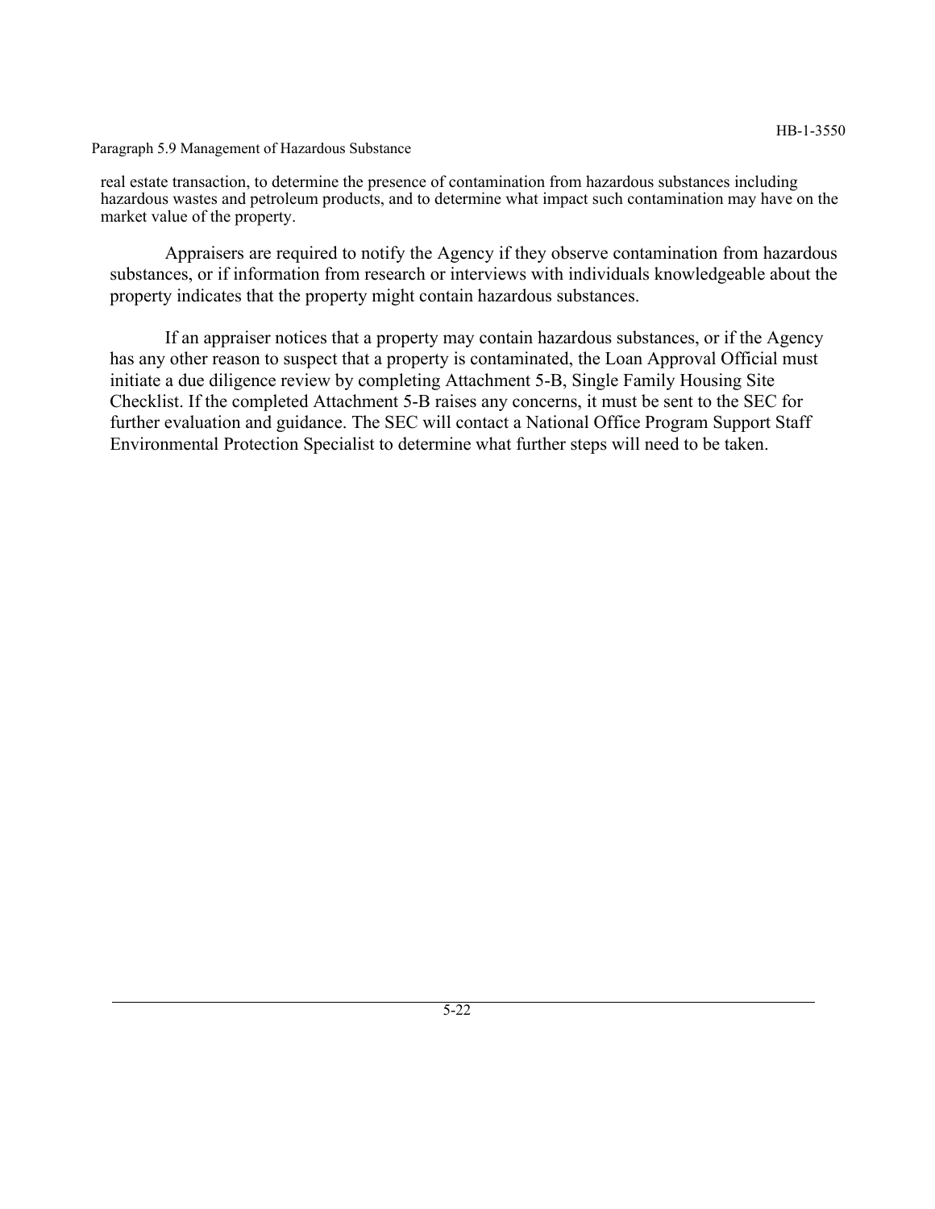real estate transaction, to determine the presence of contamination from hazardous substances including hazardous wastes and petroleum products, and to determine what impact such contamination may have on the market value of the property.

Appraisers are required to notify the Agency if they observe contamination from hazardous substances, or if information from research or interviews with individuals knowledgeable about the property indicates that the property might contain hazardous substances.

If an appraiser notices that a property may contain hazardous substances, or if the Agency has any other reason to suspect that a property is contaminated, the Loan Approval Official must initiate a due diligence review by completing Attachment 5-B, Single Family Housing Site Checklist. If the completed Attachment 5-B raises any concerns, it must be sent to the SEC for further evaluation and guidance. The SEC will contact a National Office Program Support Staff Environmental Protection Specialist to determine what further steps will need to be taken.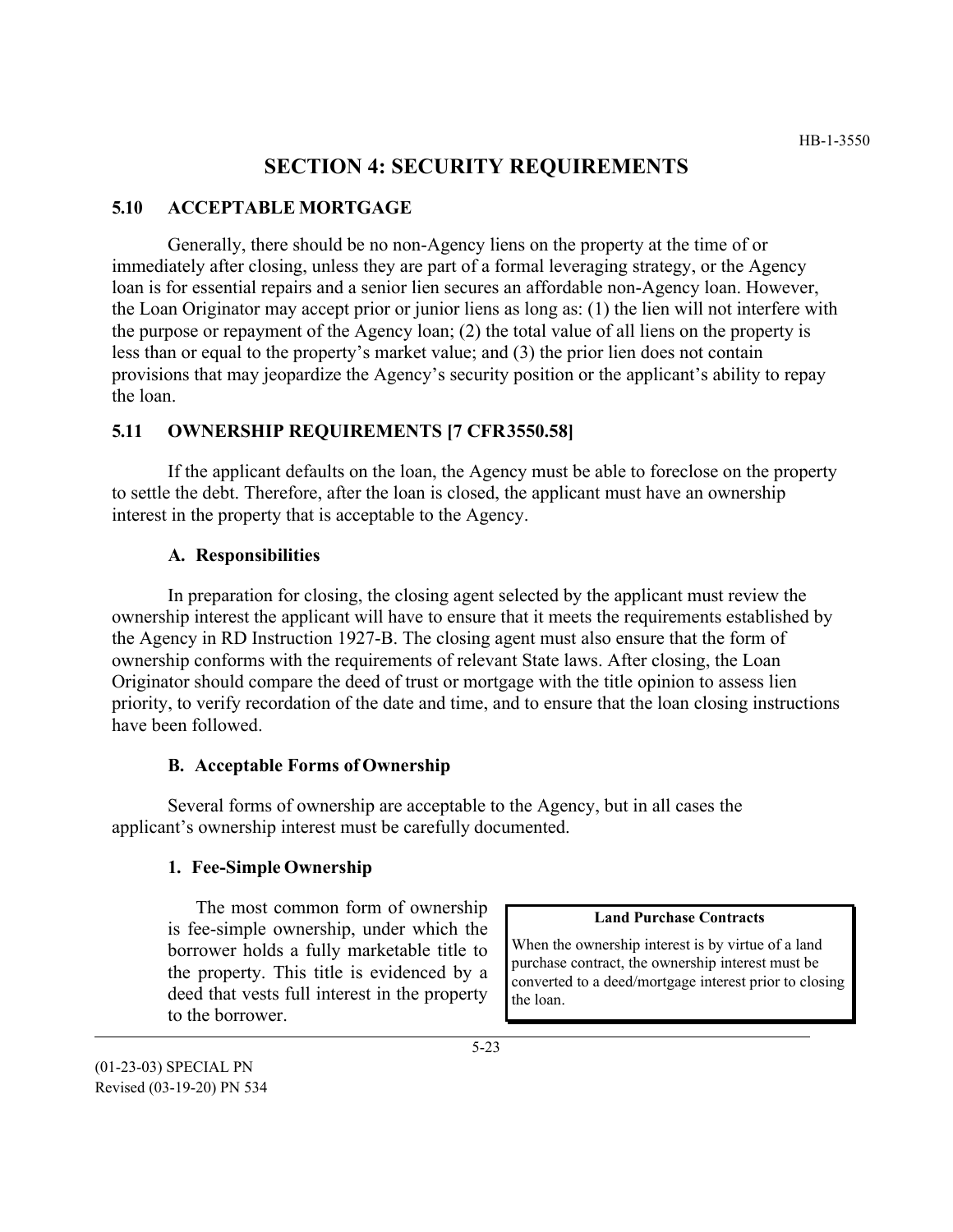## SECTION 4: SECURITY REQUIREMENTS

### 5.10 ACCEPTABLE MORTGAGE

Generally, there should be no non-Agency liens on the property at the time of or immediately after closing, unless they are part of a formal leveraging strategy, or the Agency loan is for essential repairs and a senior lien secures an affordable non-Agency loan. However, the Loan Originator may accept prior or junior liens as long as: (1) the lien will not interfere with the purpose or repayment of the Agency loan; (2) the total value of all liens on the property is less than or equal to the property's market value; and (3) the prior lien does not contain provisions that may jeopardize the Agency's security position or the applicant's ability to repay the loan.

### 5.11 OWNERSHIP REQUIREMENTS [7 CFR 3550.58]

If the applicant defaults on the loan, the Agency must be able to foreclose on the property to settle the debt. Therefore, after the loan is closed, the applicant must have an ownership interest in the property that is acceptable to the Agency.

#### A. Responsibilities

In preparation for closing, the closing agent selected by the applicant must review the ownership interest the applicant will have to ensure that it meets the requirements established by the Agency in RD Instruction 1927-B. The closing agent must also ensure that the form of ownership conforms with the requirements of relevant State laws. After closing, the Loan Originator should compare the deed of trust or mortgage with the title opinion to assess lien priority, to verify recordation of the date and time, and to ensure that the loan closing instructions have been followed.

#### B. Acceptable Forms of Ownership

Several forms of ownership are acceptable to the Agency, but in all cases the applicant's ownership interest must be carefully documented.

##### 1. Fee-Simple Ownership

The most common form of ownership is fee-simple ownership, under which the borrower holds a fully marketable title to the property. This title is evidenced by a deed that vests full interest in the property to the borrower.

> **Land Purchase Contracts**
>
> When the ownership interest is by virtue of a land purchase contract, the ownership interest must be converted to a deed/mortgage interest prior to closing the loan.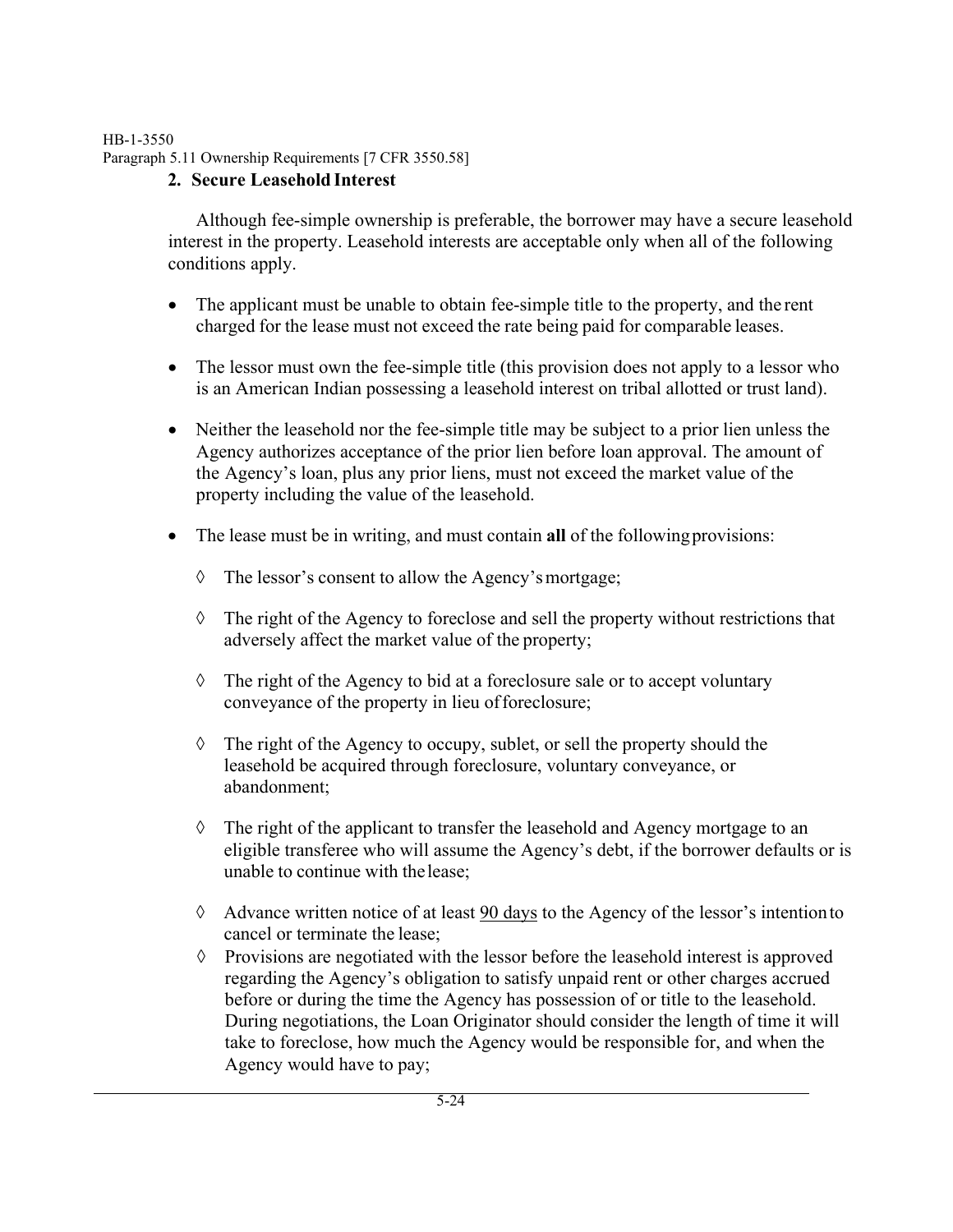## 2. Secure Leasehold Interest

Although fee-simple ownership is preferable, the borrower may have a secure leasehold interest in the property. Leasehold interests are acceptable only when all of the following conditions apply.

- The applicant must be unable to obtain fee-simple title to the property, and the rent charged for the lease must not exceed the rate being paid for comparable leases.
- The lessor must own the fee-simple title (this provision does not apply to a lessor who is an American Indian possessing a leasehold interest on tribal allotted or trust land).
- Neither the leasehold nor the fee-simple title may be subject to a prior lien unless the Agency authorizes acceptance of the prior lien before loan approval. The amount of the Agency's loan, plus any prior liens, must not exceed the market value of the property including the value of the leasehold.
- The lease must be in writing, and must contain **all** of the following provisions:
  - ◊ The lessor's consent to allow the Agency's mortgage;
  - ◊ The right of the Agency to foreclose and sell the property without restrictions that adversely affect the market value of the property;
  - ◊ The right of the Agency to bid at a foreclosure sale or to accept voluntary conveyance of the property in lieu of foreclosure;
  - ◊ The right of the Agency to occupy, sublet, or sell the property should the leasehold be acquired through foreclosure, voluntary conveyance, or abandonment;
  - ◊ The right of the applicant to transfer the leasehold and Agency mortgage to an eligible transferee who will assume the Agency's debt, if the borrower defaults or is unable to continue with the lease;
  - ◊ Advance written notice of at least <u>90 days</u> to the Agency of the lessor's intention to cancel or terminate the lease;
  - ◊ Provisions are negotiated with the lessor before the leasehold interest is approved regarding the Agency's obligation to satisfy unpaid rent or other charges accrued before or during the time the Agency has possession of or title to the leasehold. During negotiations, the Loan Originator should consider the length of time it will take to foreclose, how much the Agency would be responsible for, and when the Agency would have to pay;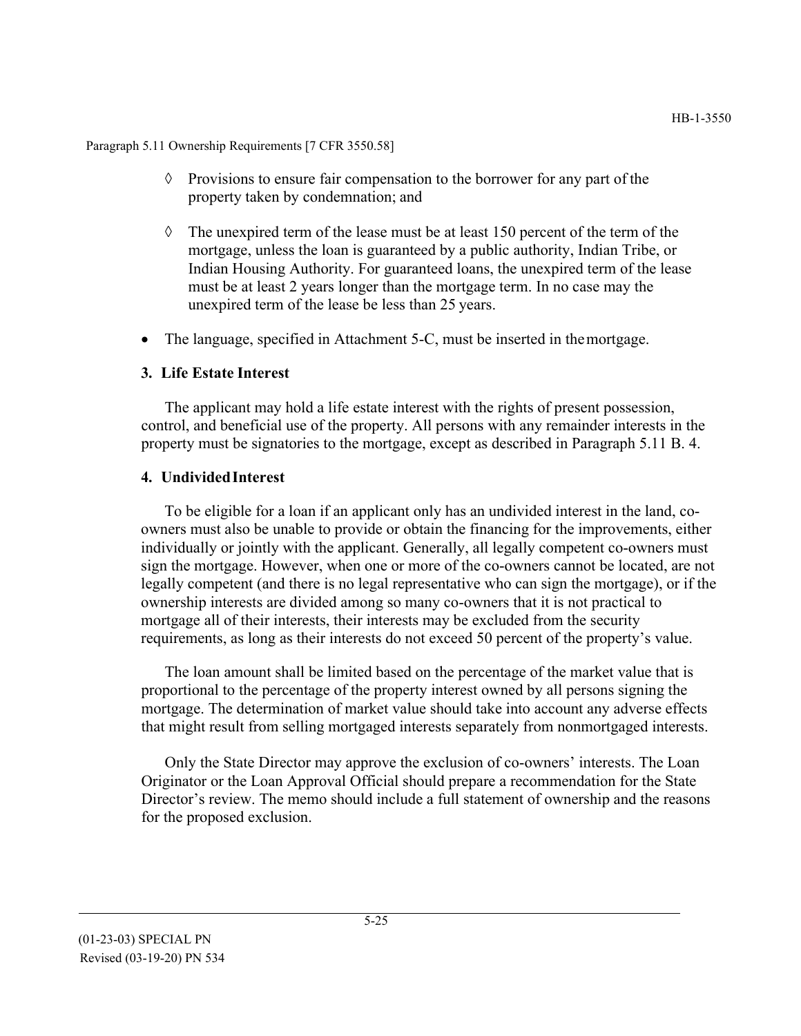◊ Provisions to ensure fair compensation to the borrower for any part of the property taken by condemnation; and

◊ The unexpired term of the lease must be at least 150 percent of the term of the mortgage, unless the loan is guaranteed by a public authority, Indian Tribe, or Indian Housing Authority. For guaranteed loans, the unexpired term of the lease must be at least 2 years longer than the mortgage term. In no case may the unexpired term of the lease be less than 25 years.

- The language, specified in Attachment 5-C, must be inserted in the mortgage.

### 3. Life Estate Interest

The applicant may hold a life estate interest with the rights of present possession, control, and beneficial use of the property. All persons with any remainder interests in the property must be signatories to the mortgage, except as described in Paragraph 5.11 B. 4.

### 4. Undivided Interest

To be eligible for a loan if an applicant only has an undivided interest in the land, co-owners must also be unable to provide or obtain the financing for the improvements, either individually or jointly with the applicant. Generally, all legally competent co-owners must sign the mortgage. However, when one or more of the co-owners cannot be located, are not legally competent (and there is no legal representative who can sign the mortgage), or if the ownership interests are divided among so many co-owners that it is not practical to mortgage all of their interests, their interests may be excluded from the security requirements, as long as their interests do not exceed 50 percent of the property's value.

The loan amount shall be limited based on the percentage of the market value that is proportional to the percentage of the property interest owned by all persons signing the mortgage. The determination of market value should take into account any adverse effects that might result from selling mortgaged interests separately from nonmortgaged interests.

Only the State Director may approve the exclusion of co-owners' interests. The Loan Originator or the Loan Approval Official should prepare a recommendation for the State Director's review. The memo should include a full statement of ownership and the reasons for the proposed exclusion.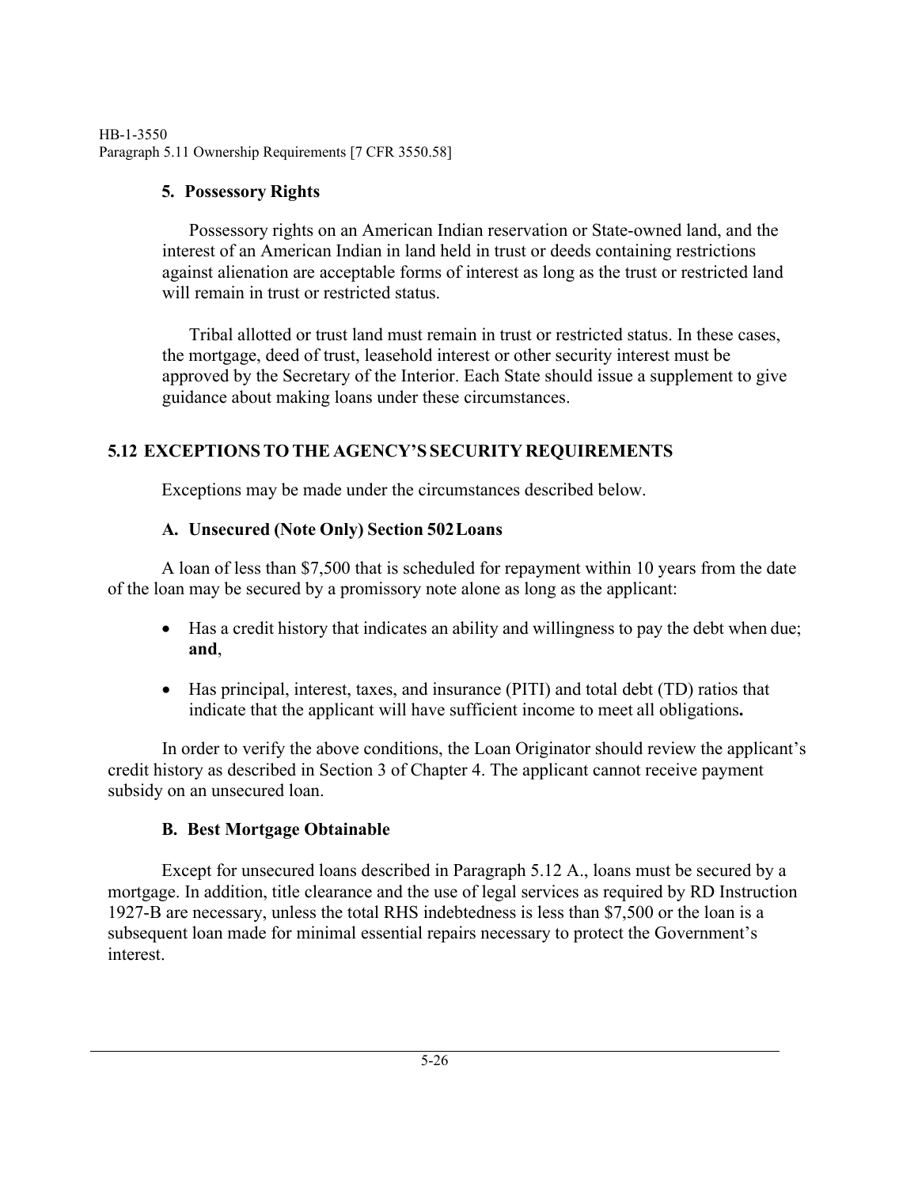### 5. Possessory Rights

Possessory rights on an American Indian reservation or State-owned land, and the interest of an American Indian in land held in trust or deeds containing restrictions against alienation are acceptable forms of interest as long as the trust or restricted land will remain in trust or restricted status.

Tribal allotted or trust land must remain in trust or restricted status. In these cases, the mortgage, deed of trust, leasehold interest or other security interest must be approved by the Secretary of the Interior. Each State should issue a supplement to give guidance about making loans under these circumstances.

## 5.12 EXCEPTIONS TO THE AGENCY'S SECURITY REQUIREMENTS

Exceptions may be made under the circumstances described below.

### A. Unsecured (Note Only) Section 502 Loans

A loan of less than $7,500 that is scheduled for repayment within 10 years from the date of the loan may be secured by a promissory note alone as long as the applicant:

- Has a credit history that indicates an ability and willingness to pay the debt when due; **and**,
- Has principal, interest, taxes, and insurance (PITI) and total debt (TD) ratios that indicate that the applicant will have sufficient income to meet all obligations**.**

In order to verify the above conditions, the Loan Originator should review the applicant's credit history as described in Section 3 of Chapter 4. The applicant cannot receive payment subsidy on an unsecured loan.

### B. Best Mortgage Obtainable

Except for unsecured loans described in Paragraph 5.12 A., loans must be secured by a mortgage. In addition, title clearance and the use of legal services as required by RD Instruction 1927-B are necessary, unless the total RHS indebtedness is less than $7,500 or the loan is a subsequent loan made for minimal essential repairs necessary to protect the Government's interest.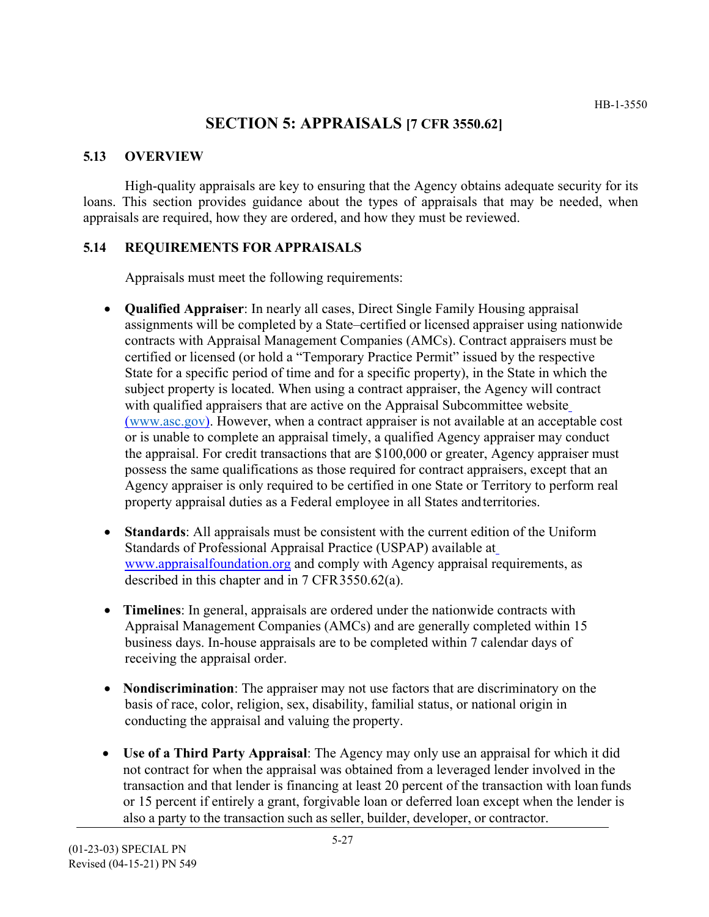# SECTION 5: APPRAISALS [7 CFR 3550.62]

## 5.13 OVERVIEW

High-quality appraisals are key to ensuring that the Agency obtains adequate security for its loans. This section provides guidance about the types of appraisals that may be needed, when appraisals are required, how they are ordered, and how they must be reviewed.

## 5.14 REQUIREMENTS FOR APPRAISALS

Appraisals must meet the following requirements:

- **Qualified Appraiser**: In nearly all cases, Direct Single Family Housing appraisal assignments will be completed by a State–certified or licensed appraiser using nationwide contracts with Appraisal Management Companies (AMCs). Contract appraisers must be certified or licensed (or hold a "Temporary Practice Permit" issued by the respective State for a specific period of time and for a specific property), in the State in which the subject property is located. When using a contract appraiser, the Agency will contract with qualified appraisers that are active on the Appraisal Subcommittee website (www.asc.gov). However, when a contract appraiser is not available at an acceptable cost or is unable to complete an appraisal timely, a qualified Agency appraiser may conduct the appraisal. For credit transactions that are $100,000 or greater, Agency appraiser must possess the same qualifications as those required for contract appraisers, except that an Agency appraiser is only required to be certified in one State or Territory to perform real property appraisal duties as a Federal employee in all States and territories.

- **Standards**: All appraisals must be consistent with the current edition of the Uniform Standards of Professional Appraisal Practice (USPAP) available at www.appraisalfoundation.org and comply with Agency appraisal requirements, as described in this chapter and in 7 CFR 3550.62(a).

- **Timelines**: In general, appraisals are ordered under the nationwide contracts with Appraisal Management Companies (AMCs) and are generally completed within 15 business days. In-house appraisals are to be completed within 7 calendar days of receiving the appraisal order.

- **Nondiscrimination**: The appraiser may not use factors that are discriminatory on the basis of race, color, religion, sex, disability, familial status, or national origin in conducting the appraisal and valuing the property.

- **Use of a Third Party Appraisal**: The Agency may only use an appraisal for which it did not contract for when the appraisal was obtained from a leveraged lender involved in the transaction and that lender is financing at least 20 percent of the transaction with loan funds or 15 percent if entirely a grant, forgivable loan or deferred loan except when the lender is also a party to the transaction such as seller, builder, developer, or contractor.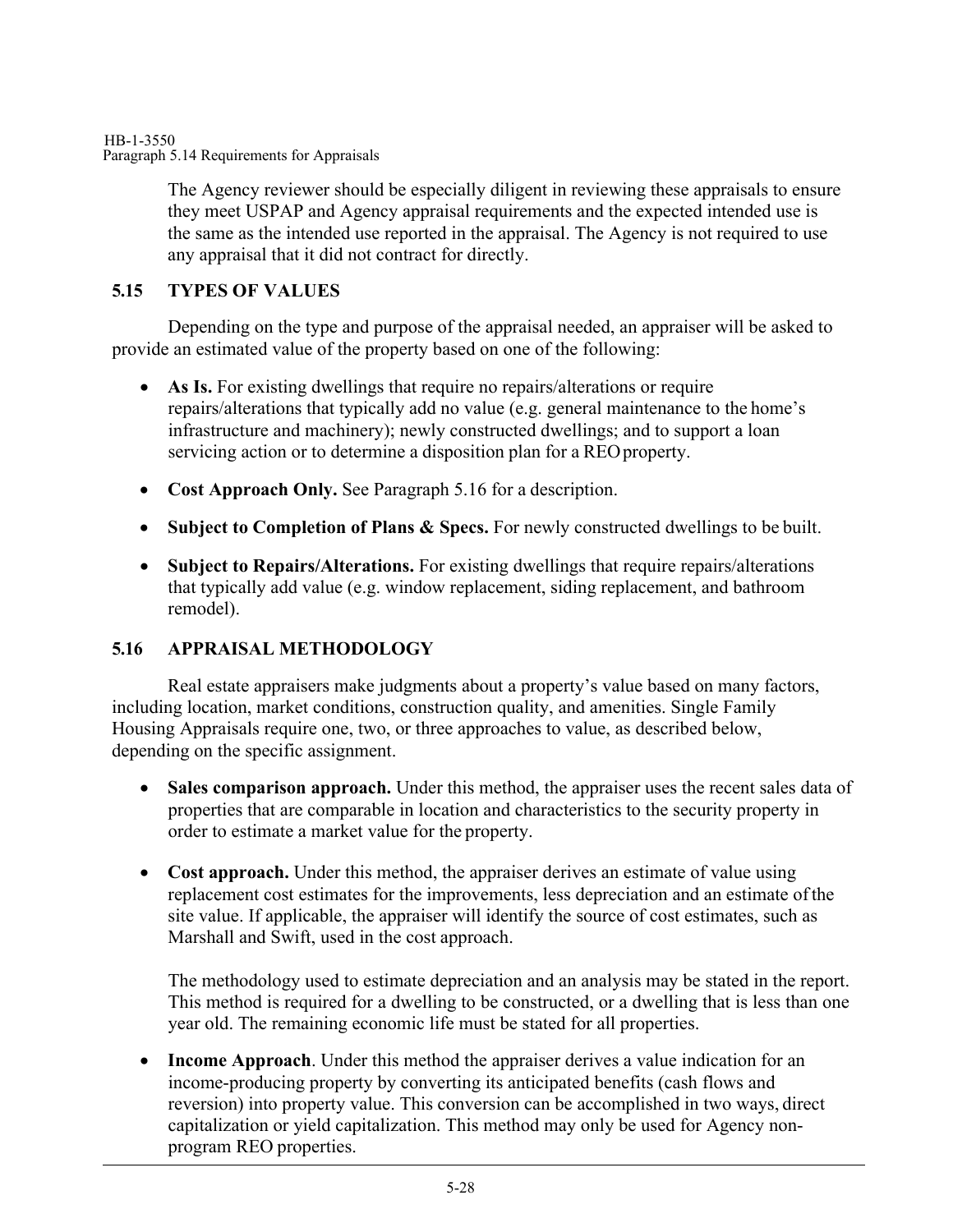The Agency reviewer should be especially diligent in reviewing these appraisals to ensure they meet USPAP and Agency appraisal requirements and the expected intended use is the same as the intended use reported in the appraisal. The Agency is not required to use any appraisal that it did not contract for directly.

## 5.15 TYPES OF VALUES

Depending on the type and purpose of the appraisal needed, an appraiser will be asked to provide an estimated value of the property based on one of the following:

- **As Is.** For existing dwellings that require no repairs/alterations or require repairs/alterations that typically add no value (e.g. general maintenance to the home's infrastructure and machinery); newly constructed dwellings; and to support a loan servicing action or to determine a disposition plan for a REO property.
- **Cost Approach Only.** See Paragraph 5.16 for a description.
- **Subject to Completion of Plans & Specs.** For newly constructed dwellings to be built.
- **Subject to Repairs/Alterations.** For existing dwellings that require repairs/alterations that typically add value (e.g. window replacement, siding replacement, and bathroom remodel).

## 5.16 APPRAISAL METHODOLOGY

Real estate appraisers make judgments about a property's value based on many factors, including location, market conditions, construction quality, and amenities. Single Family Housing Appraisals require one, two, or three approaches to value, as described below, depending on the specific assignment.

- **Sales comparison approach.** Under this method, the appraiser uses the recent sales data of properties that are comparable in location and characteristics to the security property in order to estimate a market value for the property.
- **Cost approach.** Under this method, the appraiser derives an estimate of value using replacement cost estimates for the improvements, less depreciation and an estimate of the site value. If applicable, the appraiser will identify the source of cost estimates, such as Marshall and Swift, used in the cost approach.

  The methodology used to estimate depreciation and an analysis may be stated in the report. This method is required for a dwelling to be constructed, or a dwelling that is less than one year old. The remaining economic life must be stated for all properties.
- **Income Approach**. Under this method the appraiser derives a value indication for an income-producing property by converting its anticipated benefits (cash flows and reversion) into property value. This conversion can be accomplished in two ways, direct capitalization or yield capitalization. This method may only be used for Agency non-program REO properties.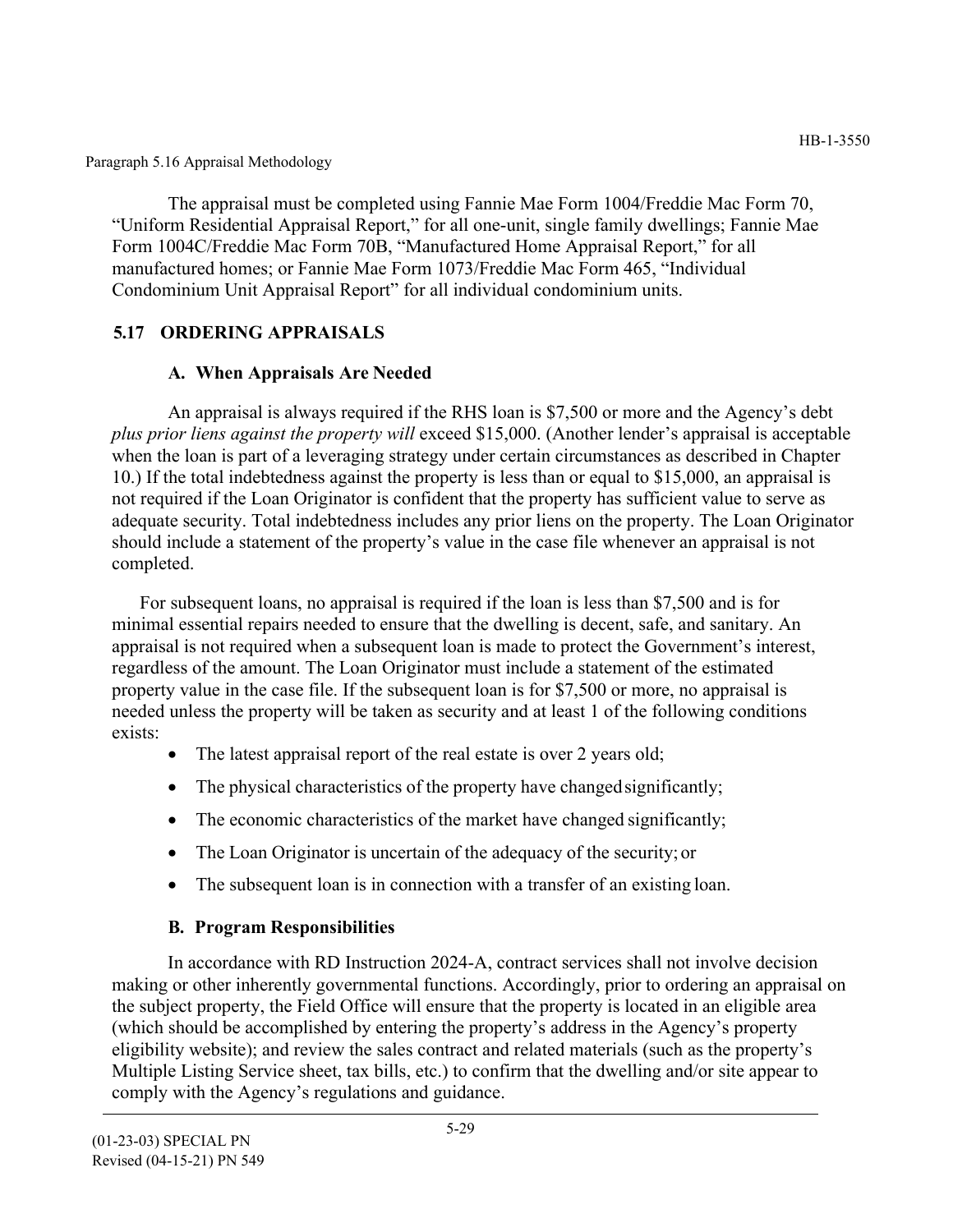The appraisal must be completed using Fannie Mae Form 1004/Freddie Mac Form 70, "Uniform Residential Appraisal Report," for all one-unit, single family dwellings; Fannie Mae Form 1004C/Freddie Mac Form 70B, "Manufactured Home Appraisal Report," for all manufactured homes; or Fannie Mae Form 1073/Freddie Mac Form 465, "Individual Condominium Unit Appraisal Report" for all individual condominium units.

## 5.17 ORDERING APPRAISALS

### A. When Appraisals Are Needed

An appraisal is always required if the RHS loan is $7,500 or more and the Agency's debt *plus prior liens against the property will* exceed $15,000. (Another lender's appraisal is acceptable when the loan is part of a leveraging strategy under certain circumstances as described in Chapter 10.) If the total indebtedness against the property is less than or equal to $15,000, an appraisal is not required if the Loan Originator is confident that the property has sufficient value to serve as adequate security. Total indebtedness includes any prior liens on the property. The Loan Originator should include a statement of the property's value in the case file whenever an appraisal is not completed.

For subsequent loans, no appraisal is required if the loan is less than $7,500 and is for minimal essential repairs needed to ensure that the dwelling is decent, safe, and sanitary. An appraisal is not required when a subsequent loan is made to protect the Government's interest, regardless of the amount. The Loan Originator must include a statement of the estimated property value in the case file. If the subsequent loan is for $7,500 or more, no appraisal is needed unless the property will be taken as security and at least 1 of the following conditions exists:

- The latest appraisal report of the real estate is over 2 years old;
- The physical characteristics of the property have changed significantly;
- The economic characteristics of the market have changed significantly;
- The Loan Originator is uncertain of the adequacy of the security; or
- The subsequent loan is in connection with a transfer of an existing loan.

### B. Program Responsibilities

In accordance with RD Instruction 2024-A, contract services shall not involve decision making or other inherently governmental functions. Accordingly, prior to ordering an appraisal on the subject property, the Field Office will ensure that the property is located in an eligible area (which should be accomplished by entering the property's address in the Agency's property eligibility website); and review the sales contract and related materials (such as the property's Multiple Listing Service sheet, tax bills, etc.) to confirm that the dwelling and/or site appear to comply with the Agency's regulations and guidance.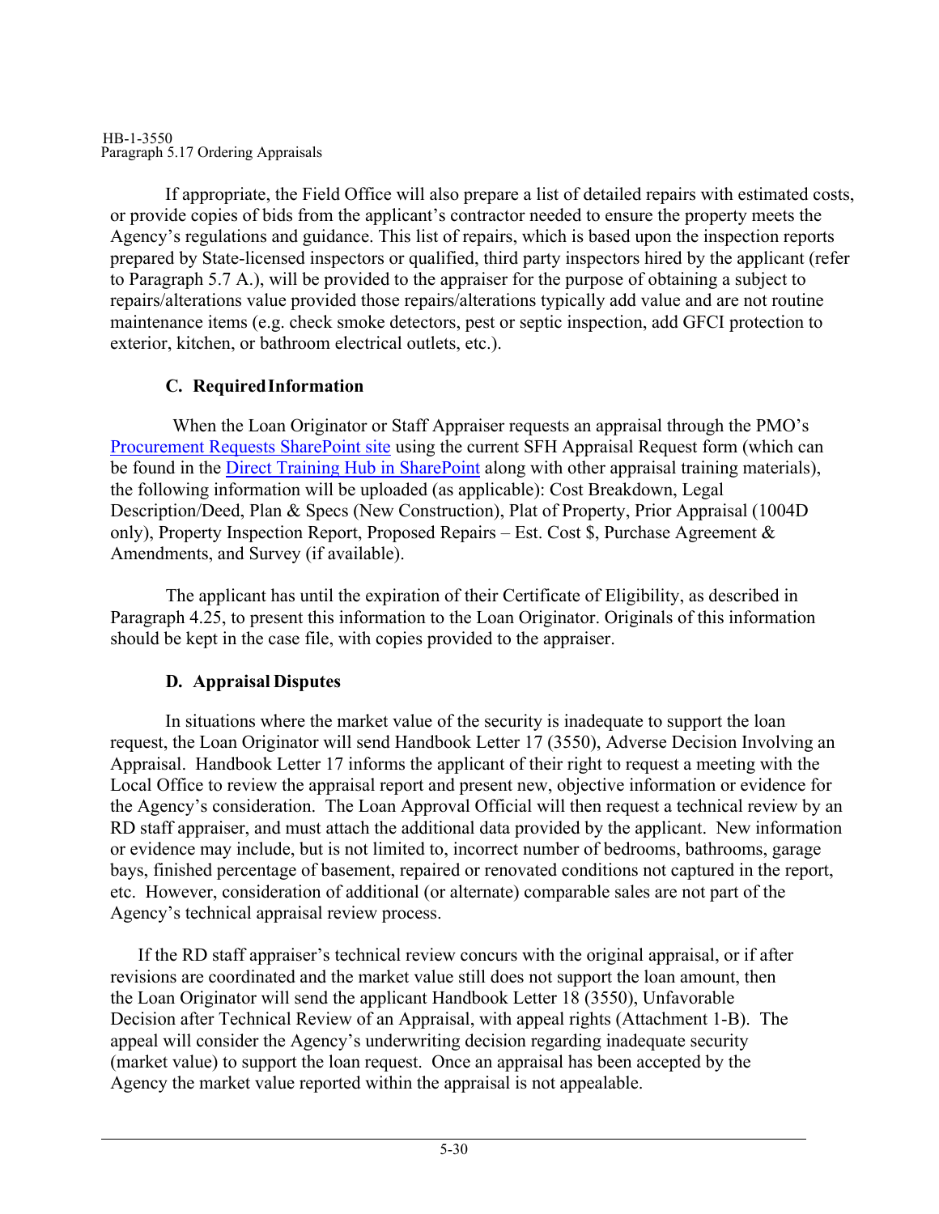If appropriate, the Field Office will also prepare a list of detailed repairs with estimated costs, or provide copies of bids from the applicant's contractor needed to ensure the property meets the Agency's regulations and guidance. This list of repairs, which is based upon the inspection reports prepared by State-licensed inspectors or qualified, third party inspectors hired by the applicant (refer to Paragraph 5.7 A.), will be provided to the appraiser for the purpose of obtaining a subject to repairs/alterations value provided those repairs/alterations typically add value and are not routine maintenance items (e.g. check smoke detectors, pest or septic inspection, add GFCI protection to exterior, kitchen, or bathroom electrical outlets, etc.).

### C. Required Information

When the Loan Originator or Staff Appraiser requests an appraisal through the PMO's Procurement Requests SharePoint site using the current SFH Appraisal Request form (which can be found in the Direct Training Hub in SharePoint along with other appraisal training materials), the following information will be uploaded (as applicable): Cost Breakdown, Legal Description/Deed, Plan & Specs (New Construction), Plat of Property, Prior Appraisal (1004D only), Property Inspection Report, Proposed Repairs – Est. Cost $, Purchase Agreement & Amendments, and Survey (if available).

The applicant has until the expiration of their Certificate of Eligibility, as described in Paragraph 4.25, to present this information to the Loan Originator. Originals of this information should be kept in the case file, with copies provided to the appraiser.

### D. Appraisal Disputes

In situations where the market value of the security is inadequate to support the loan request, the Loan Originator will send Handbook Letter 17 (3550), Adverse Decision Involving an Appraisal. Handbook Letter 17 informs the applicant of their right to request a meeting with the Local Office to review the appraisal report and present new, objective information or evidence for the Agency's consideration. The Loan Approval Official will then request a technical review by an RD staff appraiser, and must attach the additional data provided by the applicant. New information or evidence may include, but is not limited to, incorrect number of bedrooms, bathrooms, garage bays, finished percentage of basement, repaired or renovated conditions not captured in the report, etc. However, consideration of additional (or alternate) comparable sales are not part of the Agency's technical appraisal review process.

If the RD staff appraiser's technical review concurs with the original appraisal, or if after revisions are coordinated and the market value still does not support the loan amount, then the Loan Originator will send the applicant Handbook Letter 18 (3550), Unfavorable Decision after Technical Review of an Appraisal, with appeal rights (Attachment 1-B). The appeal will consider the Agency's underwriting decision regarding inadequate security (market value) to support the loan request. Once an appraisal has been accepted by the Agency the market value reported within the appraisal is not appealable.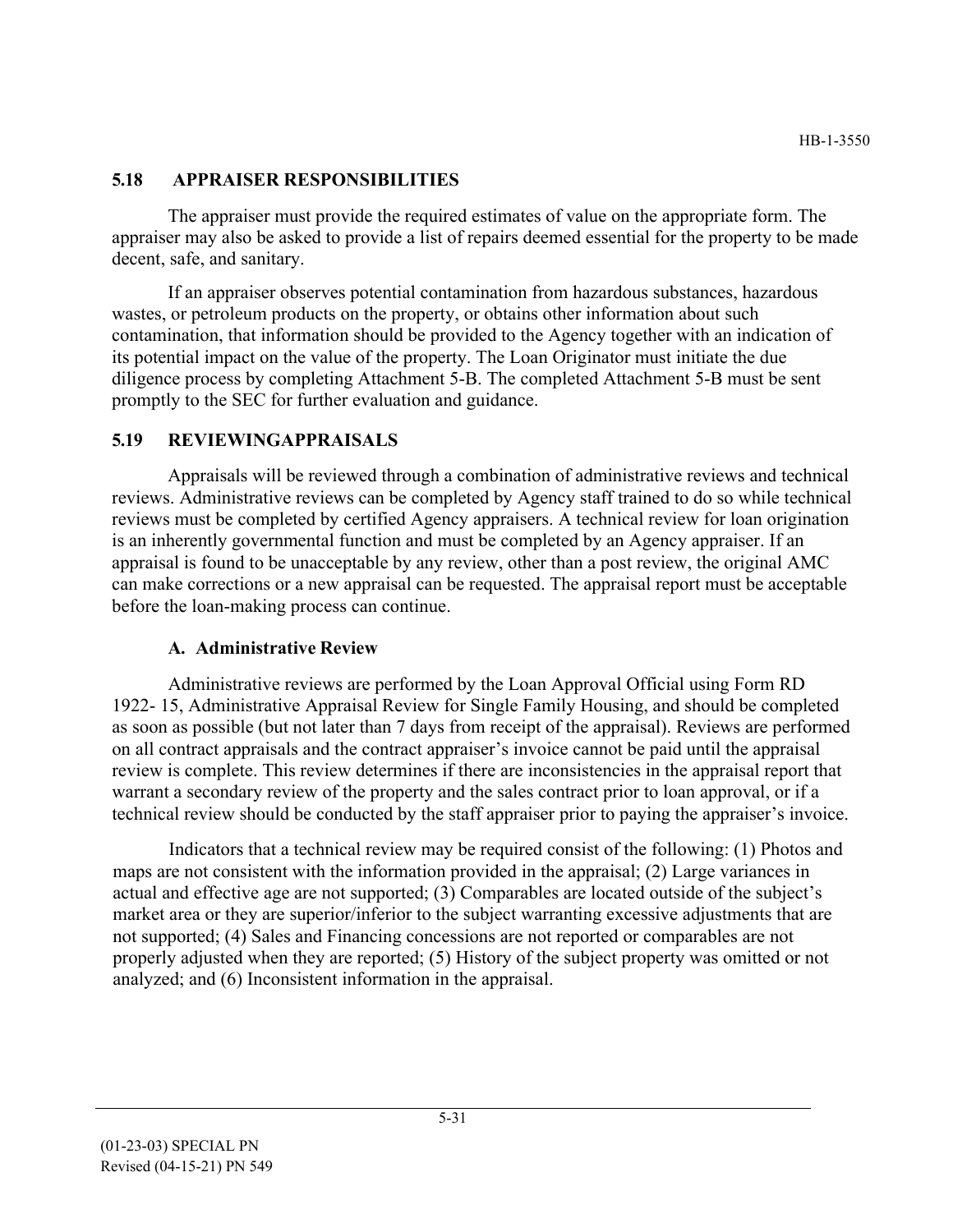## 5.18 APPRAISER RESPONSIBILITIES

The appraiser must provide the required estimates of value on the appropriate form. The appraiser may also be asked to provide a list of repairs deemed essential for the property to be made decent, safe, and sanitary.

If an appraiser observes potential contamination from hazardous substances, hazardous wastes, or petroleum products on the property, or obtains other information about such contamination, that information should be provided to the Agency together with an indication of its potential impact on the value of the property. The Loan Originator must initiate the due diligence process by completing Attachment 5-B. The completed Attachment 5-B must be sent promptly to the SEC for further evaluation and guidance.

## 5.19 REVIEWINGAPPRAISALS

Appraisals will be reviewed through a combination of administrative reviews and technical reviews. Administrative reviews can be completed by Agency staff trained to do so while technical reviews must be completed by certified Agency appraisers. A technical review for loan origination is an inherently governmental function and must be completed by an Agency appraiser. If an appraisal is found to be unacceptable by any review, other than a post review, the original AMC can make corrections or a new appraisal can be requested. The appraisal report must be acceptable before the loan-making process can continue.

### A. Administrative Review

Administrative reviews are performed by the Loan Approval Official using Form RD 1922- 15, Administrative Appraisal Review for Single Family Housing, and should be completed as soon as possible (but not later than 7 days from receipt of the appraisal). Reviews are performed on all contract appraisals and the contract appraiser's invoice cannot be paid until the appraisal review is complete. This review determines if there are inconsistencies in the appraisal report that warrant a secondary review of the property and the sales contract prior to loan approval, or if a technical review should be conducted by the staff appraiser prior to paying the appraiser's invoice.

Indicators that a technical review may be required consist of the following: (1) Photos and maps are not consistent with the information provided in the appraisal; (2) Large variances in actual and effective age are not supported; (3) Comparables are located outside of the subject's market area or they are superior/inferior to the subject warranting excessive adjustments that are not supported; (4) Sales and Financing concessions are not reported or comparables are not properly adjusted when they are reported; (5) History of the subject property was omitted or not analyzed; and (6) Inconsistent information in the appraisal.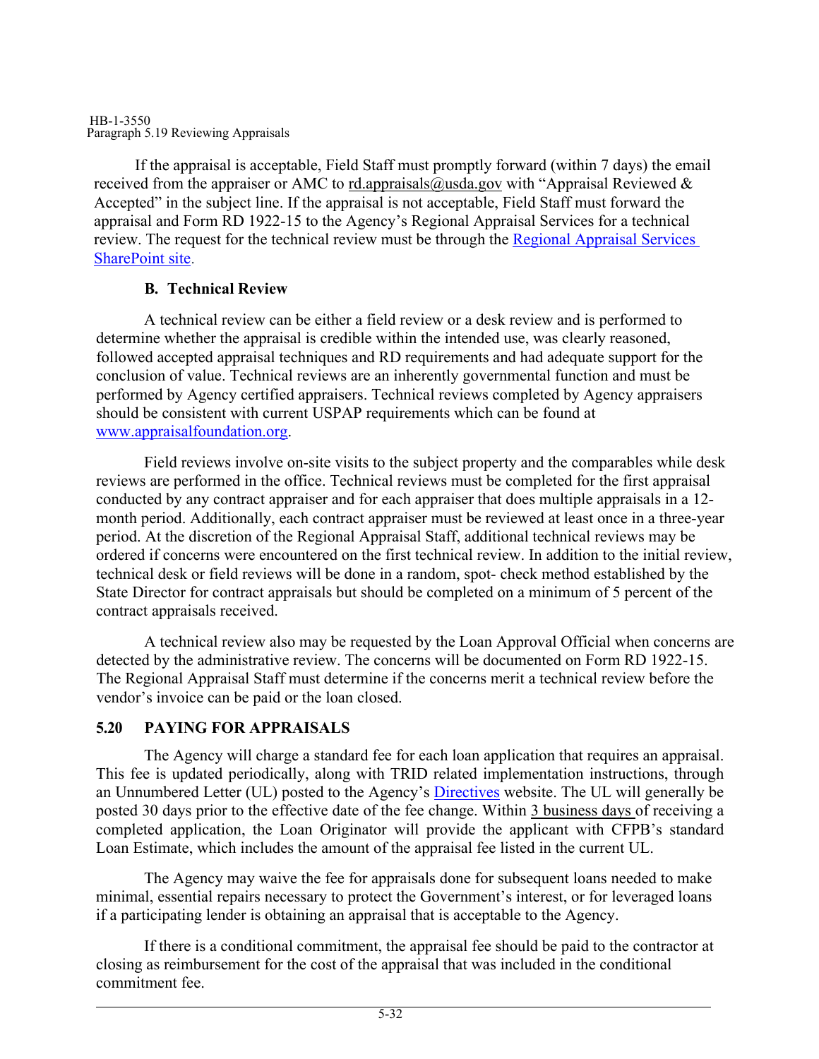If the appraisal is acceptable, Field Staff must promptly forward (within 7 days) the email received from the appraiser or AMC to rd.appraisals@usda.gov with "Appraisal Reviewed & Accepted" in the subject line. If the appraisal is not acceptable, Field Staff must forward the appraisal and Form RD 1922-15 to the Agency's Regional Appraisal Services for a technical review. The request for the technical review must be through the [Regional Appraisal Services SharePoint site](#).

### B. Technical Review

A technical review can be either a field review or a desk review and is performed to determine whether the appraisal is credible within the intended use, was clearly reasoned, followed accepted appraisal techniques and RD requirements and had adequate support for the conclusion of value. Technical reviews are an inherently governmental function and must be performed by Agency certified appraisers. Technical reviews completed by Agency appraisers should be consistent with current USPAP requirements which can be found at www.appraisalfoundation.org.

Field reviews involve on-site visits to the subject property and the comparables while desk reviews are performed in the office. Technical reviews must be completed for the first appraisal conducted by any contract appraiser and for each appraiser that does multiple appraisals in a 12-month period. Additionally, each contract appraiser must be reviewed at least once in a three-year period. At the discretion of the Regional Appraisal Staff, additional technical reviews may be ordered if concerns were encountered on the first technical review. In addition to the initial review, technical desk or field reviews will be done in a random, spot- check method established by the State Director for contract appraisals but should be completed on a minimum of 5 percent of the contract appraisals received.

A technical review also may be requested by the Loan Approval Official when concerns are detected by the administrative review. The concerns will be documented on Form RD 1922-15. The Regional Appraisal Staff must determine if the concerns merit a technical review before the vendor's invoice can be paid or the loan closed.

## 5.20 PAYING FOR APPRAISALS

The Agency will charge a standard fee for each loan application that requires an appraisal. This fee is updated periodically, along with TRID related implementation instructions, through an Unnumbered Letter (UL) posted to the Agency's [Directives](#) website. The UL will generally be posted 30 days prior to the effective date of the fee change. Within 3 business days of receiving a completed application, the Loan Originator will provide the applicant with CFPB's standard Loan Estimate, which includes the amount of the appraisal fee listed in the current UL.

The Agency may waive the fee for appraisals done for subsequent loans needed to make minimal, essential repairs necessary to protect the Government's interest, or for leveraged loans if a participating lender is obtaining an appraisal that is acceptable to the Agency.

If there is a conditional commitment, the appraisal fee should be paid to the contractor at closing as reimbursement for the cost of the appraisal that was included in the conditional commitment fee.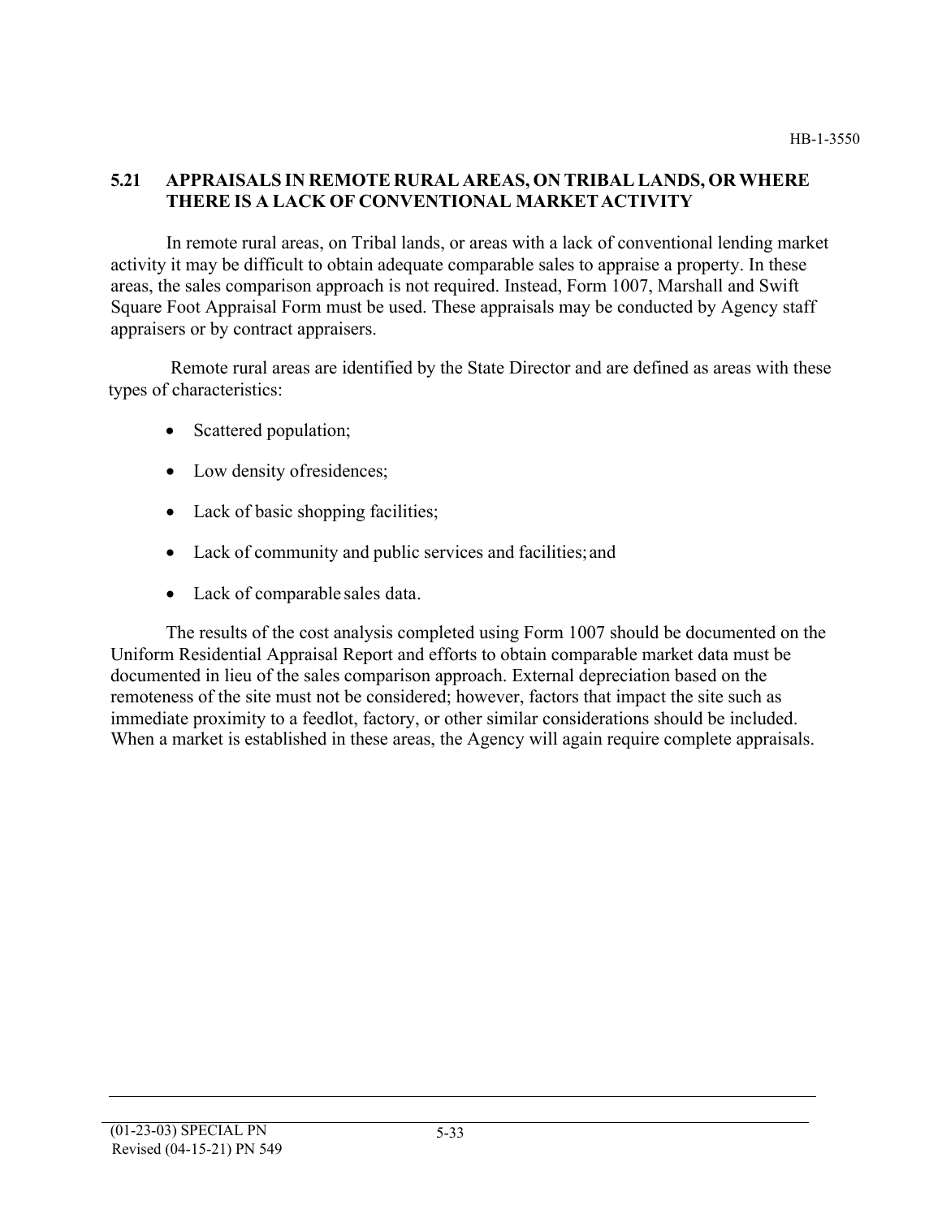## 5.21 APPRAISALS IN REMOTE RURAL AREAS, ON TRIBAL LANDS, OR WHERE THERE IS A LACK OF CONVENTIONAL MARKET ACTIVITY

In remote rural areas, on Tribal lands, or areas with a lack of conventional lending market activity it may be difficult to obtain adequate comparable sales to appraise a property. In these areas, the sales comparison approach is not required. Instead, Form 1007, Marshall and Swift Square Foot Appraisal Form must be used. These appraisals may be conducted by Agency staff appraisers or by contract appraisers.

Remote rural areas are identified by the State Director and are defined as areas with these types of characteristics:

- Scattered population;
- Low density ofresidences;
- Lack of basic shopping facilities;
- Lack of community and public services and facilities; and
- Lack of comparable sales data.

The results of the cost analysis completed using Form 1007 should be documented on the Uniform Residential Appraisal Report and efforts to obtain comparable market data must be documented in lieu of the sales comparison approach. External depreciation based on the remoteness of the site must not be considered; however, factors that impact the site such as immediate proximity to a feedlot, factory, or other similar considerations should be included. When a market is established in these areas, the Agency will again require complete appraisals.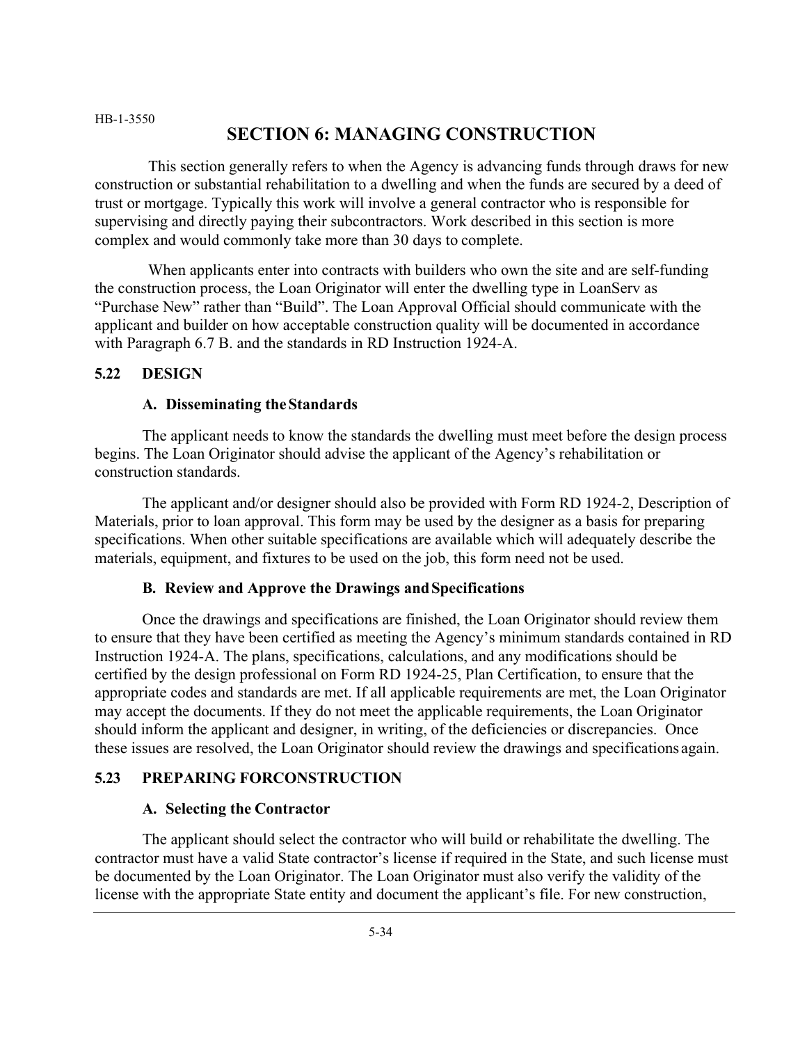# SECTION 6: MANAGING CONSTRUCTION

This section generally refers to when the Agency is advancing funds through draws for new construction or substantial rehabilitation to a dwelling and when the funds are secured by a deed of trust or mortgage. Typically this work will involve a general contractor who is responsible for supervising and directly paying their subcontractors. Work described in this section is more complex and would commonly take more than 30 days to complete.

When applicants enter into contracts with builders who own the site and are self-funding the construction process, the Loan Originator will enter the dwelling type in LoanServ as "Purchase New" rather than "Build". The Loan Approval Official should communicate with the applicant and builder on how acceptable construction quality will be documented in accordance with Paragraph 6.7 B. and the standards in RD Instruction 1924-A.

## 5.22 DESIGN

### A. Disseminating the Standards

The applicant needs to know the standards the dwelling must meet before the design process begins. The Loan Originator should advise the applicant of the Agency's rehabilitation or construction standards.

The applicant and/or designer should also be provided with Form RD 1924-2, Description of Materials, prior to loan approval. This form may be used by the designer as a basis for preparing specifications. When other suitable specifications are available which will adequately describe the materials, equipment, and fixtures to be used on the job, this form need not be used.

### B. Review and Approve the Drawings and Specifications

Once the drawings and specifications are finished, the Loan Originator should review them to ensure that they have been certified as meeting the Agency's minimum standards contained in RD Instruction 1924-A. The plans, specifications, calculations, and any modifications should be certified by the design professional on Form RD 1924-25, Plan Certification, to ensure that the appropriate codes and standards are met. If all applicable requirements are met, the Loan Originator may accept the documents. If they do not meet the applicable requirements, the Loan Originator should inform the applicant and designer, in writing, of the deficiencies or discrepancies. Once these issues are resolved, the Loan Originator should review the drawings and specifications again.

## 5.23 PREPARING FOR CONSTRUCTION

### A. Selecting the Contractor

The applicant should select the contractor who will build or rehabilitate the dwelling. The contractor must have a valid State contractor's license if required in the State, and such license must be documented by the Loan Originator. The Loan Originator must also verify the validity of the license with the appropriate State entity and document the applicant's file. For new construction,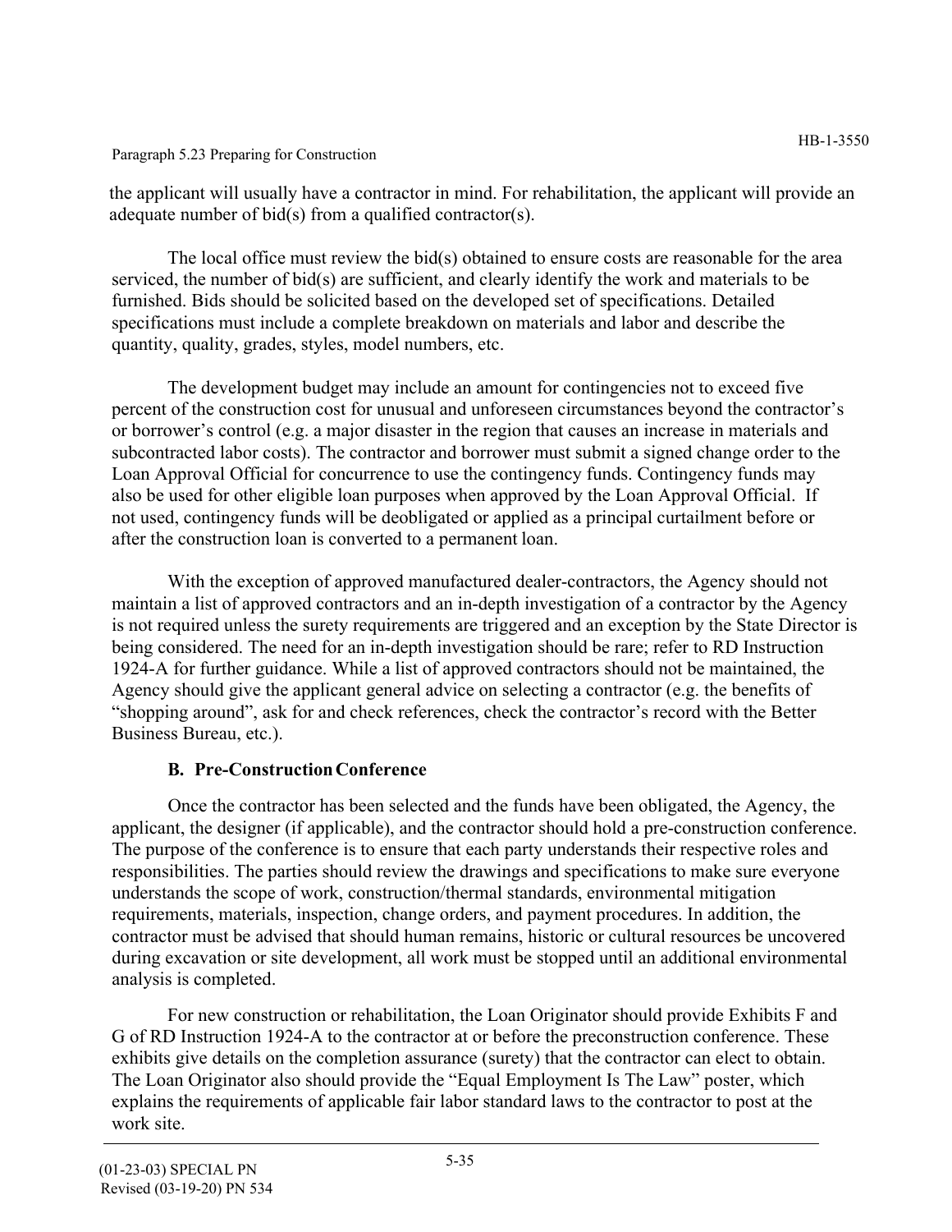the applicant will usually have a contractor in mind. For rehabilitation, the applicant will provide an adequate number of bid(s) from a qualified contractor(s).

The local office must review the bid(s) obtained to ensure costs are reasonable for the area serviced, the number of bid(s) are sufficient, and clearly identify the work and materials to be furnished. Bids should be solicited based on the developed set of specifications. Detailed specifications must include a complete breakdown on materials and labor and describe the quantity, quality, grades, styles, model numbers, etc.

The development budget may include an amount for contingencies not to exceed five percent of the construction cost for unusual and unforeseen circumstances beyond the contractor's or borrower's control (e.g. a major disaster in the region that causes an increase in materials and subcontracted labor costs). The contractor and borrower must submit a signed change order to the Loan Approval Official for concurrence to use the contingency funds. Contingency funds may also be used for other eligible loan purposes when approved by the Loan Approval Official. If not used, contingency funds will be deobligated or applied as a principal curtailment before or after the construction loan is converted to a permanent loan.

With the exception of approved manufactured dealer-contractors, the Agency should not maintain a list of approved contractors and an in-depth investigation of a contractor by the Agency is not required unless the surety requirements are triggered and an exception by the State Director is being considered. The need for an in-depth investigation should be rare; refer to RD Instruction 1924-A for further guidance. While a list of approved contractors should not be maintained, the Agency should give the applicant general advice on selecting a contractor (e.g. the benefits of "shopping around", ask for and check references, check the contractor's record with the Better Business Bureau, etc.).

### B. Pre-Construction Conference

Once the contractor has been selected and the funds have been obligated, the Agency, the applicant, the designer (if applicable), and the contractor should hold a pre-construction conference. The purpose of the conference is to ensure that each party understands their respective roles and responsibilities. The parties should review the drawings and specifications to make sure everyone understands the scope of work, construction/thermal standards, environmental mitigation requirements, materials, inspection, change orders, and payment procedures. In addition, the contractor must be advised that should human remains, historic or cultural resources be uncovered during excavation or site development, all work must be stopped until an additional environmental analysis is completed.

For new construction or rehabilitation, the Loan Originator should provide Exhibits F and G of RD Instruction 1924-A to the contractor at or before the preconstruction conference. These exhibits give details on the completion assurance (surety) that the contractor can elect to obtain. The Loan Originator also should provide the "Equal Employment Is The Law" poster, which explains the requirements of applicable fair labor standard laws to the contractor to post at the work site.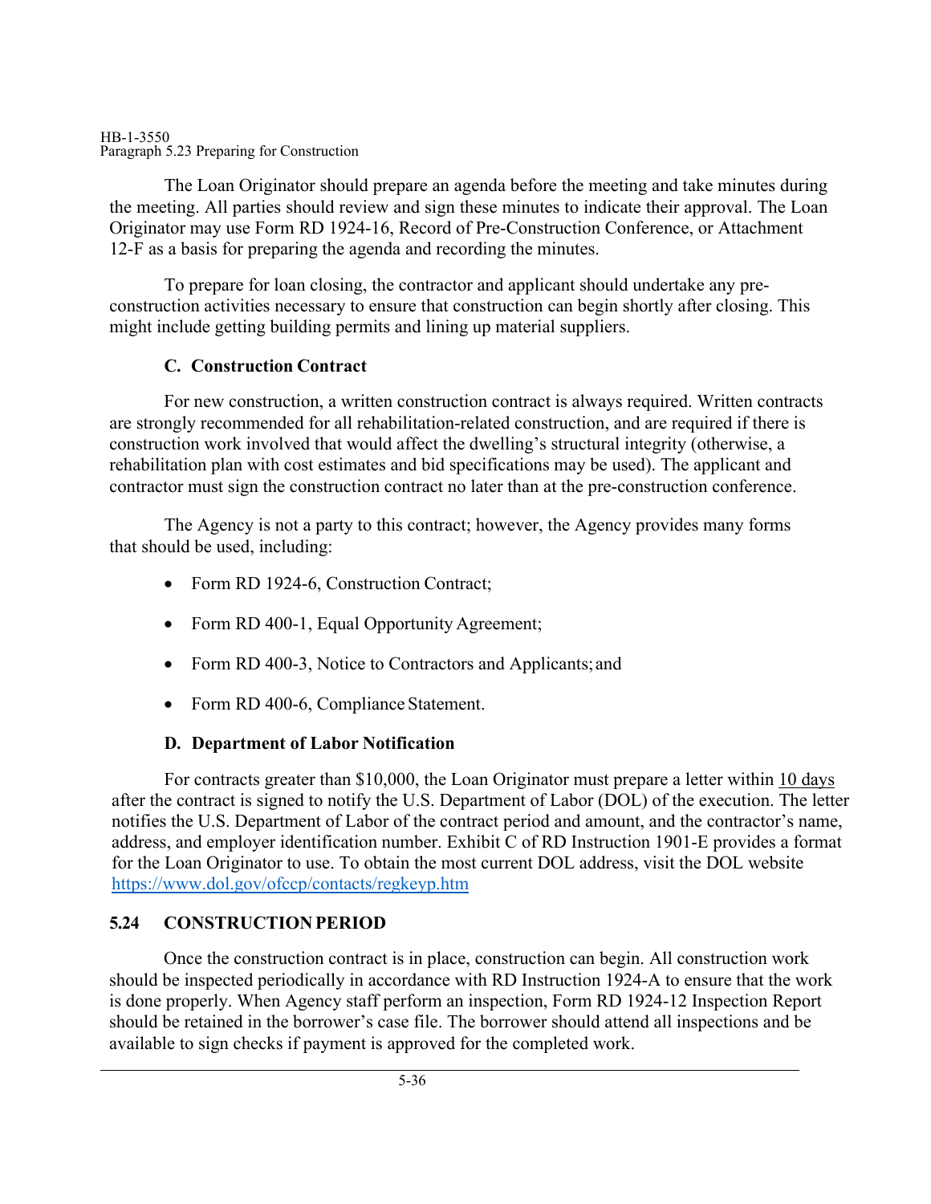The Loan Originator should prepare an agenda before the meeting and take minutes during the meeting. All parties should review and sign these minutes to indicate their approval. The Loan Originator may use Form RD 1924-16, Record of Pre-Construction Conference, or Attachment 12-F as a basis for preparing the agenda and recording the minutes.

To prepare for loan closing, the contractor and applicant should undertake any pre-construction activities necessary to ensure that construction can begin shortly after closing. This might include getting building permits and lining up material suppliers.

### C. Construction Contract

For new construction, a written construction contract is always required. Written contracts are strongly recommended for all rehabilitation-related construction, and are required if there is construction work involved that would affect the dwelling's structural integrity (otherwise, a rehabilitation plan with cost estimates and bid specifications may be used). The applicant and contractor must sign the construction contract no later than at the pre-construction conference.

The Agency is not a party to this contract; however, the Agency provides many forms that should be used, including:

- Form RD 1924-6, Construction Contract;
- Form RD 400-1, Equal Opportunity Agreement;
- Form RD 400-3, Notice to Contractors and Applicants; and
- Form RD 400-6, Compliance Statement.

### D. Department of Labor Notification

For contracts greater than $10,000, the Loan Originator must prepare a letter within 10 days after the contract is signed to notify the U.S. Department of Labor (DOL) of the execution. The letter notifies the U.S. Department of Labor of the contract period and amount, and the contractor's name, address, and employer identification number. Exhibit C of RD Instruction 1901-E provides a format for the Loan Originator to use. To obtain the most current DOL address, visit the DOL website https://www.dol.gov/ofccp/contacts/regkeyp.htm

## 5.24 CONSTRUCTION PERIOD

Once the construction contract is in place, construction can begin. All construction work should be inspected periodically in accordance with RD Instruction 1924-A to ensure that the work is done properly. When Agency staff perform an inspection, Form RD 1924-12 Inspection Report should be retained in the borrower's case file. The borrower should attend all inspections and be available to sign checks if payment is approved for the completed work.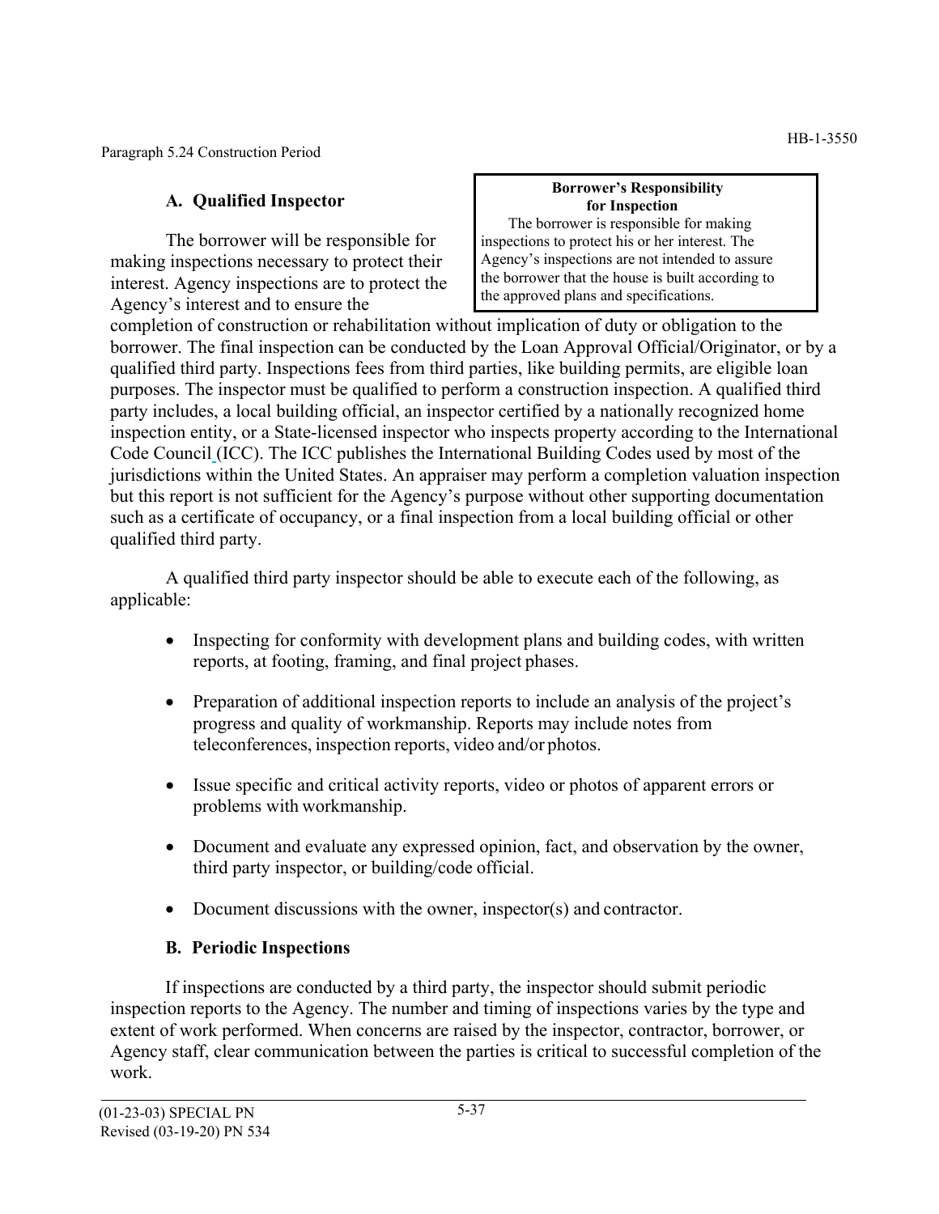### A. Qualified Inspector

> **Borrower's Responsibility for Inspection**
>
> The borrower is responsible for making inspections to protect his or her interest. The Agency's inspections are not intended to assure the borrower that the house is built according to the approved plans and specifications.

The borrower will be responsible for making inspections necessary to protect their interest. Agency inspections are to protect the Agency's interest and to ensure the completion of construction or rehabilitation without implication of duty or obligation to the borrower. The final inspection can be conducted by the Loan Approval Official/Originator, or by a qualified third party. Inspections fees from third parties, like building permits, are eligible loan purposes. The inspector must be qualified to perform a construction inspection. A qualified third party includes, a local building official, an inspector certified by a nationally recognized home inspection entity, or a State-licensed inspector who inspects property according to the International Code Council (ICC). The ICC publishes the International Building Codes used by most of the jurisdictions within the United States. An appraiser may perform a completion valuation inspection but this report is not sufficient for the Agency's purpose without other supporting documentation such as a certificate of occupancy, or a final inspection from a local building official or other qualified third party.

A qualified third party inspector should be able to execute each of the following, as applicable:

- Inspecting for conformity with development plans and building codes, with written reports, at footing, framing, and final project phases.
- Preparation of additional inspection reports to include an analysis of the project's progress and quality of workmanship. Reports may include notes from teleconferences, inspection reports, video and/or photos.
- Issue specific and critical activity reports, video or photos of apparent errors or problems with workmanship.
- Document and evaluate any expressed opinion, fact, and observation by the owner, third party inspector, or building/code official.
- Document discussions with the owner, inspector(s) and contractor.

### B. Periodic Inspections

If inspections are conducted by a third party, the inspector should submit periodic inspection reports to the Agency. The number and timing of inspections varies by the type and extent of work performed. When concerns are raised by the inspector, contractor, borrower, or Agency staff, clear communication between the parties is critical to successful completion of the work.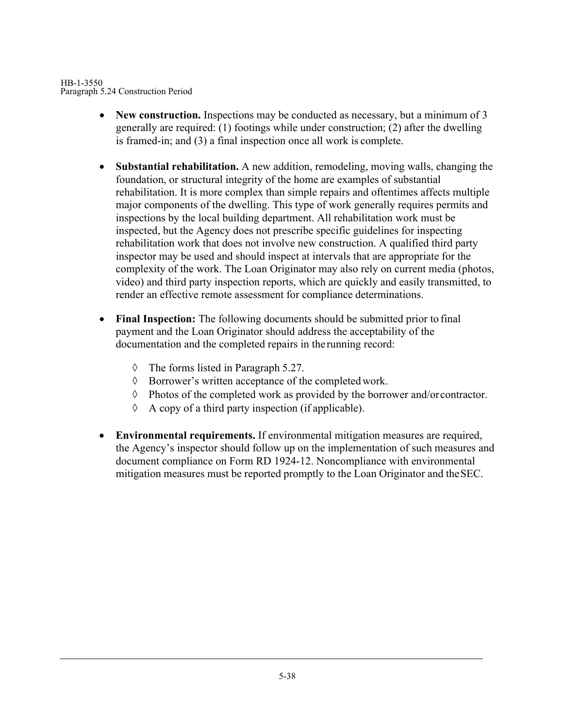- **New construction.** Inspections may be conducted as necessary, but a minimum of 3 generally are required: (1) footings while under construction; (2) after the dwelling is framed-in; and (3) a final inspection once all work is complete.

- **Substantial rehabilitation.** A new addition, remodeling, moving walls, changing the foundation, or structural integrity of the home are examples of substantial rehabilitation. It is more complex than simple repairs and oftentimes affects multiple major components of the dwelling. This type of work generally requires permits and inspections by the local building department. All rehabilitation work must be inspected, but the Agency does not prescribe specific guidelines for inspecting rehabilitation work that does not involve new construction. A qualified third party inspector may be used and should inspect at intervals that are appropriate for the complexity of the work. The Loan Originator may also rely on current media (photos, video) and third party inspection reports, which are quickly and easily transmitted, to render an effective remote assessment for compliance determinations.

- **Final Inspection:** The following documents should be submitted prior to final payment and the Loan Originator should address the acceptability of the documentation and the completed repairs in the running record:
  - ◊ The forms listed in Paragraph 5.27.
  - ◊ Borrower's written acceptance of the completed work.
  - ◊ Photos of the completed work as provided by the borrower and/or contractor.
  - ◊ A copy of a third party inspection (if applicable).

- **Environmental requirements.** If environmental mitigation measures are required, the Agency's inspector should follow up on the implementation of such measures and document compliance on Form RD 1924-12. Noncompliance with environmental mitigation measures must be reported promptly to the Loan Originator and the SEC.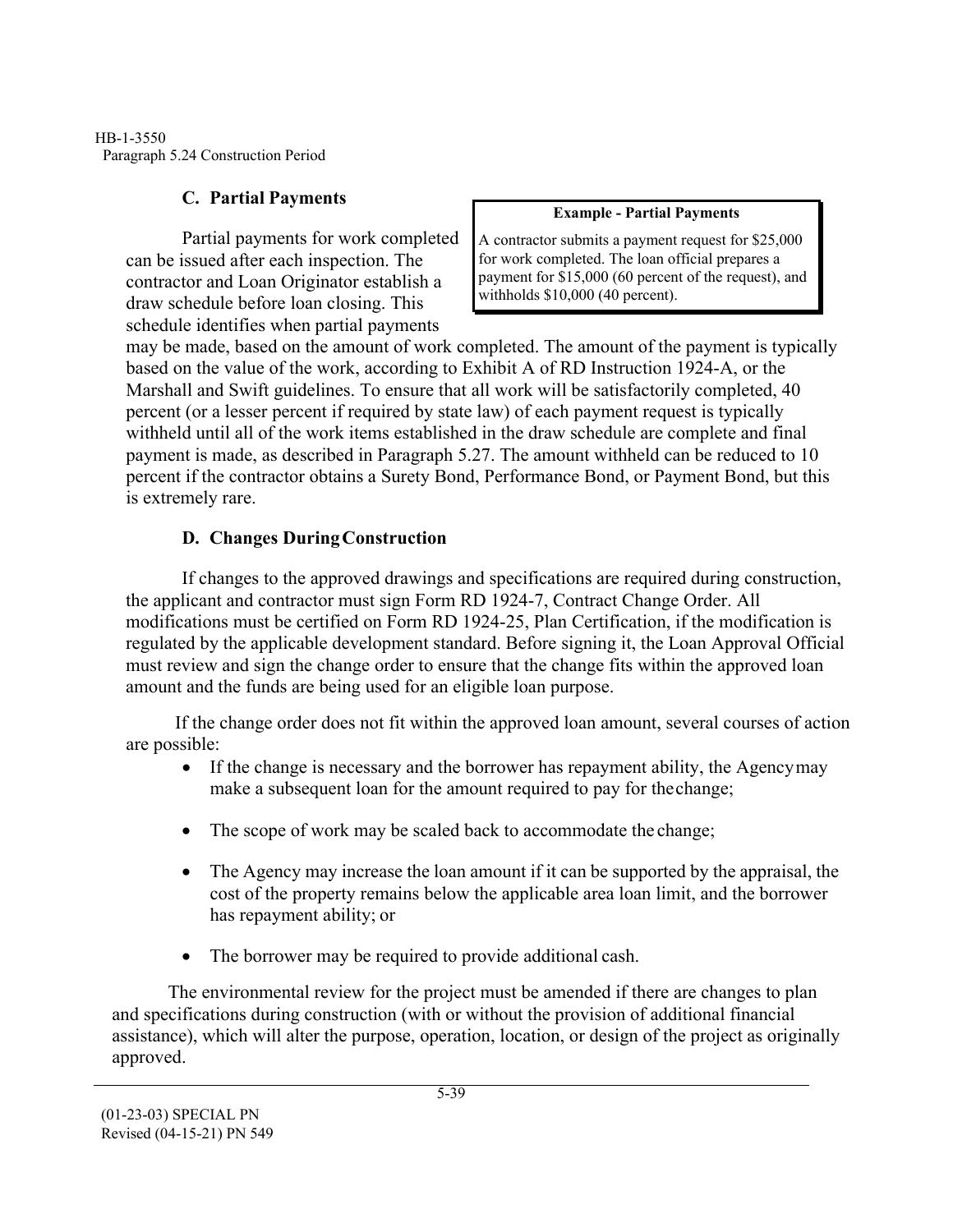### C. Partial Payments

**Example - Partial Payments**

A contractor submits a payment request for $25,000 for work completed. The loan official prepares a payment for $15,000 (60 percent of the request), and withholds $10,000 (40 percent).

Partial payments for work completed can be issued after each inspection. The contractor and Loan Originator establish a draw schedule before loan closing. This schedule identifies when partial payments may be made, based on the amount of work completed. The amount of the payment is typically based on the value of the work, according to Exhibit A of RD Instruction 1924-A, or the Marshall and Swift guidelines. To ensure that all work will be satisfactorily completed, 40 percent (or a lesser percent if required by state law) of each payment request is typically withheld until all of the work items established in the draw schedule are complete and final payment is made, as described in Paragraph 5.27. The amount withheld can be reduced to 10 percent if the contractor obtains a Surety Bond, Performance Bond, or Payment Bond, but this is extremely rare.

### D. Changes During Construction

If changes to the approved drawings and specifications are required during construction, the applicant and contractor must sign Form RD 1924-7, Contract Change Order. All modifications must be certified on Form RD 1924-25, Plan Certification, if the modification is regulated by the applicable development standard. Before signing it, the Loan Approval Official must review and sign the change order to ensure that the change fits within the approved loan amount and the funds are being used for an eligible loan purpose.

If the change order does not fit within the approved loan amount, several courses of action are possible:

- If the change is necessary and the borrower has repayment ability, the Agency may make a subsequent loan for the amount required to pay for the change;
- The scope of work may be scaled back to accommodate the change;
- The Agency may increase the loan amount if it can be supported by the appraisal, the cost of the property remains below the applicable area loan limit, and the borrower has repayment ability; or
- The borrower may be required to provide additional cash.

The environmental review for the project must be amended if there are changes to plan and specifications during construction (with or without the provision of additional financial assistance), which will alter the purpose, operation, location, or design of the project as originally approved.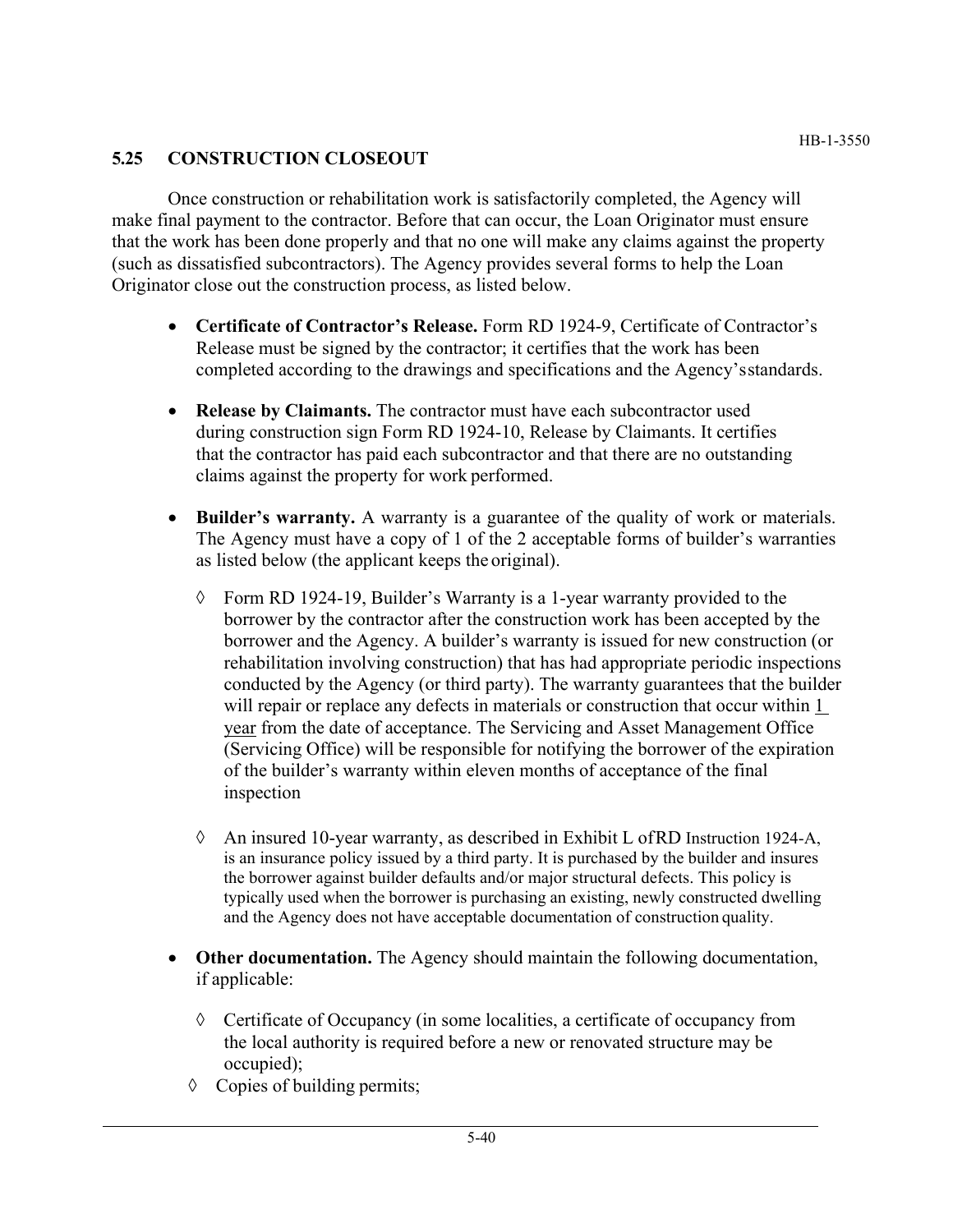## 5.25 CONSTRUCTION CLOSEOUT

Once construction or rehabilitation work is satisfactorily completed, the Agency will make final payment to the contractor. Before that can occur, the Loan Originator must ensure that the work has been done properly and that no one will make any claims against the property (such as dissatisfied subcontractors). The Agency provides several forms to help the Loan Originator close out the construction process, as listed below.

- **Certificate of Contractor's Release.** Form RD 1924-9, Certificate of Contractor's Release must be signed by the contractor; it certifies that the work has been completed according to the drawings and specifications and the Agency's standards.

- **Release by Claimants.** The contractor must have each subcontractor used during construction sign Form RD 1924-10, Release by Claimants. It certifies that the contractor has paid each subcontractor and that there are no outstanding claims against the property for work performed.

- **Builder's warranty.** A warranty is a guarantee of the quality of work or materials. The Agency must have a copy of 1 of the 2 acceptable forms of builder's warranties as listed below (the applicant keeps the original).

  ◊ Form RD 1924-19, Builder's Warranty is a 1-year warranty provided to the borrower by the contractor after the construction work has been accepted by the borrower and the Agency. A builder's warranty is issued for new construction (or rehabilitation involving construction) that has had appropriate periodic inspections conducted by the Agency (or third party). The warranty guarantees that the builder will repair or replace any defects in materials or construction that occur within <u>1 year</u> from the date of acceptance. The Servicing and Asset Management Office (Servicing Office) will be responsible for notifying the borrower of the expiration of the builder's warranty within eleven months of acceptance of the final inspection

  ◊ An insured 10-year warranty, as described in Exhibit L of RD Instruction 1924-A, is an insurance policy issued by a third party. It is purchased by the builder and insures the borrower against builder defaults and/or major structural defects. This policy is typically used when the borrower is purchasing an existing, newly constructed dwelling and the Agency does not have acceptable documentation of construction quality.

- **Other documentation.** The Agency should maintain the following documentation, if applicable:

  ◊ Certificate of Occupancy (in some localities, a certificate of occupancy from the local authority is required before a new or renovated structure may be occupied);

  ◊ Copies of building permits;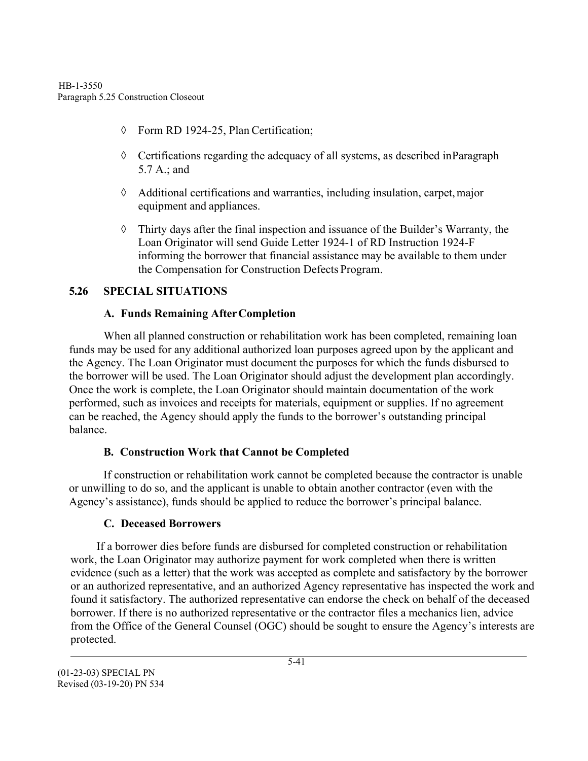- ◊ Form RD 1924-25, Plan Certification;
- ◊ Certifications regarding the adequacy of all systems, as described in Paragraph 5.7 A.; and
- ◊ Additional certifications and warranties, including insulation, carpet, major equipment and appliances.
- ◊ Thirty days after the final inspection and issuance of the Builder's Warranty, the Loan Originator will send Guide Letter 1924-1 of RD Instruction 1924-F informing the borrower that financial assistance may be available to them under the Compensation for Construction Defects Program.

## 5.26 SPECIAL SITUATIONS

### A. Funds Remaining After Completion

When all planned construction or rehabilitation work has been completed, remaining loan funds may be used for any additional authorized loan purposes agreed upon by the applicant and the Agency. The Loan Originator must document the purposes for which the funds disbursed to the borrower will be used. The Loan Originator should adjust the development plan accordingly. Once the work is complete, the Loan Originator should maintain documentation of the work performed, such as invoices and receipts for materials, equipment or supplies. If no agreement can be reached, the Agency should apply the funds to the borrower's outstanding principal balance.

### B. Construction Work that Cannot be Completed

If construction or rehabilitation work cannot be completed because the contractor is unable or unwilling to do so, and the applicant is unable to obtain another contractor (even with the Agency's assistance), funds should be applied to reduce the borrower's principal balance.

### C. Deceased Borrowers

If a borrower dies before funds are disbursed for completed construction or rehabilitation work, the Loan Originator may authorize payment for work completed when there is written evidence (such as a letter) that the work was accepted as complete and satisfactory by the borrower or an authorized representative, and an authorized Agency representative has inspected the work and found it satisfactory. The authorized representative can endorse the check on behalf of the deceased borrower. If there is no authorized representative or the contractor files a mechanics lien, advice from the Office of the General Counsel (OGC) should be sought to ensure the Agency's interests are protected.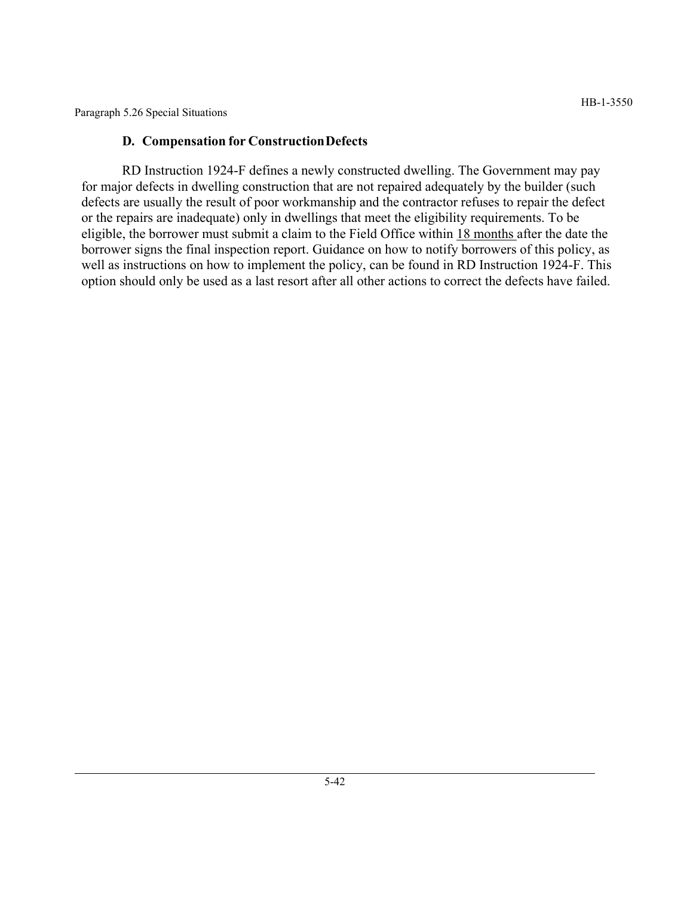### D. Compensation for Construction Defects

RD Instruction 1924-F defines a newly constructed dwelling. The Government may pay for major defects in dwelling construction that are not repaired adequately by the builder (such defects are usually the result of poor workmanship and the contractor refuses to repair the defect or the repairs are inadequate) only in dwellings that meet the eligibility requirements. To be eligible, the borrower must submit a claim to the Field Office within 18 months after the date the borrower signs the final inspection report. Guidance on how to notify borrowers of this policy, as well as instructions on how to implement the policy, can be found in RD Instruction 1924-F. This option should only be used as a last resort after all other actions to correct the defects have failed.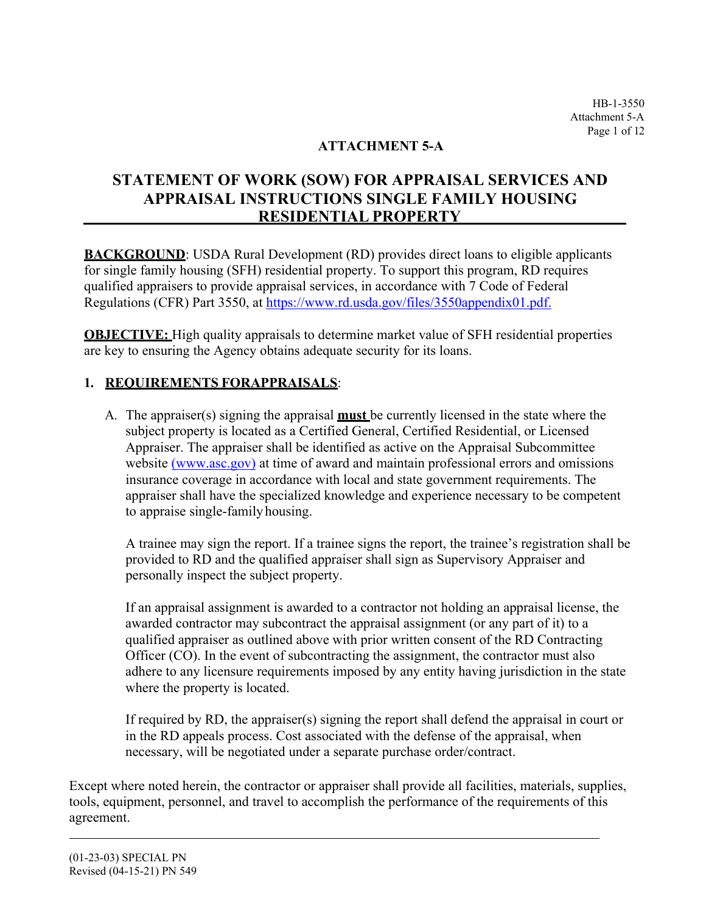# ATTACHMENT 5-A

## STATEMENT OF WORK (SOW) FOR APPRAISAL SERVICES AND APPRAISAL INSTRUCTIONS SINGLE FAMILY HOUSING RESIDENTIAL PROPERTY

**BACKGROUND**: USDA Rural Development (RD) provides direct loans to eligible applicants for single family housing (SFH) residential property. To support this program, RD requires qualified appraisers to provide appraisal services, in accordance with 7 Code of Federal Regulations (CFR) Part 3550, at https://www.rd.usda.gov/files/3550appendix01.pdf.

**OBJECTIVE:** High quality appraisals to determine market value of SFH residential properties are key to ensuring the Agency obtains adequate security for its loans.

### 1. REQUIREMENTS FORAPPRAISALS:

A. The appraiser(s) signing the appraisal **must** be currently licensed in the state where the subject property is located as a Certified General, Certified Residential, or Licensed Appraiser. The appraiser shall be identified as active on the Appraisal Subcommittee website (www.asc.gov) at time of award and maintain professional errors and omissions insurance coverage in accordance with local and state government requirements. The appraiser shall have the specialized knowledge and experience necessary to be competent to appraise single-family housing.

   A trainee may sign the report. If a trainee signs the report, the trainee's registration shall be provided to RD and the qualified appraiser shall sign as Supervisory Appraiser and personally inspect the subject property.

   If an appraisal assignment is awarded to a contractor not holding an appraisal license, the awarded contractor may subcontract the appraisal assignment (or any part of it) to a qualified appraiser as outlined above with prior written consent of the RD Contracting Officer (CO). In the event of subcontracting the assignment, the contractor must also adhere to any licensure requirements imposed by any entity having jurisdiction in the state where the property is located.

   If required by RD, the appraiser(s) signing the report shall defend the appraisal in court or in the RD appeals process. Cost associated with the defense of the appraisal, when necessary, will be negotiated under a separate purchase order/contract.

Except where noted herein, the contractor or appraiser shall provide all facilities, materials, supplies, tools, equipment, personnel, and travel to accomplish the performance of the requirements of this agreement.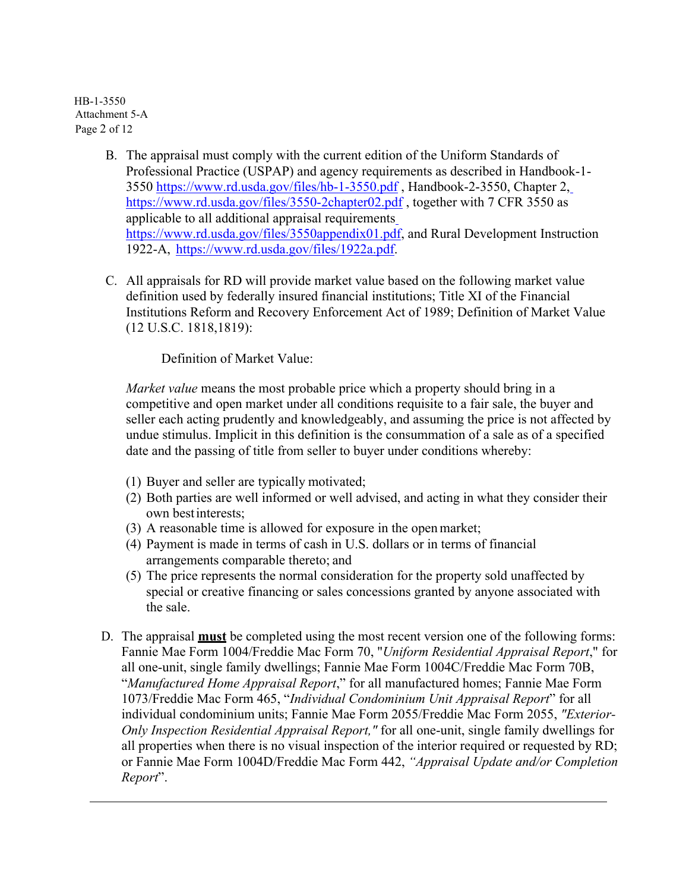B. The appraisal must comply with the current edition of the Uniform Standards of Professional Practice (USPAP) and agency requirements as described in Handbook-1-3550 https://www.rd.usda.gov/files/hb-1-3550.pdf , Handbook-2-3550, Chapter 2, https://www.rd.usda.gov/files/3550-2chapter02.pdf , together with 7 CFR 3550 as applicable to all additional appraisal requirements https://www.rd.usda.gov/files/3550appendix01.pdf, and Rural Development Instruction 1922-A, https://www.rd.usda.gov/files/1922a.pdf.

C. All appraisals for RD will provide market value based on the following market value definition used by federally insured financial institutions; Title XI of the Financial Institutions Reform and Recovery Enforcement Act of 1989; Definition of Market Value (12 U.S.C. 1818,1819):

Definition of Market Value:

*Market value* means the most probable price which a property should bring in a competitive and open market under all conditions requisite to a fair sale, the buyer and seller each acting prudently and knowledgeably, and assuming the price is not affected by undue stimulus. Implicit in this definition is the consummation of a sale as of a specified date and the passing of title from seller to buyer under conditions whereby:

(1) Buyer and seller are typically motivated;
(2) Both parties are well informed or well advised, and acting in what they consider their own best interests;
(3) A reasonable time is allowed for exposure in the open market;
(4) Payment is made in terms of cash in U.S. dollars or in terms of financial arrangements comparable thereto; and
(5) The price represents the normal consideration for the property sold unaffected by special or creative financing or sales concessions granted by anyone associated with the sale.

D. The appraisal **must** be completed using the most recent version one of the following forms: Fannie Mae Form 1004/Freddie Mac Form 70, "*Uniform Residential Appraisal Report*," for all one-unit, single family dwellings; Fannie Mae Form 1004C/Freddie Mac Form 70B, "*Manufactured Home Appraisal Report*," for all manufactured homes; Fannie Mae Form 1073/Freddie Mac Form 465, "*Individual Condominium Unit Appraisal Report*" for all individual condominium units; Fannie Mae Form 2055/Freddie Mac Form 2055, *"Exterior-Only Inspection Residential Appraisal Report,"* for all one-unit, single family dwellings for all properties when there is no visual inspection of the interior required or requested by RD; or Fannie Mae Form 1004D/Freddie Mac Form 442, *"Appraisal Update and/or Completion Report*".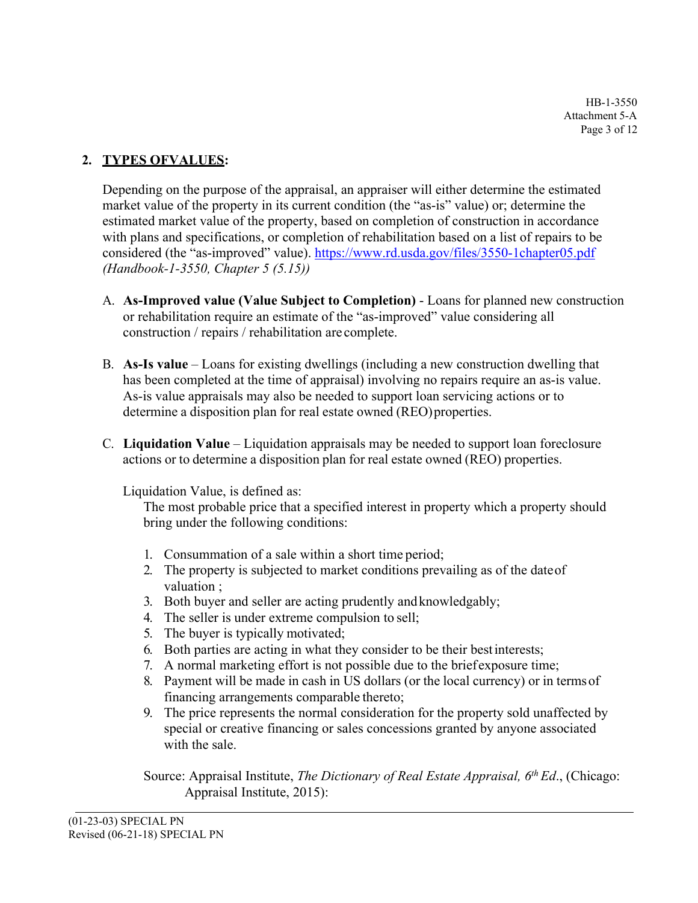## 2. **TYPES OFVALUES:**

Depending on the purpose of the appraisal, an appraiser will either determine the estimated market value of the property in its current condition (the "as-is" value) or; determine the estimated market value of the property, based on completion of construction in accordance with plans and specifications, or completion of rehabilitation based on a list of repairs to be considered (the "as-improved" value). https://www.rd.usda.gov/files/3550-1chapter05.pdf *(Handbook-1-3550, Chapter 5 (5.15))*

A. **As-Improved value (Value Subject to Completion)** - Loans for planned new construction or rehabilitation require an estimate of the "as-improved" value considering all construction / repairs / rehabilitation are complete.

B. **As-Is value** – Loans for existing dwellings (including a new construction dwelling that has been completed at the time of appraisal) involving no repairs require an as-is value. As-is value appraisals may also be needed to support loan servicing actions or to determine a disposition plan for real estate owned (REO) properties.

C. **Liquidation Value** – Liquidation appraisals may be needed to support loan foreclosure actions or to determine a disposition plan for real estate owned (REO) properties.

   Liquidation Value, is defined as:

   The most probable price that a specified interest in property which a property should bring under the following conditions:

   1. Consummation of a sale within a short time period;
   2. The property is subjected to market conditions prevailing as of the date of valuation ;
   3. Both buyer and seller are acting prudently and knowledgably;
   4. The seller is under extreme compulsion to sell;
   5. The buyer is typically motivated;
   6. Both parties are acting in what they consider to be their best interests;
   7. A normal marketing effort is not possible due to the brief exposure time;
   8. Payment will be made in cash in US dollars (or the local currency) or in terms of financing arrangements comparable thereto;
   9. The price represents the normal consideration for the property sold unaffected by special or creative financing or sales concessions granted by anyone associated with the sale.

   Source: Appraisal Institute, *The Dictionary of Real Estate Appraisal, 6th Ed*., (Chicago: Appraisal Institute, 2015):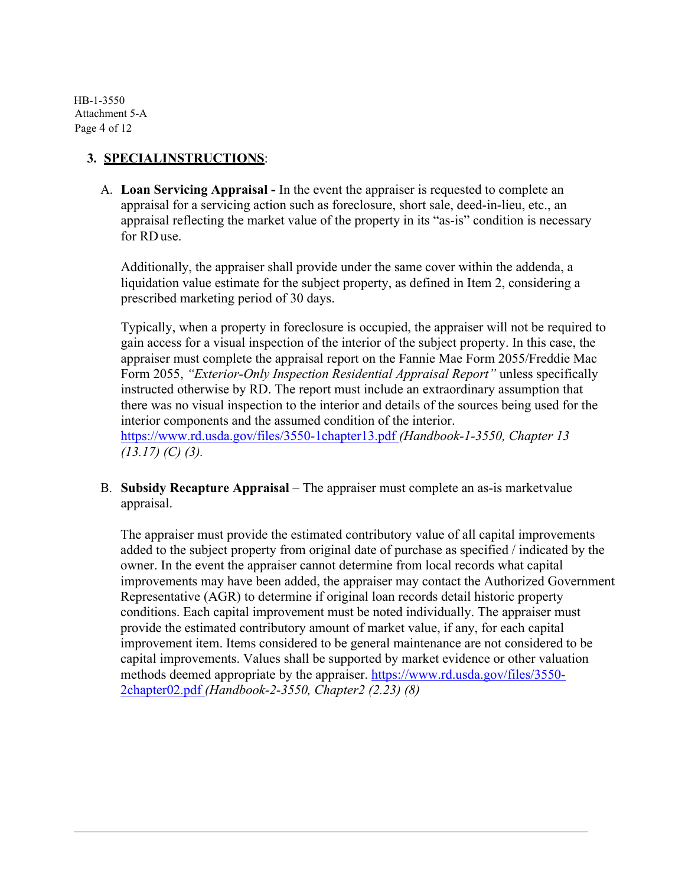### 3. SPECIALINSTRUCTIONS:

A. **Loan Servicing Appraisal -** In the event the appraiser is requested to complete an appraisal for a servicing action such as foreclosure, short sale, deed-in-lieu, etc., an appraisal reflecting the market value of the property in its "as-is" condition is necessary for RD use.

Additionally, the appraiser shall provide under the same cover within the addenda, a liquidation value estimate for the subject property, as defined in Item 2, considering a prescribed marketing period of 30 days.

Typically, when a property in foreclosure is occupied, the appraiser will not be required to gain access for a visual inspection of the interior of the subject property. In this case, the appraiser must complete the appraisal report on the Fannie Mae Form 2055/Freddie Mac Form 2055, *"Exterior-Only Inspection Residential Appraisal Report"* unless specifically instructed otherwise by RD. The report must include an extraordinary assumption that there was no visual inspection to the interior and details of the sources being used for the interior components and the assumed condition of the interior. https://www.rd.usda.gov/files/3550-1chapter13.pdf *(Handbook-1-3550, Chapter 13 (13.17) (C) (3).*

B. **Subsidy Recapture Appraisal** – The appraiser must complete an as-is market value appraisal.

The appraiser must provide the estimated contributory value of all capital improvements added to the subject property from original date of purchase as specified / indicated by the owner. In the event the appraiser cannot determine from local records what capital improvements may have been added, the appraiser may contact the Authorized Government Representative (AGR) to determine if original loan records detail historic property conditions. Each capital improvement must be noted individually. The appraiser must provide the estimated contributory amount of market value, if any, for each capital improvement item. Items considered to be general maintenance are not considered to be capital improvements. Values shall be supported by market evidence or other valuation methods deemed appropriate by the appraiser. https://www.rd.usda.gov/files/3550-2chapter02.pdf *(Handbook-2-3550, Chapter2 (2.23) (8)*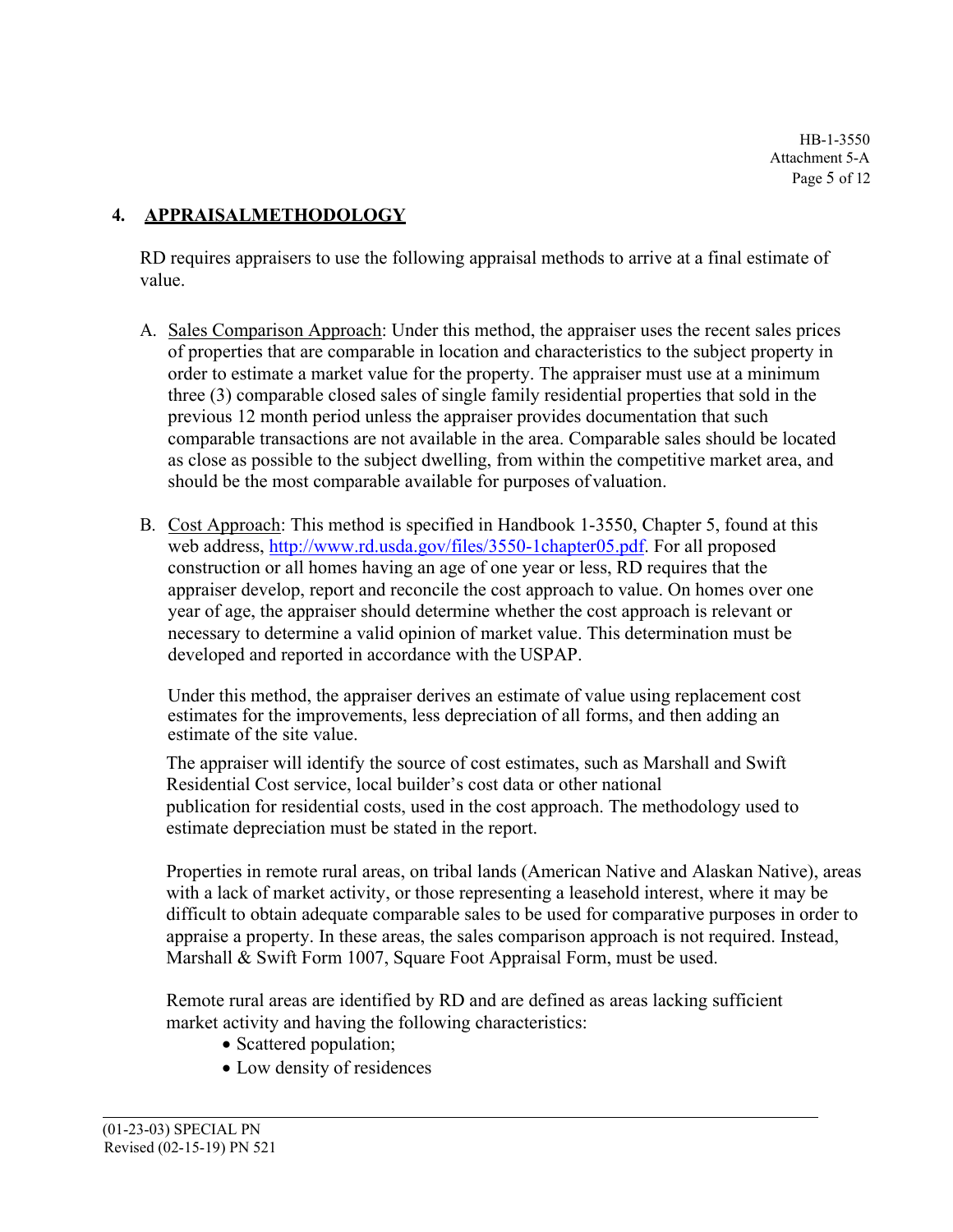## 4. APPRAISALMETHODOLOGY

RD requires appraisers to use the following appraisal methods to arrive at a final estimate of value.

A. Sales Comparison Approach: Under this method, the appraiser uses the recent sales prices of properties that are comparable in location and characteristics to the subject property in order to estimate a market value for the property. The appraiser must use at a minimum three (3) comparable closed sales of single family residential properties that sold in the previous 12 month period unless the appraiser provides documentation that such comparable transactions are not available in the area. Comparable sales should be located as close as possible to the subject dwelling, from within the competitive market area, and should be the most comparable available for purposes of valuation.

B. Cost Approach: This method is specified in Handbook 1-3550, Chapter 5, found at this web address, http://www.rd.usda.gov/files/3550-1chapter05.pdf. For all proposed construction or all homes having an age of one year or less, RD requires that the appraiser develop, report and reconcile the cost approach to value. On homes over one year of age, the appraiser should determine whether the cost approach is relevant or necessary to determine a valid opinion of market value. This determination must be developed and reported in accordance with the USPAP.

   Under this method, the appraiser derives an estimate of value using replacement cost estimates for the improvements, less depreciation of all forms, and then adding an estimate of the site value.

   The appraiser will identify the source of cost estimates, such as Marshall and Swift Residential Cost service, local builder's cost data or other national publication for residential costs, used in the cost approach. The methodology used to estimate depreciation must be stated in the report.

   Properties in remote rural areas, on tribal lands (American Native and Alaskan Native), areas with a lack of market activity, or those representing a leasehold interest, where it may be difficult to obtain adequate comparable sales to be used for comparative purposes in order to appraise a property. In these areas, the sales comparison approach is not required. Instead, Marshall & Swift Form 1007, Square Foot Appraisal Form, must be used.

   Remote rural areas are identified by RD and are defined as areas lacking sufficient market activity and having the following characteristics:

   - Scattered population;
   - Low density of residences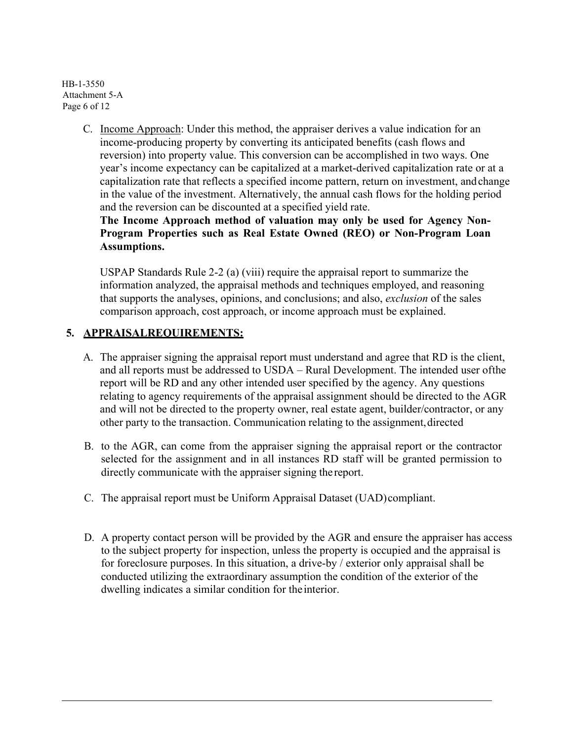C. Income Approach: Under this method, the appraiser derives a value indication for an income-producing property by converting its anticipated benefits (cash flows and reversion) into property value. This conversion can be accomplished in two ways. One year's income expectancy can be capitalized at a market-derived capitalization rate or at a capitalization rate that reflects a specified income pattern, return on investment, and change in the value of the investment. Alternatively, the annual cash flows for the holding period and the reversion can be discounted at a specified yield rate.
**The Income Approach method of valuation may only be used for Agency Non-Program Properties such as Real Estate Owned (REO) or Non-Program Loan Assumptions.**

USPAP Standards Rule 2-2 (a) (viii) require the appraisal report to summarize the information analyzed, the appraisal methods and techniques employed, and reasoning that supports the analyses, opinions, and conclusions; and also, *exclusion* of the sales comparison approach, cost approach, or income approach must be explained.

## 5. APPRAISALREQUIREMENTS:

A. The appraiser signing the appraisal report must understand and agree that RD is the client, and all reports must be addressed to USDA – Rural Development. The intended user ofthe report will be RD and any other intended user specified by the agency. Any questions relating to agency requirements of the appraisal assignment should be directed to the AGR and will not be directed to the property owner, real estate agent, builder/contractor, or any other party to the transaction. Communication relating to the assignment, directed

B. to the AGR, can come from the appraiser signing the appraisal report or the contractor selected for the assignment and in all instances RD staff will be granted permission to directly communicate with the appraiser signing the report.

C. The appraisal report must be Uniform Appraisal Dataset (UAD) compliant.

D. A property contact person will be provided by the AGR and ensure the appraiser has access to the subject property for inspection, unless the property is occupied and the appraisal is for foreclosure purposes. In this situation, a drive-by / exterior only appraisal shall be conducted utilizing the extraordinary assumption the condition of the exterior of the dwelling indicates a similar condition for the interior.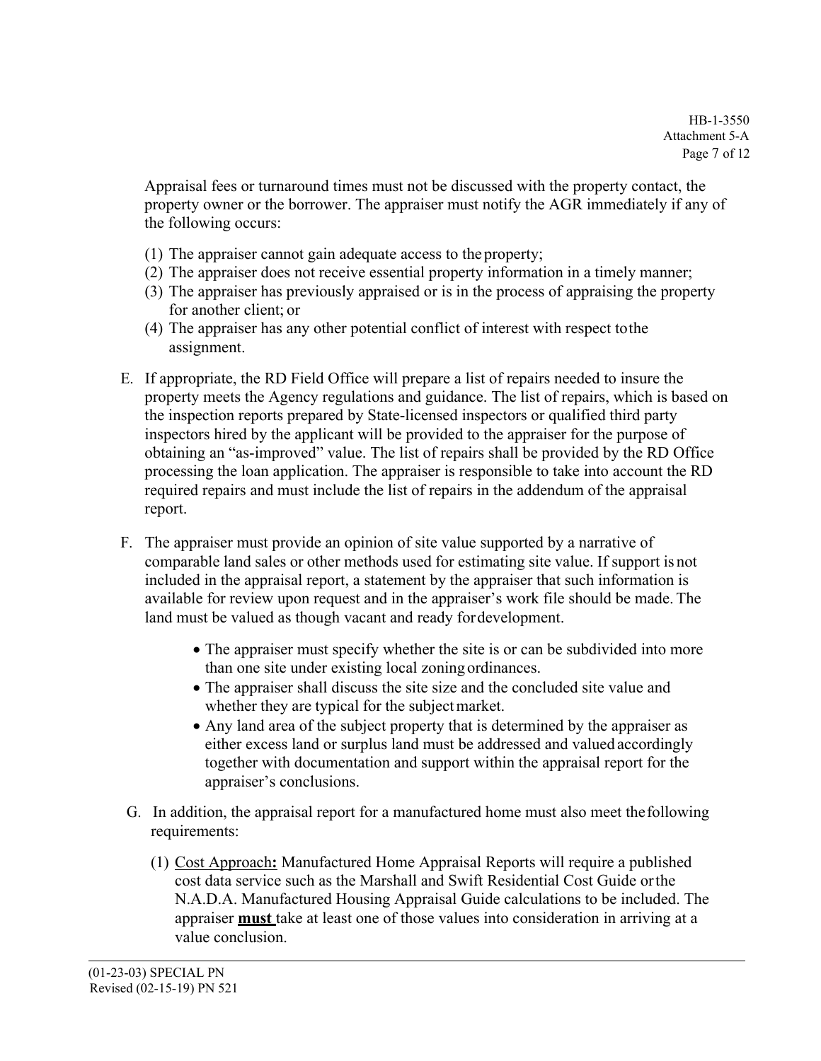Appraisal fees or turnaround times must not be discussed with the property contact, the property owner or the borrower. The appraiser must notify the AGR immediately if any of the following occurs:

(1) The appraiser cannot gain adequate access to the property;
(2) The appraiser does not receive essential property information in a timely manner;
(3) The appraiser has previously appraised or is in the process of appraising the property for another client; or
(4) The appraiser has any other potential conflict of interest with respect to the assignment.

E. If appropriate, the RD Field Office will prepare a list of repairs needed to insure the property meets the Agency regulations and guidance. The list of repairs, which is based on the inspection reports prepared by State-licensed inspectors or qualified third party inspectors hired by the applicant will be provided to the appraiser for the purpose of obtaining an "as-improved" value. The list of repairs shall be provided by the RD Office processing the loan application. The appraiser is responsible to take into account the RD required repairs and must include the list of repairs in the addendum of the appraisal report.

F. The appraiser must provide an opinion of site value supported by a narrative of comparable land sales or other methods used for estimating site value. If support is not included in the appraisal report, a statement by the appraiser that such information is available for review upon request and in the appraiser's work file should be made. The land must be valued as though vacant and ready for development.

- The appraiser must specify whether the site is or can be subdivided into more than one site under existing local zoning ordinances.
- The appraiser shall discuss the site size and the concluded site value and whether they are typical for the subject market.
- Any land area of the subject property that is determined by the appraiser as either excess land or surplus land must be addressed and valued accordingly together with documentation and support within the appraisal report for the appraiser's conclusions.

G. In addition, the appraisal report for a manufactured home must also meet the following requirements:

(1) Cost Approach**:** Manufactured Home Appraisal Reports will require a published cost data service such as the Marshall and Swift Residential Cost Guide or the N.A.D.A. Manufactured Housing Appraisal Guide calculations to be included. The appraiser **must** take at least one of those values into consideration in arriving at a value conclusion.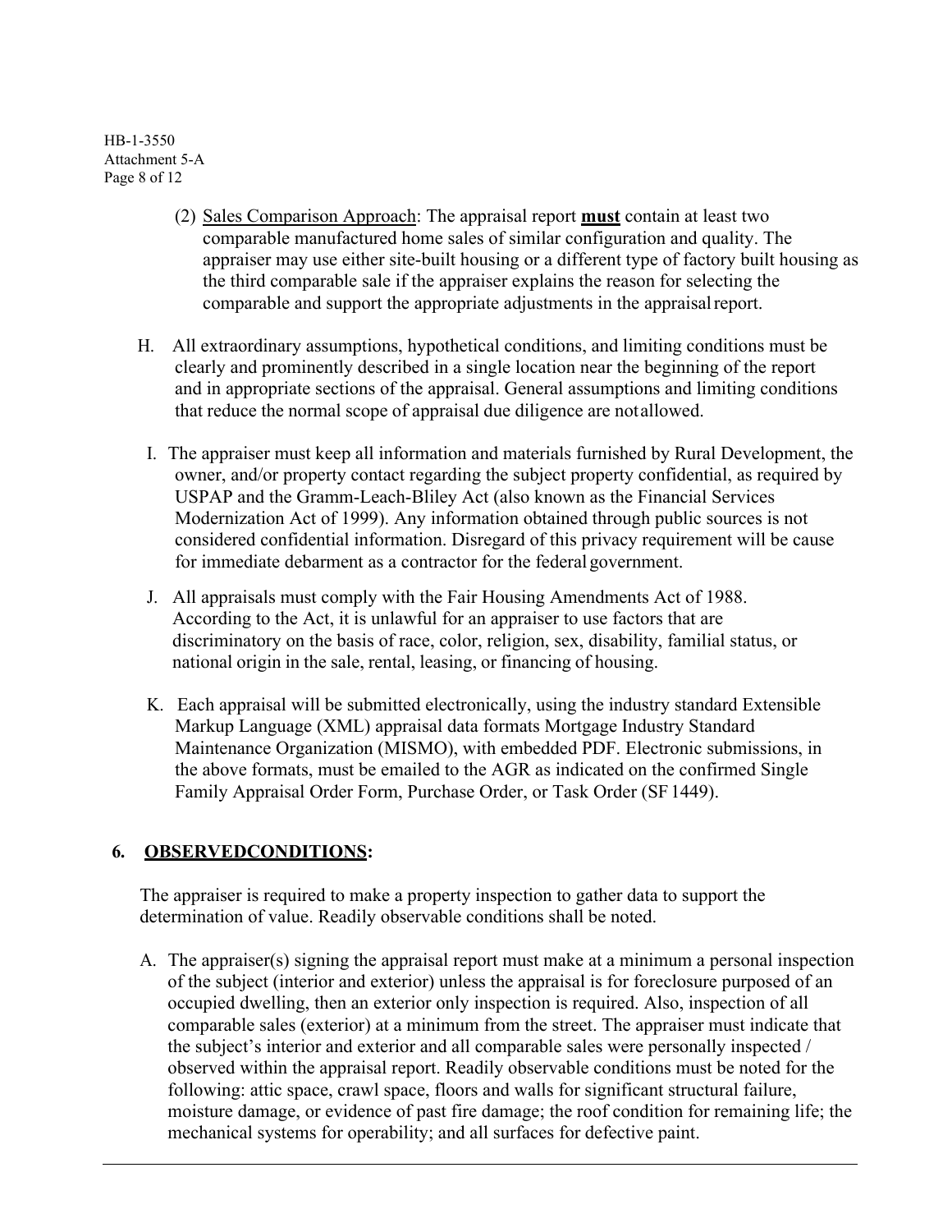(2) <u>Sales Comparison Approach</u>: The appraisal report **<u>must</u>** contain at least two comparable manufactured home sales of similar configuration and quality. The appraiser may use either site-built housing or a different type of factory built housing as the third comparable sale if the appraiser explains the reason for selecting the comparable and support the appropriate adjustments in the appraisal report.

H. All extraordinary assumptions, hypothetical conditions, and limiting conditions must be clearly and prominently described in a single location near the beginning of the report and in appropriate sections of the appraisal. General assumptions and limiting conditions that reduce the normal scope of appraisal due diligence are not allowed.

I. The appraiser must keep all information and materials furnished by Rural Development, the owner, and/or property contact regarding the subject property confidential, as required by USPAP and the Gramm-Leach-Bliley Act (also known as the Financial Services Modernization Act of 1999). Any information obtained through public sources is not considered confidential information. Disregard of this privacy requirement will be cause for immediate debarment as a contractor for the federal government.

J. All appraisals must comply with the Fair Housing Amendments Act of 1988. According to the Act, it is unlawful for an appraiser to use factors that are discriminatory on the basis of race, color, religion, sex, disability, familial status, or national origin in the sale, rental, leasing, or financing of housing.

K. Each appraisal will be submitted electronically, using the industry standard Extensible Markup Language (XML) appraisal data formats Mortgage Industry Standard Maintenance Organization (MISMO), with embedded PDF. Electronic submissions, in the above formats, must be emailed to the AGR as indicated on the confirmed Single Family Appraisal Order Form, Purchase Order, or Task Order (SF 1449).

## 6. <u>OBSERVEDCONDITIONS</u>:

The appraiser is required to make a property inspection to gather data to support the determination of value. Readily observable conditions shall be noted.

A. The appraiser(s) signing the appraisal report must make at a minimum a personal inspection of the subject (interior and exterior) unless the appraisal is for foreclosure purposed of an occupied dwelling, then an exterior only inspection is required. Also, inspection of all comparable sales (exterior) at a minimum from the street. The appraiser must indicate that the subject's interior and exterior and all comparable sales were personally inspected / observed within the appraisal report. Readily observable conditions must be noted for the following: attic space, crawl space, floors and walls for significant structural failure, moisture damage, or evidence of past fire damage; the roof condition for remaining life; the mechanical systems for operability; and all surfaces for defective paint.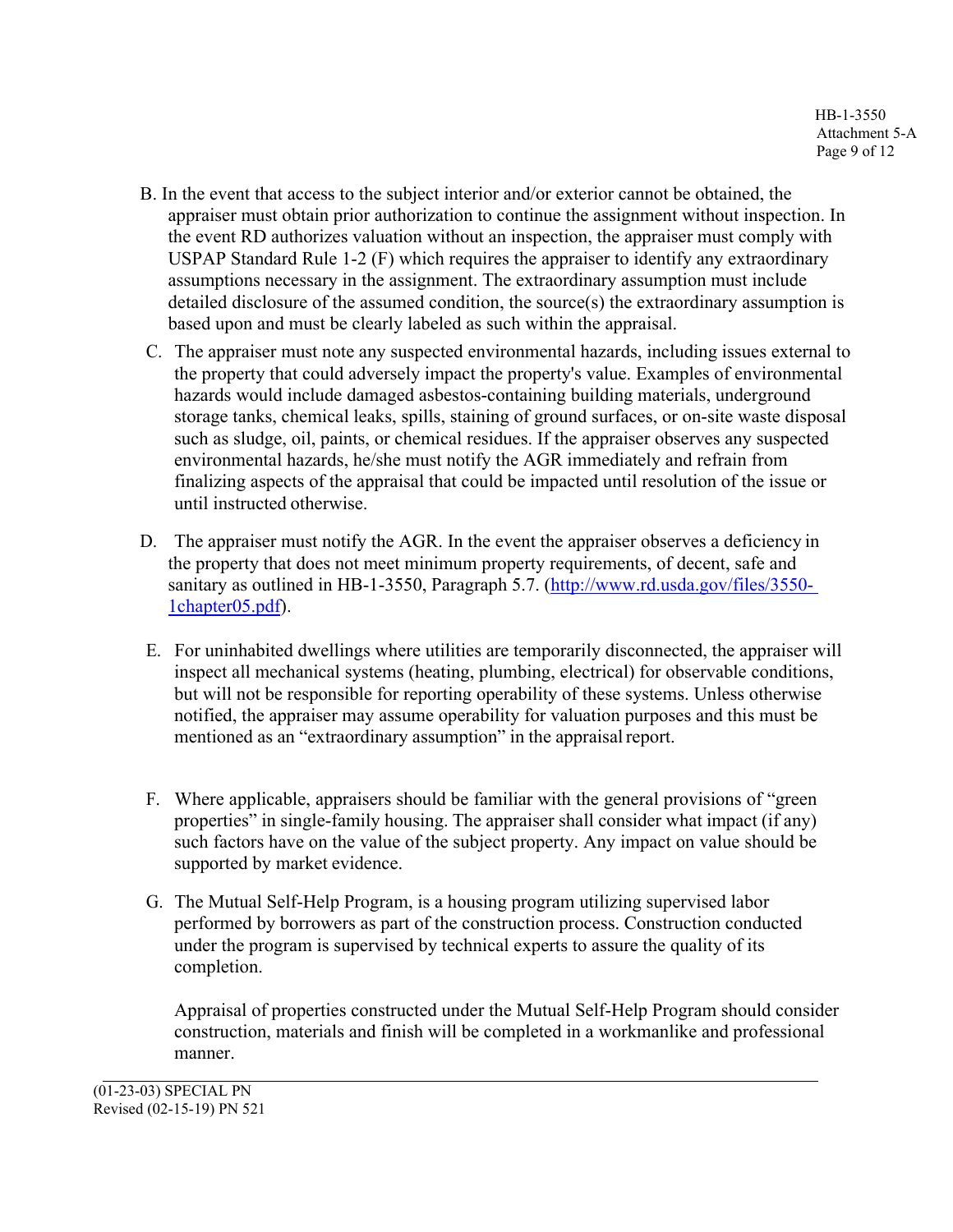B. In the event that access to the subject interior and/or exterior cannot be obtained, the appraiser must obtain prior authorization to continue the assignment without inspection. In the event RD authorizes valuation without an inspection, the appraiser must comply with USPAP Standard Rule 1-2 (F) which requires the appraiser to identify any extraordinary assumptions necessary in the assignment. The extraordinary assumption must include detailed disclosure of the assumed condition, the source(s) the extraordinary assumption is based upon and must be clearly labeled as such within the appraisal.

C. The appraiser must note any suspected environmental hazards, including issues external to the property that could adversely impact the property's value. Examples of environmental hazards would include damaged asbestos-containing building materials, underground storage tanks, chemical leaks, spills, staining of ground surfaces, or on-site waste disposal such as sludge, oil, paints, or chemical residues. If the appraiser observes any suspected environmental hazards, he/she must notify the AGR immediately and refrain from finalizing aspects of the appraisal that could be impacted until resolution of the issue or until instructed otherwise.

D. The appraiser must notify the AGR. In the event the appraiser observes a deficiency in the property that does not meet minimum property requirements, of decent, safe and sanitary as outlined in HB-1-3550, Paragraph 5.7. ([http://www.rd.usda.gov/files/3550-1chapter05.pdf](http://www.rd.usda.gov/files/3550-1chapter05.pdf)).

E. For uninhabited dwellings where utilities are temporarily disconnected, the appraiser will inspect all mechanical systems (heating, plumbing, electrical) for observable conditions, but will not be responsible for reporting operability of these systems. Unless otherwise notified, the appraiser may assume operability for valuation purposes and this must be mentioned as an "extraordinary assumption" in the appraisal report.

F. Where applicable, appraisers should be familiar with the general provisions of "green properties" in single-family housing. The appraiser shall consider what impact (if any) such factors have on the value of the subject property. Any impact on value should be supported by market evidence.

G. The Mutual Self-Help Program, is a housing program utilizing supervised labor performed by borrowers as part of the construction process. Construction conducted under the program is supervised by technical experts to assure the quality of its completion.

Appraisal of properties constructed under the Mutual Self-Help Program should consider construction, materials and finish will be completed in a workmanlike and professional manner.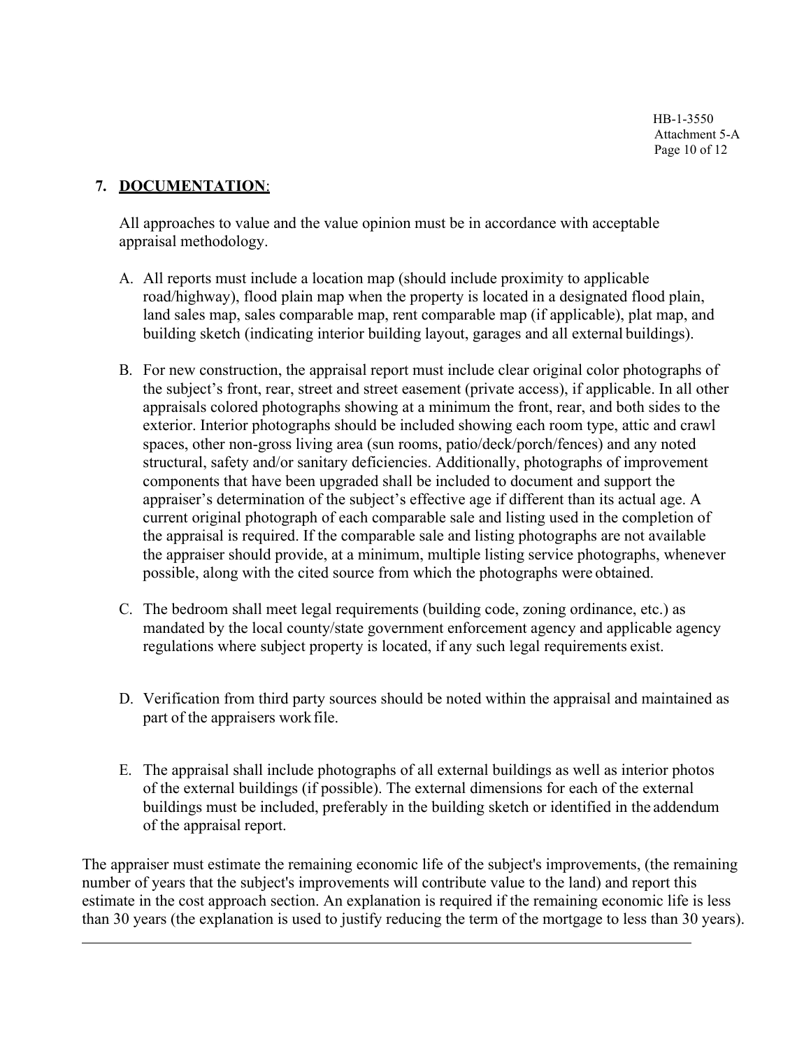## 7. **DOCUMENTATION**:

All approaches to value and the value opinion must be in accordance with acceptable appraisal methodology.

A. All reports must include a location map (should include proximity to applicable road/highway), flood plain map when the property is located in a designated flood plain, land sales map, sales comparable map, rent comparable map (if applicable), plat map, and building sketch (indicating interior building layout, garages and all external buildings).

B. For new construction, the appraisal report must include clear original color photographs of the subject's front, rear, street and street easement (private access), if applicable. In all other appraisals colored photographs showing at a minimum the front, rear, and both sides to the exterior. Interior photographs should be included showing each room type, attic and crawl spaces, other non-gross living area (sun rooms, patio/deck/porch/fences) and any noted structural, safety and/or sanitary deficiencies. Additionally, photographs of improvement components that have been upgraded shall be included to document and support the appraiser's determination of the subject's effective age if different than its actual age. A current original photograph of each comparable sale and listing used in the completion of the appraisal is required. If the comparable sale and listing photographs are not available the appraiser should provide, at a minimum, multiple listing service photographs, whenever possible, along with the cited source from which the photographs were obtained.

C. The bedroom shall meet legal requirements (building code, zoning ordinance, etc.) as mandated by the local county/state government enforcement agency and applicable agency regulations where subject property is located, if any such legal requirements exist.

D. Verification from third party sources should be noted within the appraisal and maintained as part of the appraisers work file.

E. The appraisal shall include photographs of all external buildings as well as interior photos of the external buildings (if possible). The external dimensions for each of the external buildings must be included, preferably in the building sketch or identified in the addendum of the appraisal report.

The appraiser must estimate the remaining economic life of the subject's improvements, (the remaining number of years that the subject's improvements will contribute value to the land) and report this estimate in the cost approach section. An explanation is required if the remaining economic life is less than 30 years (the explanation is used to justify reducing the term of the mortgage to less than 30 years).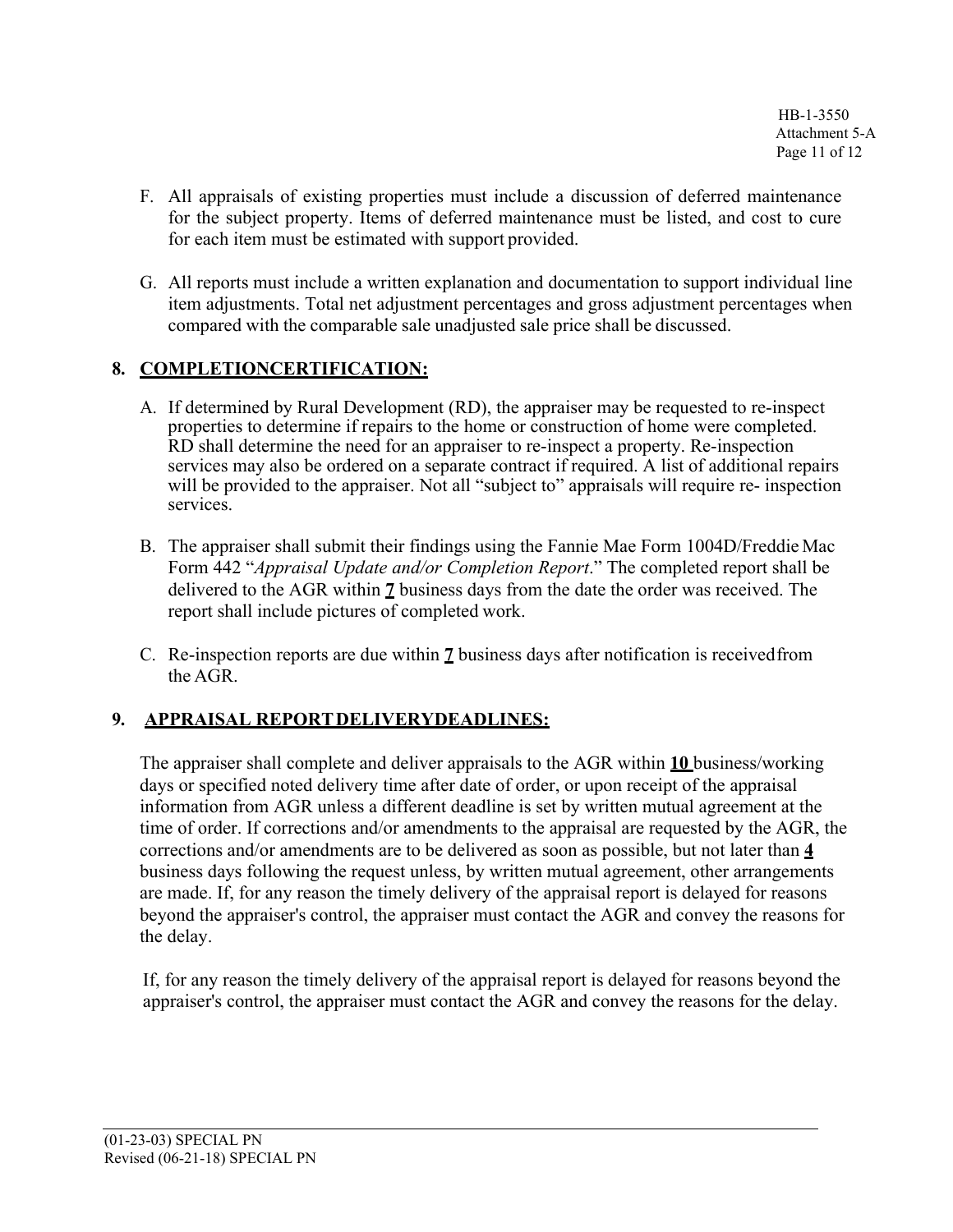F. All appraisals of existing properties must include a discussion of deferred maintenance for the subject property. Items of deferred maintenance must be listed, and cost to cure for each item must be estimated with support provided.

G. All reports must include a written explanation and documentation to support individual line item adjustments. Total net adjustment percentages and gross adjustment percentages when compared with the comparable sale unadjusted sale price shall be discussed.

## 8. COMPLETIONCERTIFICATION:

A. If determined by Rural Development (RD), the appraiser may be requested to re-inspect properties to determine if repairs to the home or construction of home were completed. RD shall determine the need for an appraiser to re-inspect a property. Re-inspection services may also be ordered on a separate contract if required. A list of additional repairs will be provided to the appraiser. Not all "subject to" appraisals will require re- inspection services.

B. The appraiser shall submit their findings using the Fannie Mae Form 1004D/Freddie Mac Form 442 "*Appraisal Update and/or Completion Report*." The completed report shall be delivered to the AGR within **7** business days from the date the order was received. The report shall include pictures of completed work.

C. Re-inspection reports are due within **7** business days after notification is received from the AGR.

## 9. APPRAISAL REPORT DELIVERYDEADLINES:

The appraiser shall complete and deliver appraisals to the AGR within **10** business/working days or specified noted delivery time after date of order, or upon receipt of the appraisal information from AGR unless a different deadline is set by written mutual agreement at the time of order. If corrections and/or amendments to the appraisal are requested by the AGR, the corrections and/or amendments are to be delivered as soon as possible, but not later than **4** business days following the request unless, by written mutual agreement, other arrangements are made. If, for any reason the timely delivery of the appraisal report is delayed for reasons beyond the appraiser's control, the appraiser must contact the AGR and convey the reasons for the delay.

If, for any reason the timely delivery of the appraisal report is delayed for reasons beyond the appraiser's control, the appraiser must contact the AGR and convey the reasons for the delay.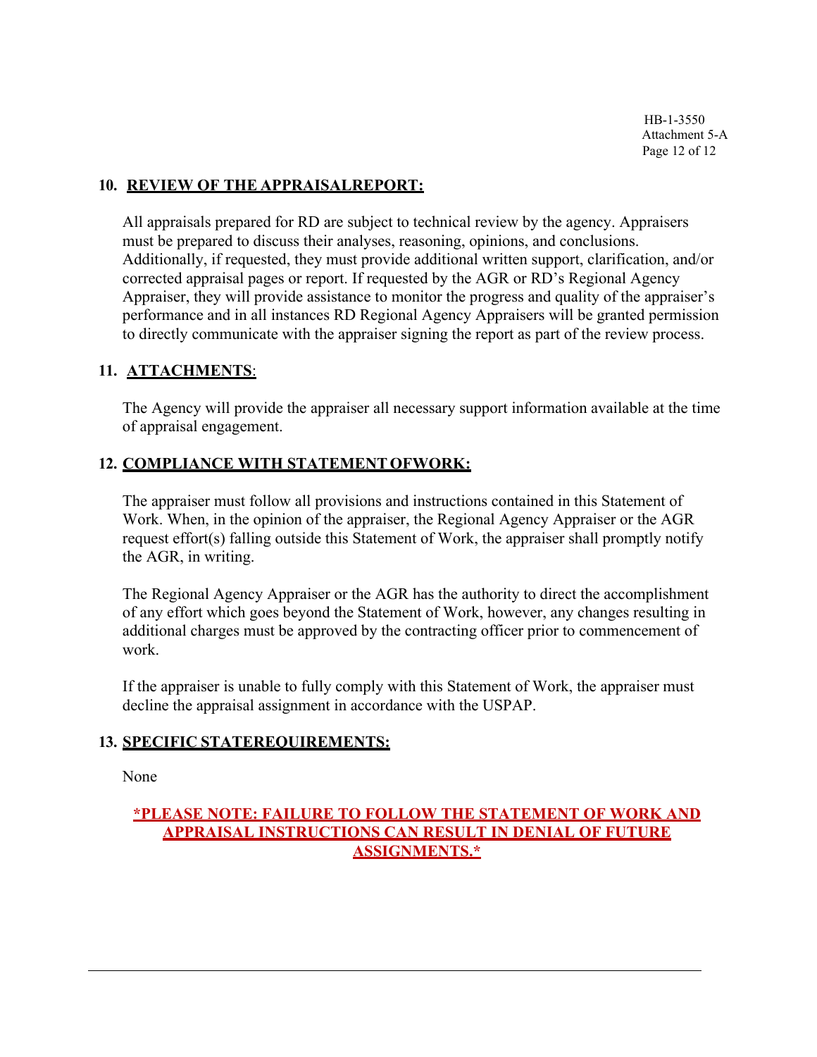## 10. REVIEW OF THE APPRAISALREPORT:

All appraisals prepared for RD are subject to technical review by the agency. Appraisers must be prepared to discuss their analyses, reasoning, opinions, and conclusions. Additionally, if requested, they must provide additional written support, clarification, and/or corrected appraisal pages or report. If requested by the AGR or RD's Regional Agency Appraiser, they will provide assistance to monitor the progress and quality of the appraiser's performance and in all instances RD Regional Agency Appraisers will be granted permission to directly communicate with the appraiser signing the report as part of the review process.

## 11. ATTACHMENTS:

The Agency will provide the appraiser all necessary support information available at the time of appraisal engagement.

## 12. COMPLIANCE WITH STATEMENT OFWORK:

The appraiser must follow all provisions and instructions contained in this Statement of Work. When, in the opinion of the appraiser, the Regional Agency Appraiser or the AGR request effort(s) falling outside this Statement of Work, the appraiser shall promptly notify the AGR, in writing.

The Regional Agency Appraiser or the AGR has the authority to direct the accomplishment of any effort which goes beyond the Statement of Work, however, any changes resulting in additional charges must be approved by the contracting officer prior to commencement of work.

If the appraiser is unable to fully comply with this Statement of Work, the appraiser must decline the appraisal assignment in accordance with the USPAP.

## 13. SPECIFIC STATEREQUIREMENTS:

None

**\*PLEASE NOTE: FAILURE TO FOLLOW THE STATEMENT OF WORK AND APPRAISAL INSTRUCTIONS CAN RESULT IN DENIAL OF FUTURE ASSIGNMENTS.\***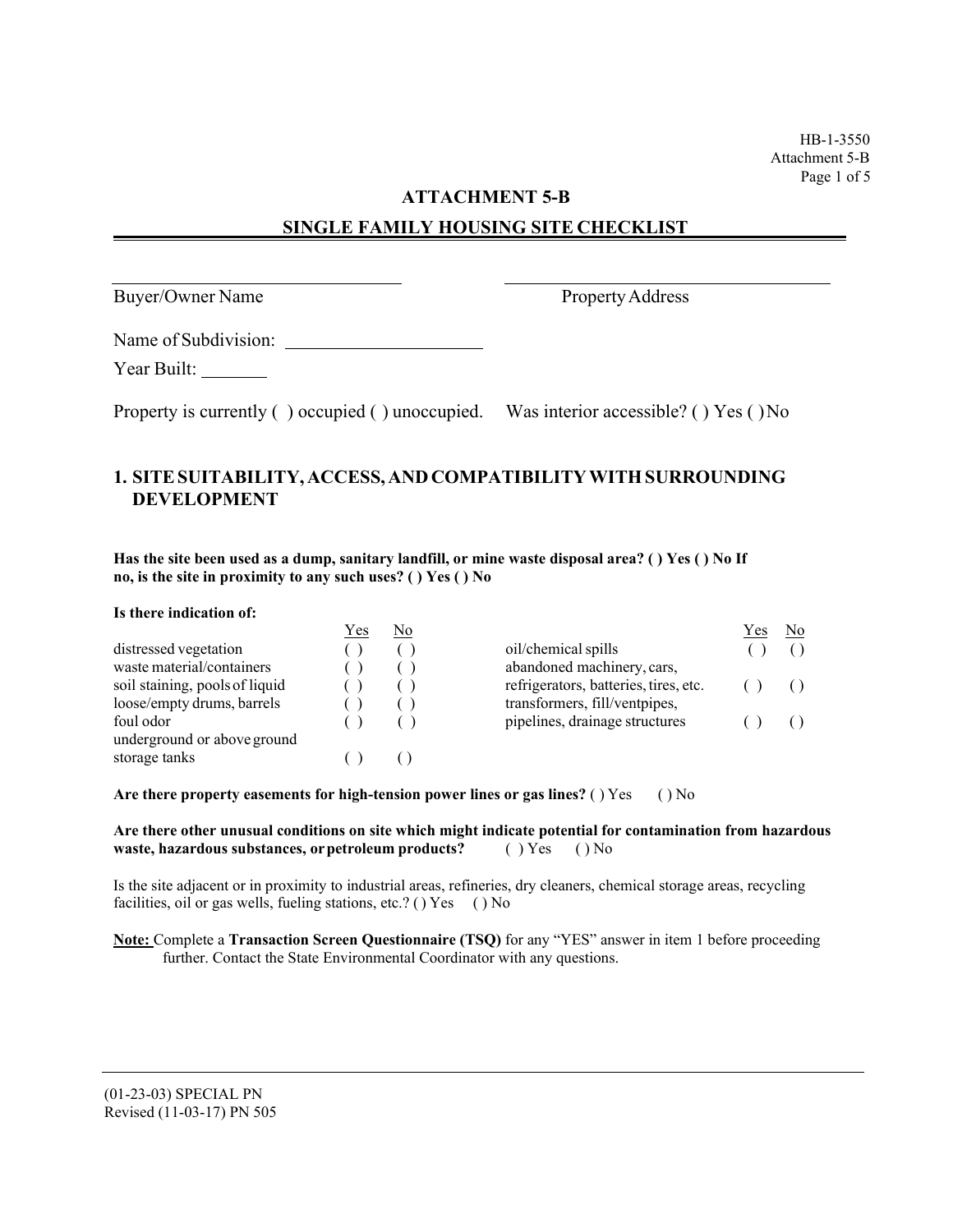# ATTACHMENT 5-B

## SINGLE FAMILY HOUSING SITE CHECKLIST

\_\_\_\_\_\_\_\_\_\_\_\_\_\_\_\_\_\_\_\_\_\_\_\_\_\_\_\_ &nbsp;&nbsp;&nbsp;&nbsp; \_\_\_\_\_\_\_\_\_\_\_\_\_\_\_\_\_\_\_\_\_\_\_\_\_\_\_\_

Buyer/Owner Name &nbsp;&nbsp;&nbsp;&nbsp; Property Address

Name of Subdivision: \_\_\_\_\_\_\_\_\_\_\_\_\_\_\_\_\_\_\_\_

Year Built: \_\_\_\_\_\_\_

Property is currently ( ) occupied ( ) unoccupied. Was interior accessible? ( ) Yes ( ) No

### 1. SITE SUITABILITY, ACCESS, AND COMPATIBILITY WITH SURROUNDING DEVELOPMENT

**Has the site been used as a dump, sanitary landfill, or mine waste disposal area? ( ) Yes ( ) No If no, is the site in proximity to any such uses? ( ) Yes ( ) No**

**Is there indication of:**

| | Yes | No | | Yes | No |
|---|---|---|---|---|---|
| distressed vegetation | ( ) | ( ) | oil/chemical spills | ( ) | ( ) |
| waste material/containers | ( ) | ( ) | abandoned machinery, cars, refrigerators, batteries, tires, etc. | ( ) | ( ) |
| soil staining, pools of liquid | ( ) | ( ) | transformers, fill/ventpipes, pipelines, drainage structures | ( ) | ( ) |
| loose/empty drums, barrels | ( ) | ( ) | | | |
| foul odor | ( ) | ( ) | | | |
| underground or above ground storage tanks | ( ) | ( ) | | | |

**Are there property easements for high-tension power lines or gas lines?** ( ) Yes ( ) No

**Are there other unusual conditions on site which might indicate potential for contamination from hazardous waste, hazardous substances, or petroleum products?** ( ) Yes ( ) No

Is the site adjacent or in proximity to industrial areas, refineries, dry cleaners, chemical storage areas, recycling facilities, oil or gas wells, fueling stations, etc.? ( ) Yes ( ) No

**Note:** Complete a **Transaction Screen Questionnaire (TSQ)** for any "YES" answer in item 1 before proceeding further. Contact the State Environmental Coordinator with any questions.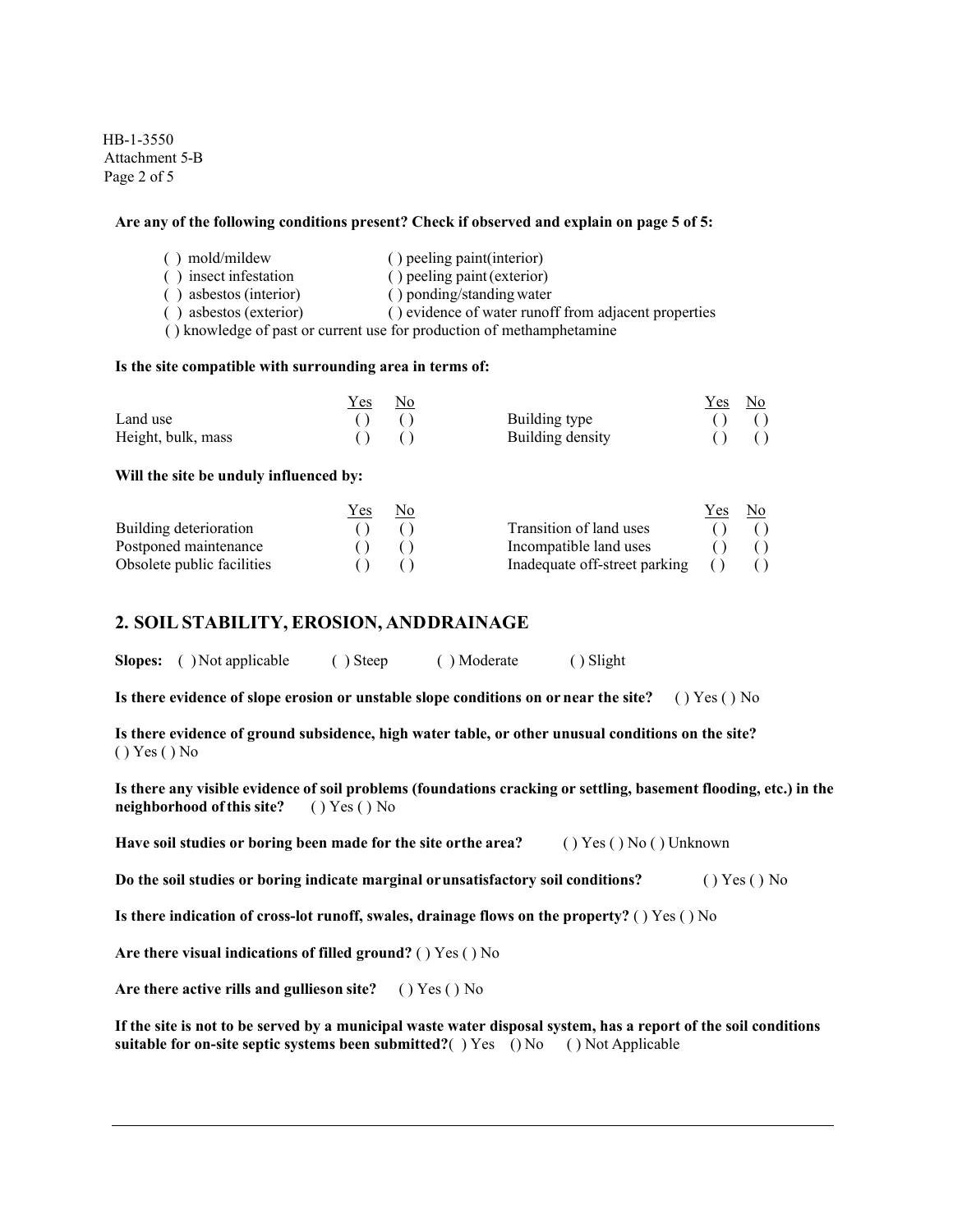**Are any of the following conditions present? Check if observed and explain on page 5 of 5:**

( ) mold/mildew
( ) insect infestation
( ) asbestos (interior)
( ) asbestos (exterior)
( ) peeling paint(interior)
( ) peeling paint (exterior)
( ) ponding/standing water
( ) evidence of water runoff from adjacent properties
( ) knowledge of past or current use for production of methamphetamine

**Is the site compatible with surrounding area in terms of:**

| | Yes | No | | Yes | No |
|---|---|---|---|---|---|
| Land use | ( ) | ( ) | Building type | ( ) | ( ) |
| Height, bulk, mass | ( ) | ( ) | Building density | ( ) | ( ) |

**Will the site be unduly influenced by:**

| | Yes | No | | Yes | No |
|---|---|---|---|---|---|
| Building deterioration | ( ) | ( ) | Transition of land uses | ( ) | ( ) |
| Postponed maintenance | ( ) | ( ) | Incompatible land uses | ( ) | ( ) |
| Obsolete public facilities | ( ) | ( ) | Inadequate off-street parking | ( ) | ( ) |

## 2. SOIL STABILITY, EROSION, AND DRAINAGE

**Slopes:** ( ) Not applicable ( ) Steep ( ) Moderate ( ) Slight

**Is there evidence of slope erosion or unstable slope conditions on or near the site?** ( ) Yes ( ) No

**Is there evidence of ground subsidence, high water table, or other unusual conditions on the site?**
( ) Yes ( ) No

**Is there any visible evidence of soil problems (foundations cracking or settling, basement flooding, etc.) in the neighborhood of this site?** ( ) Yes ( ) No

**Have soil studies or boring been made for the site or the area?** ( ) Yes ( ) No ( ) Unknown

**Do the soil studies or boring indicate marginal or unsatisfactory soil conditions?** ( ) Yes ( ) No

**Is there indication of cross-lot runoff, swales, drainage flows on the property?** ( ) Yes ( ) No

**Are there visual indications of filled ground?** ( ) Yes ( ) No

**Are there active rills and gullies on site?** ( ) Yes ( ) No

**If the site is not to be served by a municipal waste water disposal system, has a report of the soil conditions suitable for on-site septic systems been submitted?** ( ) Yes ( ) No ( ) Not Applicable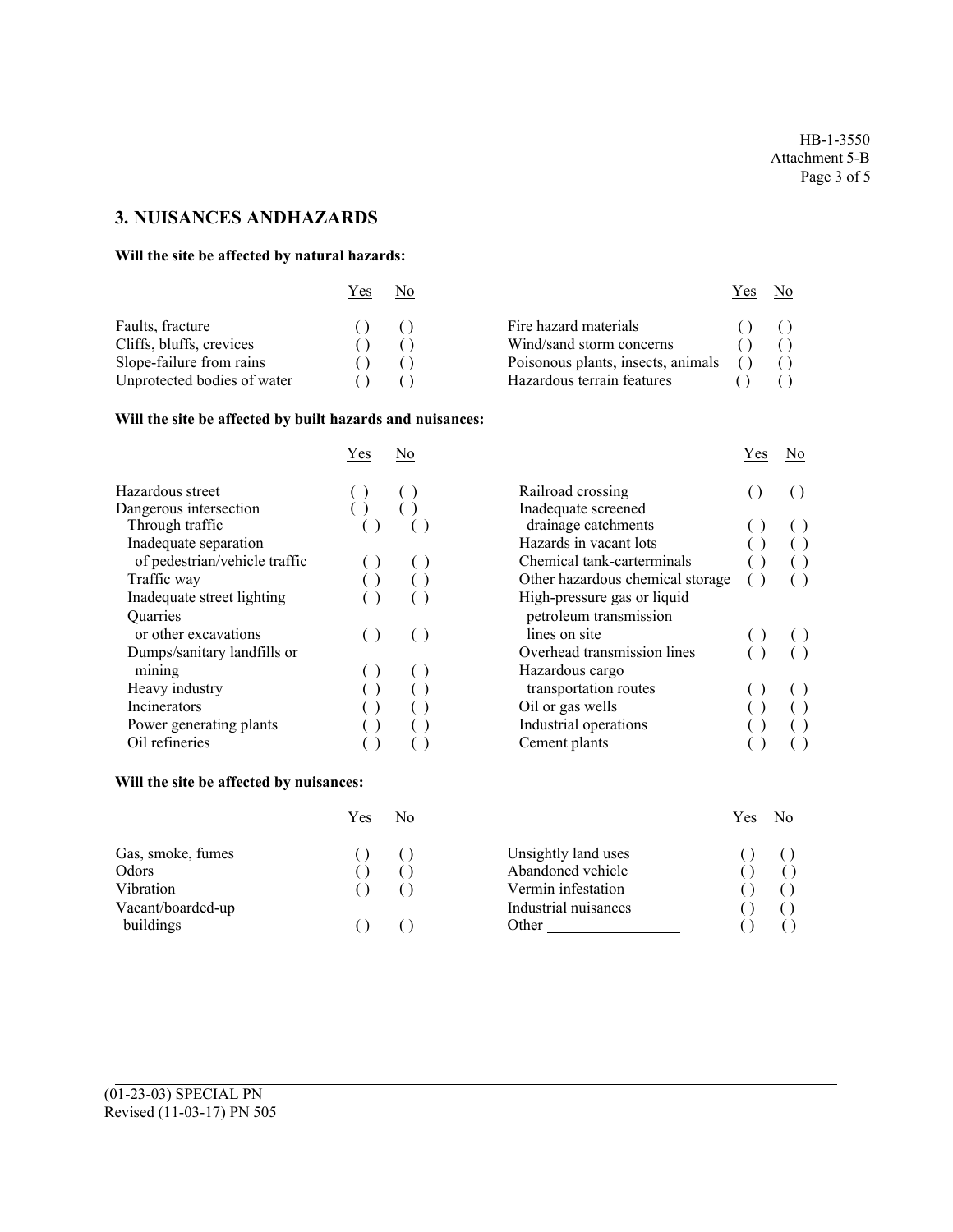## 3. NUISANCES ANDHAZARDS

**Will the site be affected by natural hazards:**

| | Yes | No | | Yes | No |
|---|---|---|---|---|---|
| Faults, fracture | ( ) | ( ) | Fire hazard materials | ( ) | ( ) |
| Cliffs, bluffs, crevices | ( ) | ( ) | Wind/sand storm concerns | ( ) | ( ) |
| Slope-failure from rains | ( ) | ( ) | Poisonous plants, insects, animals | ( ) | ( ) |
| Unprotected bodies of water | ( ) | ( ) | Hazardous terrain features | ( ) | ( ) |

**Will the site be affected by built hazards and nuisances:**

| | Yes | No | | Yes | No |
|---|---|---|---|---|---|
| Hazardous street | ( ) | ( ) | Railroad crossing | ( ) | ( ) |
| Dangerous intersection | ( ) | ( ) | Inadequate screened drainage catchments | ( ) | ( ) |
| Through traffic | ( ) | ( ) | Hazards in vacant lots | ( ) | ( ) |
| Inadequate separation of pedestrian/vehicle traffic | ( ) | ( ) | Chemical tank-carterminals | ( ) | ( ) |
| Traffic way | ( ) | ( ) | Other hazardous chemical storage | ( ) | ( ) |
| Inadequate street lighting | ( ) | ( ) | High-pressure gas or liquid petroleum transmission lines on site | ( ) | ( ) |
| Quarries or other excavations | ( ) | ( ) | Overhead transmission lines | ( ) | ( ) |
| Dumps/sanitary landfills or mining | ( ) | ( ) | Hazardous cargo transportation routes | ( ) | ( ) |
| Heavy industry | ( ) | ( ) | Oil or gas wells | ( ) | ( ) |
| Incinerators | ( ) | ( ) | Industrial operations | ( ) | ( ) |
| Power generating plants | ( ) | ( ) | Cement plants | ( ) | ( ) |
| Oil refineries | ( ) | ( ) | | | |

**Will the site be affected by nuisances:**

| | Yes | No | | Yes | No |
|---|---|---|---|---|---|
| Gas, smoke, fumes | ( ) | ( ) | Unsightly land uses | ( ) | ( ) |
| Odors | ( ) | ( ) | Abandoned vehicle | ( ) | ( ) |
| Vibration | ( ) | ( ) | Vermin infestation | ( ) | ( ) |
| Vacant/boarded-up buildings | ( ) | ( ) | Industrial nuisances | ( ) | ( ) |
| | | | Other ________________ | ( ) | ( ) |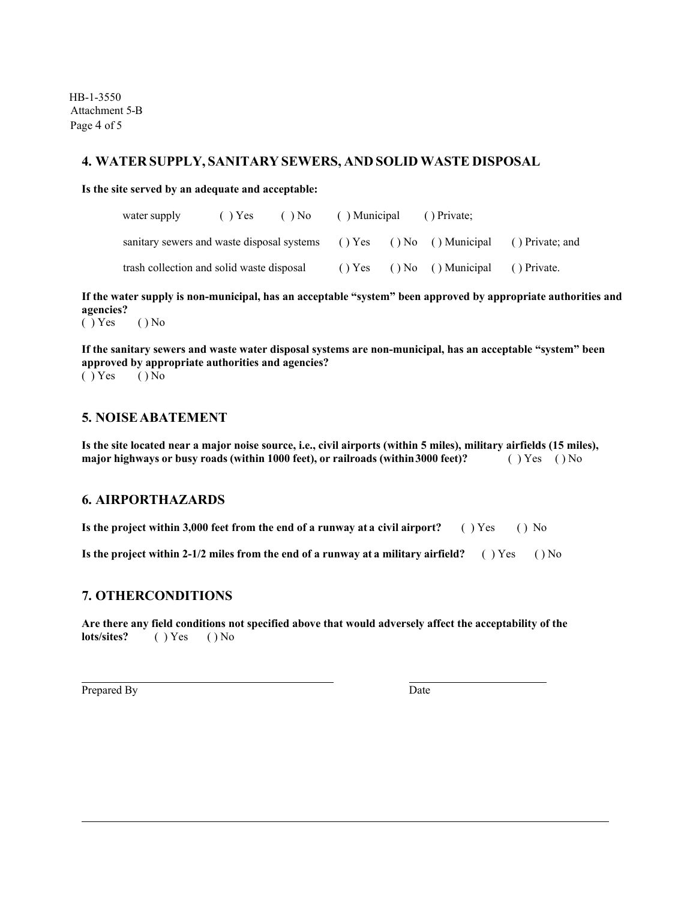## 4. WATER SUPPLY, SANITARY SEWERS, AND SOLID WASTE DISPOSAL

**Is the site served by an adequate and acceptable:**

water supply ( ) Yes ( ) No ( ) Municipal ( ) Private;

sanitary sewers and waste disposal systems ( ) Yes ( ) No ( ) Municipal ( ) Private; and

trash collection and solid waste disposal ( ) Yes ( ) No ( ) Municipal ( ) Private.

**If the water supply is non-municipal, has an acceptable "system" been approved by appropriate authorities and agencies?**
( ) Yes ( ) No

**If the sanitary sewers and waste water disposal systems are non-municipal, has an acceptable "system" been approved by appropriate authorities and agencies?**
( ) Yes ( ) No

## 5. NOISE ABATEMENT

**Is the site located near a major noise source, i.e., civil airports (within 5 miles), military airfields (15 miles), major highways or busy roads (within 1000 feet), or railroads (within 3000 feet)?** ( ) Yes ( ) No

## 6. AIRPORT HAZARDS

**Is the project within 3,000 feet from the end of a runway at a civil airport?** ( ) Yes ( ) No

**Is the project within 2-1/2 miles from the end of a runway at a military airfield?** ( ) Yes ( ) No

## 7. OTHER CONDITIONS

**Are there any field conditions not specified above that would adversely affect the acceptability of the lots/sites?** ( ) Yes ( ) No

\_\_\_\_\_\_\_\_\_\_\_\_\_\_\_\_\_\_\_\_\_\_\_\_\_\_\_\_\_\_\_\_\_\_\_\_ \_\_\_\_\_\_\_\_\_\_\_\_\_\_\_\_\_\_\_\_
Prepared By Date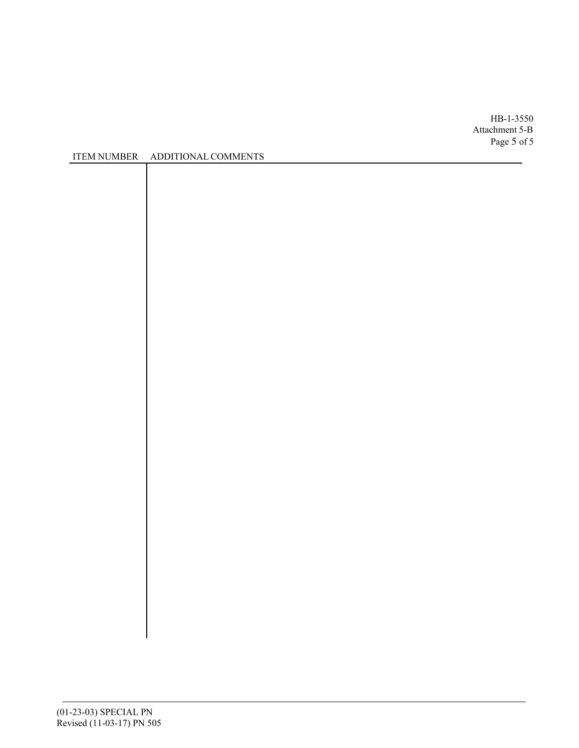| ITEM NUMBER | ADDITIONAL COMMENTS |
|---|---|
| | |

(01-23-03) SPECIAL PN
Revised (11-03-17) PN 505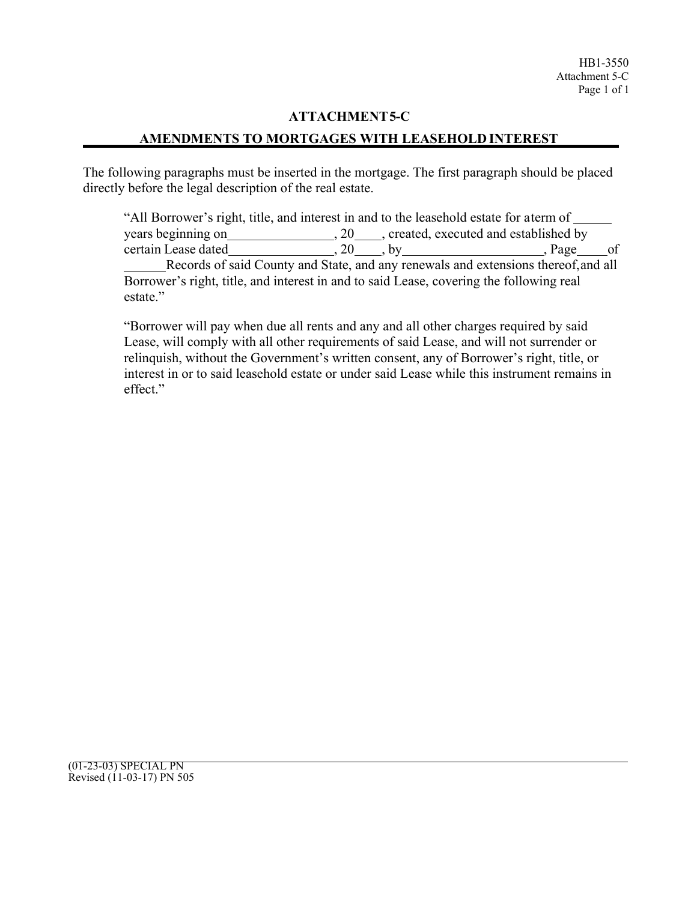# ATTACHMENT 5-C

## AMENDMENTS TO MORTGAGES WITH LEASEHOLD INTEREST

The following paragraphs must be inserted in the mortgage. The first paragraph should be placed directly before the legal description of the real estate.

> "All Borrower's right, title, and interest in and to the leasehold estate for a term of ______ years beginning on ________________, 20____, created, executed and established by certain Lease dated ________________, 20____, by ____________________, Page ____ of ______ Records of said County and State, and any renewals and extensions thereof, and all Borrower's right, title, and interest in and to said Lease, covering the following real estate."
>
> "Borrower will pay when due all rents and any and all other charges required by said Lease, will comply with all other requirements of said Lease, and will not surrender or relinquish, without the Government's written consent, any of Borrower's right, title, or interest in or to said leasehold estate or under said Lease while this instrument remains in effect."

(01-23-03) SPECIAL PN
Revised (11-03-17) PN 505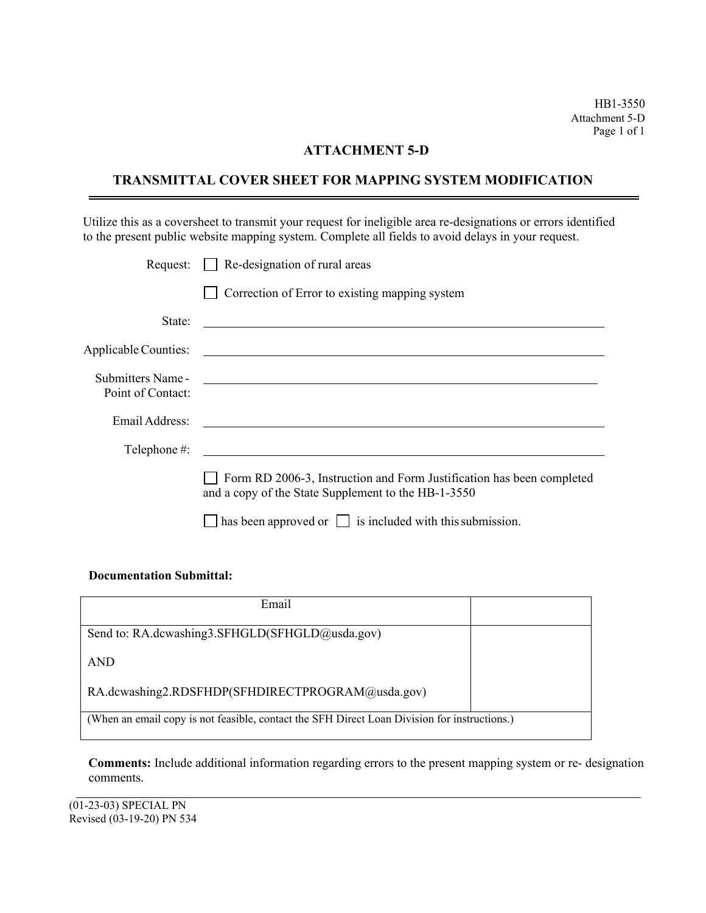# ATTACHMENT 5-D

## TRANSMITTAL COVER SHEET FOR MAPPING SYSTEM MODIFICATION

Utilize this as a coversheet to transmit your request for ineligible area re-designations or errors identified to the present public website mapping system. Complete all fields to avoid delays in your request.

Request: ☐ Re-designation of rural areas

☐ Correction of Error to existing mapping system

State: ______________________________

Applicable Counties: ______________________________

Submitters Name - Point of Contact: ______________________________

Email Address: ______________________________

Telephone #: ______________________________

☐ Form RD 2006-3, Instruction and Form Justification has been completed and a copy of the State Supplement to the HB-1-3550

☐ has been approved or ☐ is included with this submission.

**Documentation Submittal:**

| Email | |
|---|---|
| Send to: RA.dcwashing3.SFHGLD(SFHGLD@usda.gov)<br><br>AND<br><br>RA.dcwashing2.RDSFHDP(SFHDIRECTPROGRAM@usda.gov) | |
| (When an email copy is not feasible, contact the SFH Direct Loan Division for instructions.) | |

**Comments:** Include additional information regarding errors to the present mapping system or re- designation comments.

(01-23-03) SPECIAL PN
Revised (03-19-20) PN 534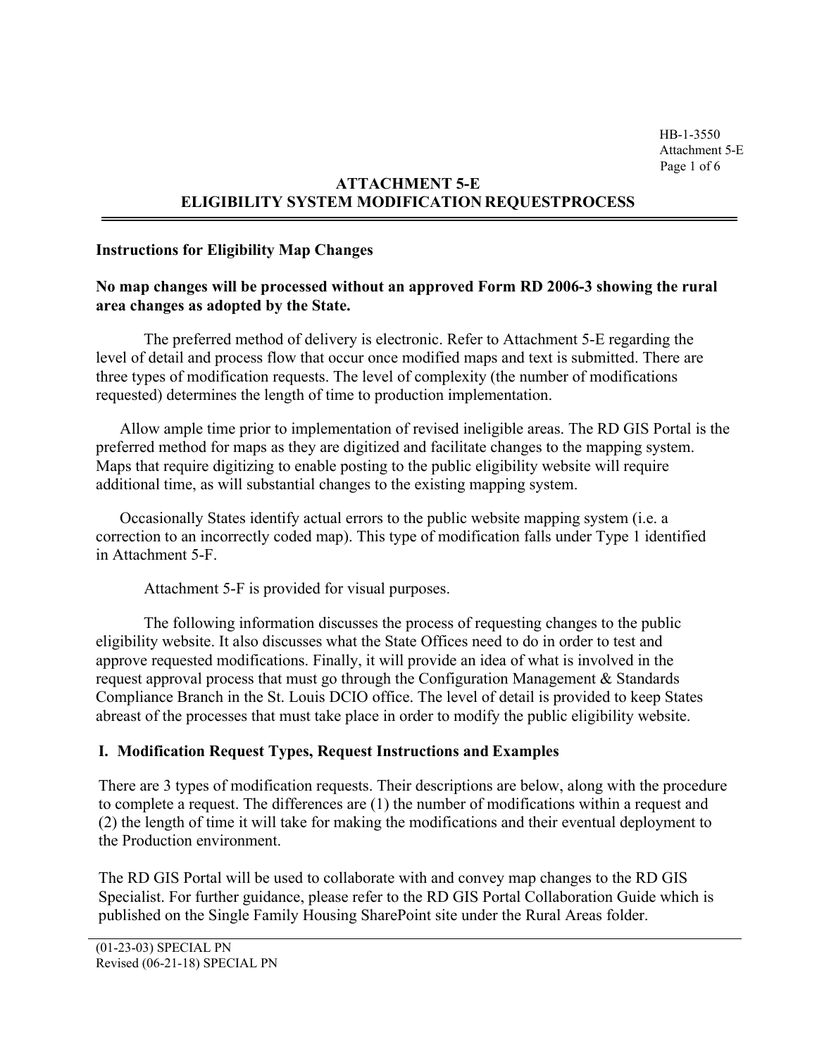# ATTACHMENT 5-E
# ELIGIBILITY SYSTEM MODIFICATION REQUESTPROCESS

**Instructions for Eligibility Map Changes**

**No map changes will be processed without an approved Form RD 2006-3 showing the rural area changes as adopted by the State.**

The preferred method of delivery is electronic. Refer to Attachment 5-E regarding the level of detail and process flow that occur once modified maps and text is submitted. There are three types of modification requests. The level of complexity (the number of modifications requested) determines the length of time to production implementation.

Allow ample time prior to implementation of revised ineligible areas. The RD GIS Portal is the preferred method for maps as they are digitized and facilitate changes to the mapping system. Maps that require digitizing to enable posting to the public eligibility website will require additional time, as will substantial changes to the existing mapping system.

Occasionally States identify actual errors to the public website mapping system (i.e. a correction to an incorrectly coded map). This type of modification falls under Type 1 identified in Attachment 5-F.

Attachment 5-F is provided for visual purposes.

The following information discusses the process of requesting changes to the public eligibility website. It also discusses what the State Offices need to do in order to test and approve requested modifications. Finally, it will provide an idea of what is involved in the request approval process that must go through the Configuration Management & Standards Compliance Branch in the St. Louis DCIO office. The level of detail is provided to keep States abreast of the processes that must take place in order to modify the public eligibility website.

## I. Modification Request Types, Request Instructions and Examples

There are 3 types of modification requests. Their descriptions are below, along with the procedure to complete a request. The differences are (1) the number of modifications within a request and (2) the length of time it will take for making the modifications and their eventual deployment to the Production environment.

The RD GIS Portal will be used to collaborate with and convey map changes to the RD GIS Specialist. For further guidance, please refer to the RD GIS Portal Collaboration Guide which is published on the Single Family Housing SharePoint site under the Rural Areas folder.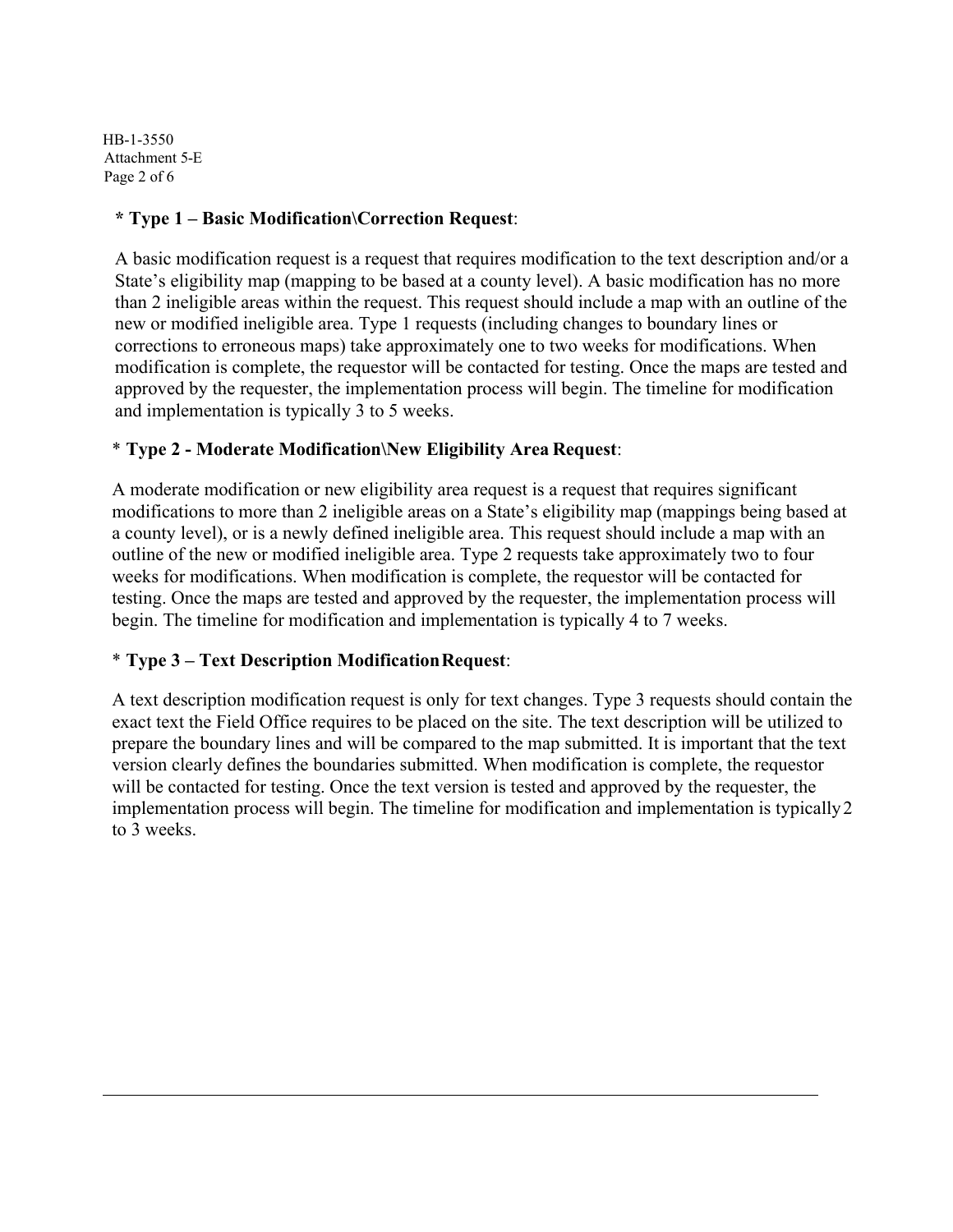**\* Type 1 – Basic Modification\Correction Request**:

A basic modification request is a request that requires modification to the text description and/or a State's eligibility map (mapping to be based at a county level). A basic modification has no more than 2 ineligible areas within the request. This request should include a map with an outline of the new or modified ineligible area. Type 1 requests (including changes to boundary lines or corrections to erroneous maps) take approximately one to two weeks for modifications. When modification is complete, the requestor will be contacted for testing. Once the maps are tested and approved by the requester, the implementation process will begin. The timeline for modification and implementation is typically 3 to 5 weeks.

\* **Type 2 - Moderate Modification\New Eligibility Area Request**:

A moderate modification or new eligibility area request is a request that requires significant modifications to more than 2 ineligible areas on a State's eligibility map (mappings being based at a county level), or is a newly defined ineligible area. This request should include a map with an outline of the new or modified ineligible area. Type 2 requests take approximately two to four weeks for modifications. When modification is complete, the requestor will be contacted for testing. Once the maps are tested and approved by the requester, the implementation process will begin. The timeline for modification and implementation is typically 4 to 7 weeks.

\* **Type 3 – Text Description Modification Request**:

A text description modification request is only for text changes. Type 3 requests should contain the exact text the Field Office requires to be placed on the site. The text description will be utilized to prepare the boundary lines and will be compared to the map submitted. It is important that the text version clearly defines the boundaries submitted. When modification is complete, the requestor will be contacted for testing. Once the text version is tested and approved by the requester, the implementation process will begin. The timeline for modification and implementation is typically 2 to 3 weeks.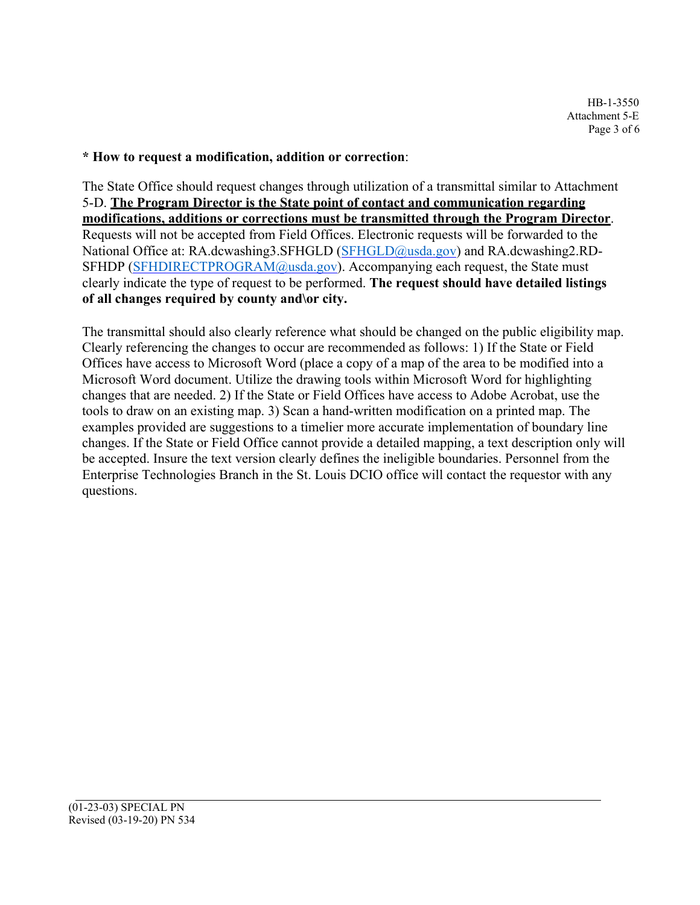**\* How to request a modification, addition or correction**:

The State Office should request changes through utilization of a transmittal similar to Attachment 5-D. **The Program Director is the State point of contact and communication regarding modifications, additions or corrections must be transmitted through the Program Director**. Requests will not be accepted from Field Offices. Electronic requests will be forwarded to the National Office at: RA.dcwashing3.SFHGLD (SFHGLD@usda.gov) and RA.dcwashing2.RD-SFHDP (SFHDIRECTPROGRAM@usda.gov). Accompanying each request, the State must clearly indicate the type of request to be performed. **The request should have detailed listings of all changes required by county and\or city.**

The transmittal should also clearly reference what should be changed on the public eligibility map. Clearly referencing the changes to occur are recommended as follows: 1) If the State or Field Offices have access to Microsoft Word (place a copy of a map of the area to be modified into a Microsoft Word document. Utilize the drawing tools within Microsoft Word for highlighting changes that are needed. 2) If the State or Field Offices have access to Adobe Acrobat, use the tools to draw on an existing map. 3) Scan a hand-written modification on a printed map. The examples provided are suggestions to a timelier more accurate implementation of boundary line changes. If the State or Field Office cannot provide a detailed mapping, a text description only will be accepted. Insure the text version clearly defines the ineligible boundaries. Personnel from the Enterprise Technologies Branch in the St. Louis DCIO office will contact the requestor with any questions.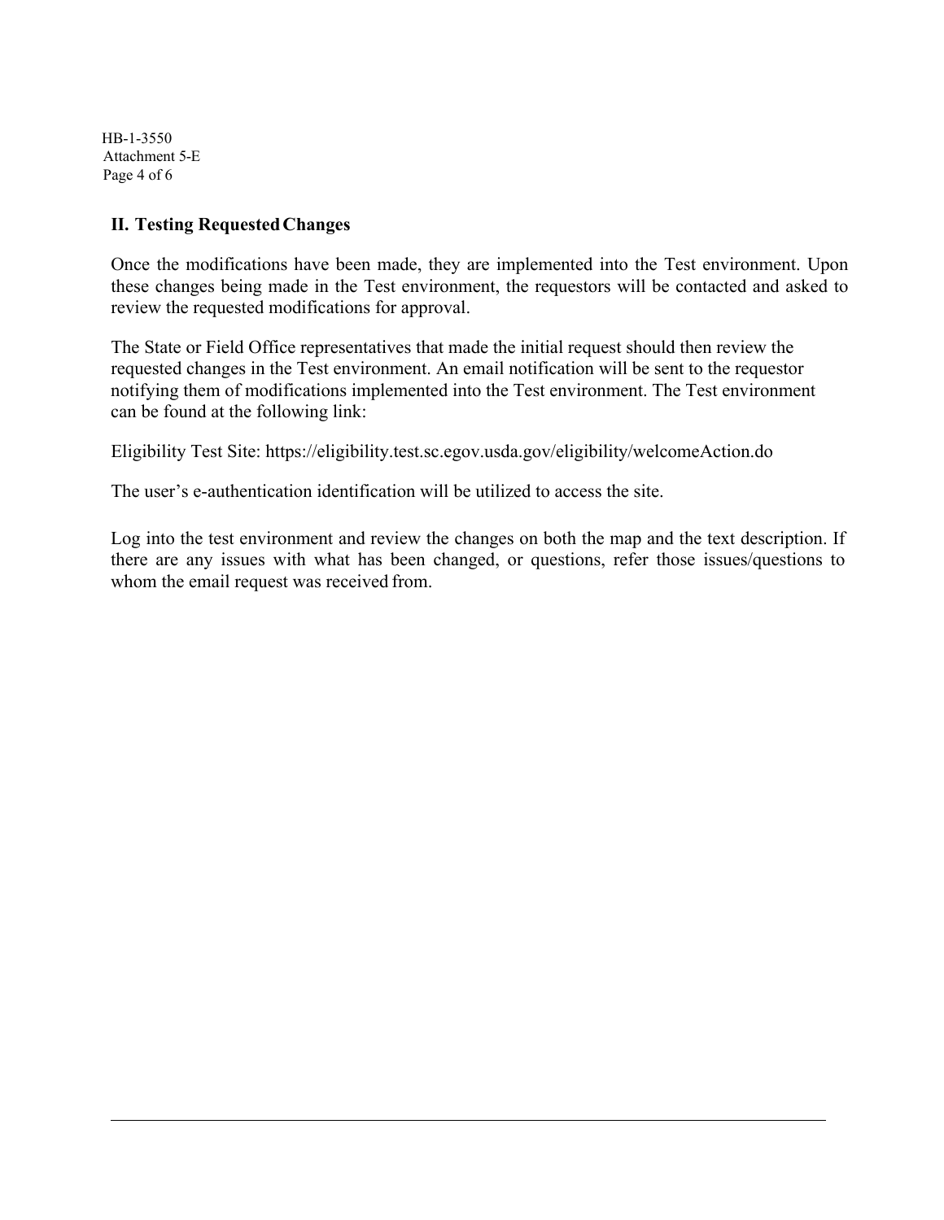## II. Testing Requested Changes

Once the modifications have been made, they are implemented into the Test environment. Upon these changes being made in the Test environment, the requestors will be contacted and asked to review the requested modifications for approval.

The State or Field Office representatives that made the initial request should then review the requested changes in the Test environment. An email notification will be sent to the requestor notifying them of modifications implemented into the Test environment. The Test environment can be found at the following link:

Eligibility Test Site: https://eligibility.test.sc.egov.usda.gov/eligibility/welcomeAction.do

The user's e-authentication identification will be utilized to access the site.

Log into the test environment and review the changes on both the map and the text description. If there are any issues with what has been changed, or questions, refer those issues/questions to whom the email request was received from.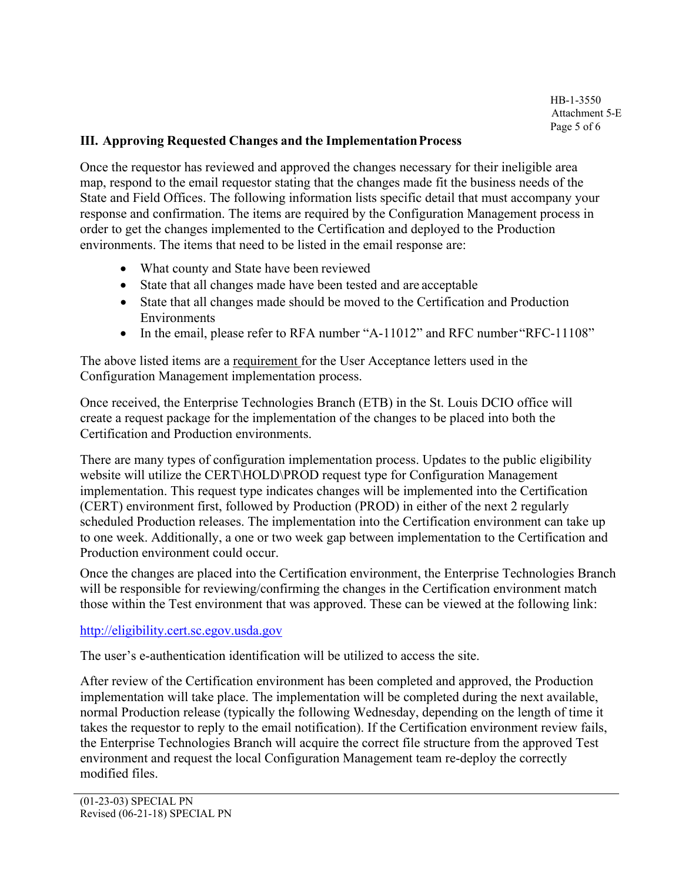### III. Approving Requested Changes and the Implementation Process

Once the requestor has reviewed and approved the changes necessary for their ineligible area map, respond to the email requestor stating that the changes made fit the business needs of the State and Field Offices. The following information lists specific detail that must accompany your response and confirmation. The items are required by the Configuration Management process in order to get the changes implemented to the Certification and deployed to the Production environments. The items that need to be listed in the email response are:

- What county and State have been reviewed
- State that all changes made have been tested and are acceptable
- State that all changes made should be moved to the Certification and Production Environments
- In the email, please refer to RFA number "A-11012" and RFC number "RFC-11108"

The above listed items are a requirement for the User Acceptance letters used in the Configuration Management implementation process.

Once received, the Enterprise Technologies Branch (ETB) in the St. Louis DCIO office will create a request package for the implementation of the changes to be placed into both the Certification and Production environments.

There are many types of configuration implementation process. Updates to the public eligibility website will utilize the CERT\HOLD\PROD request type for Configuration Management implementation. This request type indicates changes will be implemented into the Certification (CERT) environment first, followed by Production (PROD) in either of the next 2 regularly scheduled Production releases. The implementation into the Certification environment can take up to one week. Additionally, a one or two week gap between implementation to the Certification and Production environment could occur.

Once the changes are placed into the Certification environment, the Enterprise Technologies Branch will be responsible for reviewing/confirming the changes in the Certification environment match those within the Test environment that was approved. These can be viewed at the following link:

http://eligibility.cert.sc.egov.usda.gov

The user's e-authentication identification will be utilized to access the site.

After review of the Certification environment has been completed and approved, the Production implementation will take place. The implementation will be completed during the next available, normal Production release (typically the following Wednesday, depending on the length of time it takes the requestor to reply to the email notification). If the Certification environment review fails, the Enterprise Technologies Branch will acquire the correct file structure from the approved Test environment and request the local Configuration Management team re-deploy the correctly modified files.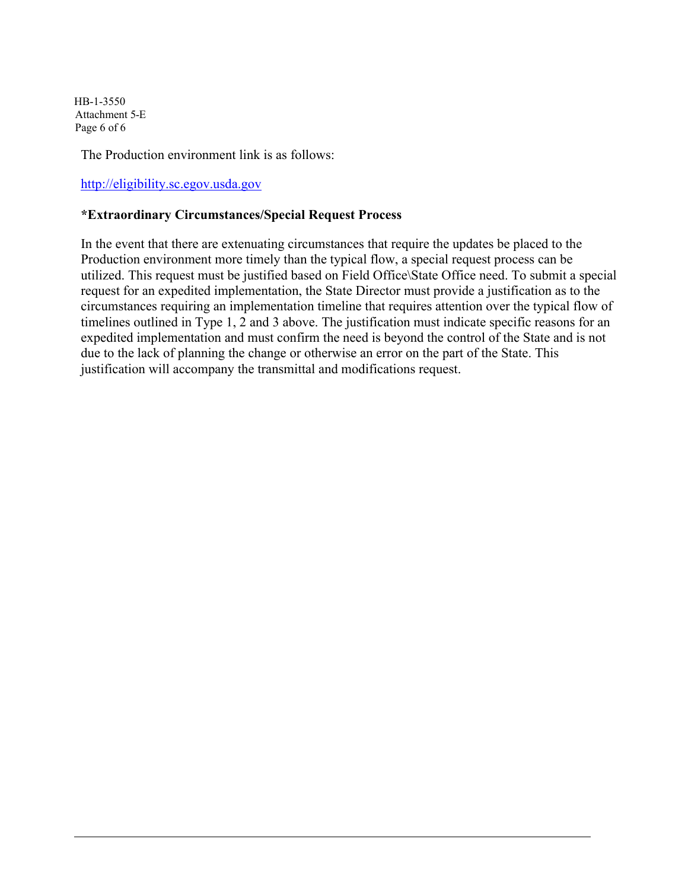The Production environment link is as follows:

http://eligibility.sc.egov.usda.gov

**\*Extraordinary Circumstances/Special Request Process**

In the event that there are extenuating circumstances that require the updates be placed to the Production environment more timely than the typical flow, a special request process can be utilized. This request must be justified based on Field Office\State Office need. To submit a special request for an expedited implementation, the State Director must provide a justification as to the circumstances requiring an implementation timeline that requires attention over the typical flow of timelines outlined in Type 1, 2 and 3 above. The justification must indicate specific reasons for an expedited implementation and must confirm the need is beyond the control of the State and is not due to the lack of planning the change or otherwise an error on the part of the State. This justification will accompany the transmittal and modifications request.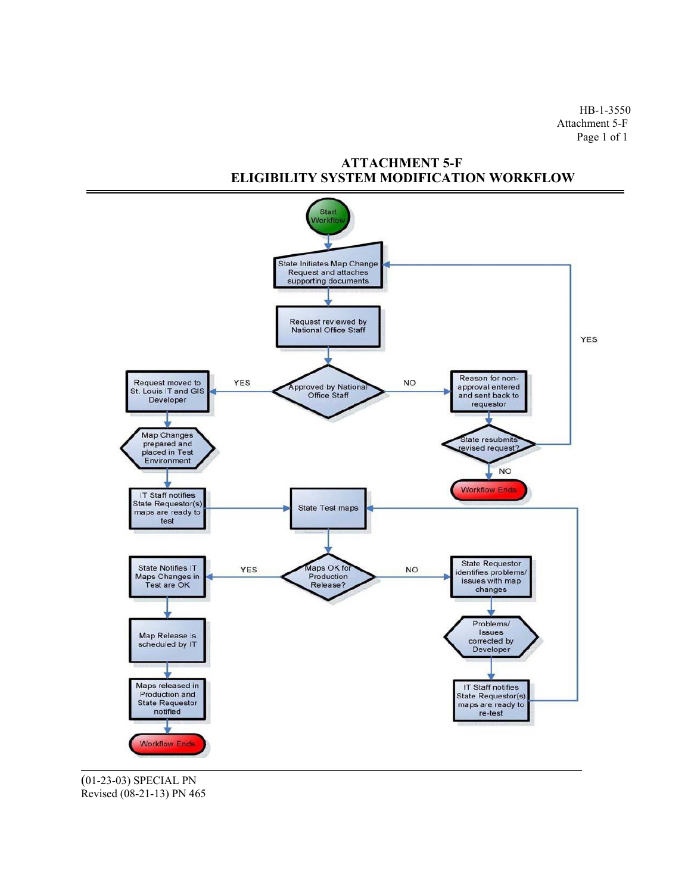# ATTACHMENT 5-F
# ELIGIBILITY SYSTEM MODIFICATION WORKFLOW

Start Workflow

State Initiates Map Change Request and attaches supporting documents

Request reviewed by National Office Staff

Approved by National Office Staff

YES

Request moved to St. Louis IT and GIS Developer

NO

Reason for non-approval entered and sent back to requestor

State resubmits revised request?

YES

NO

Workflow Ends

Map Changes prepared and placed in Test Environment

IT Staff notifies State Requestor(s) maps are ready to test

State Test maps

Maps OK for Production Release?

YES

State Notifies IT Maps Changes in Test are OK

NO

State Requestor identifies problems/ issues with map changes

Problems/ Issues corrected by Developer

IT Staff notifies State Requestor(s) maps are ready to re-test

Map Release is scheduled by IT

Maps released in Production and State Requestor notified

Workflow Ends

(01-23-03) SPECIAL PN
Revised (08-21-13) PN 465